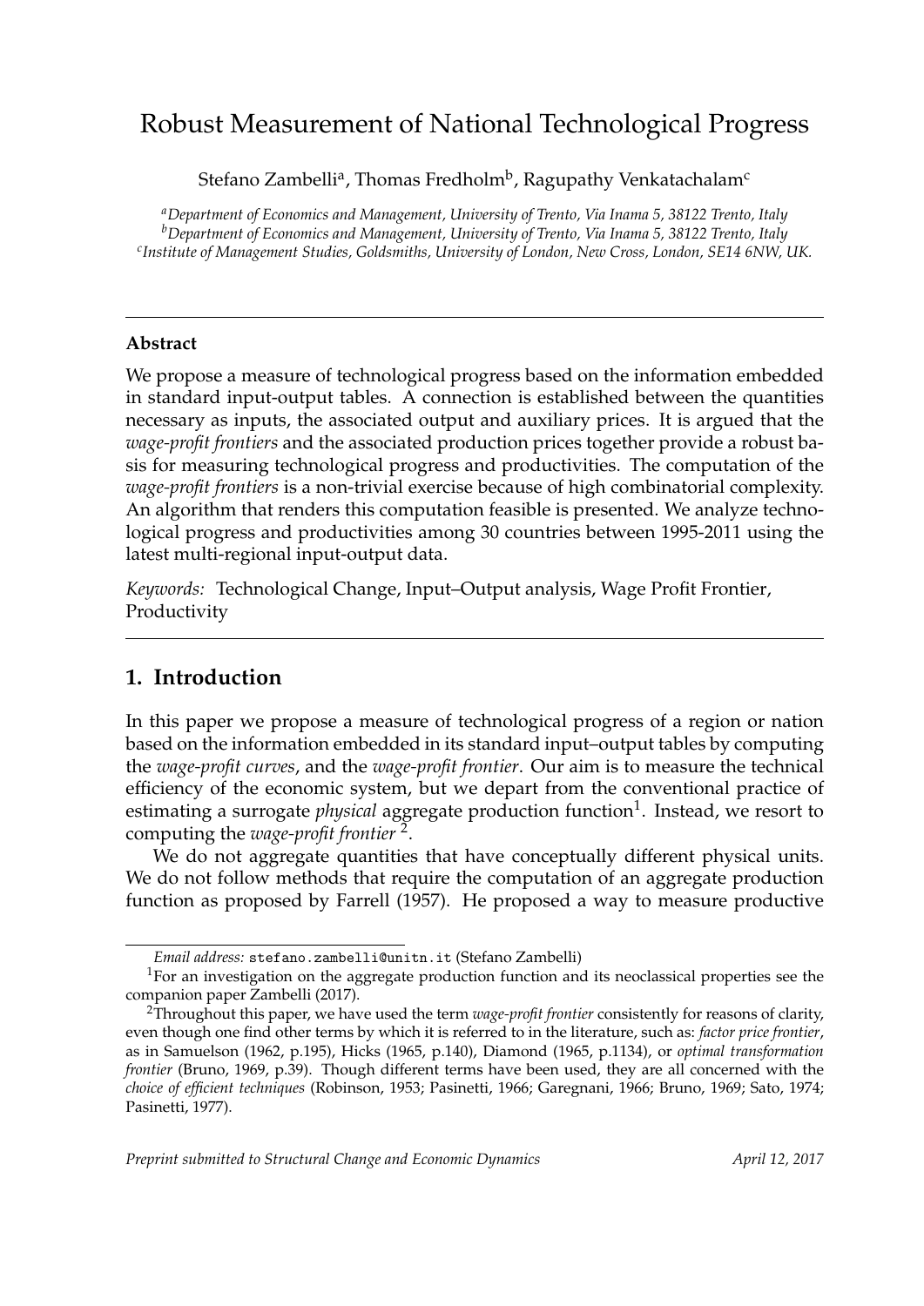# Robust Measurement of National Technological Progress

Stefano Zambelli[a], Thomas Fredholm[b], Ragupathy Venkatachalam[c]

[a]*Department of Economics and Management, University of Trento, Via Inama 5, 38122 Trento, Italy*
[b]*Department of Economics and Management, University of Trento, Via Inama 5, 38122 Trento, Italy*
[c]*Institute of Management Studies, Goldsmiths, University of London, New Cross, London, SE14 6NW, UK.*

---

**Abstract**

We propose a measure of technological progress based on the information embedded in standard input-output tables. A connection is established between the quantities necessary as inputs, the associated output and auxiliary prices. It is argued that the *wage-profit frontiers* and the associated production prices together provide a robust basis for measuring technological progress and productivities. The computation of the *wage-profit frontiers* is a non-trivial exercise because of high combinatorial complexity. An algorithm that renders this computation feasible is presented. We analyze technological progress and productivities among 30 countries between 1995-2011 using the latest multi-regional input-output data.

*Keywords:* Technological Change, Input–Output analysis, Wage Profit Frontier, Productivity

---

## 1. Introduction

In this paper we propose a measure of technological progress of a region or nation based on the information embedded in its standard input–output tables by computing the *wage-profit curves*, and the *wage-profit frontier*. Our aim is to measure the technical efficiency of the economic system, but we depart from the conventional practice of estimating a surrogate *physical* aggregate production function[1]. Instead, we resort to computing the *wage-profit frontier* [2].

We do not aggregate quantities that have conceptually different physical units. We do not follow methods that require the computation of an aggregate production function as proposed by Farrell (1957). He proposed a way to measure productive

---

*Email address:* stefano.zambelli@unitn.it (Stefano Zambelli)

[1]For an investigation on the aggregate production function and its neoclassical properties see the companion paper Zambelli (2017).

[2]Throughout this paper, we have used the term *wage-profit frontier* consistently for reasons of clarity, even though one find other terms by which it is referred to in the literature, such as: *factor price frontier*, as in Samuelson (1962, p.195), Hicks (1965, p.140), Diamond (1965, p.1134), or *optimal transformation frontier* (Bruno, 1969, p.39). Though different terms have been used, they are all concerned with the *choice of efficient techniques* (Robinson, 1953; Pasinetti, 1966; Garegnani, 1966; Bruno, 1969; Sato, 1974; Pasinetti, 1977).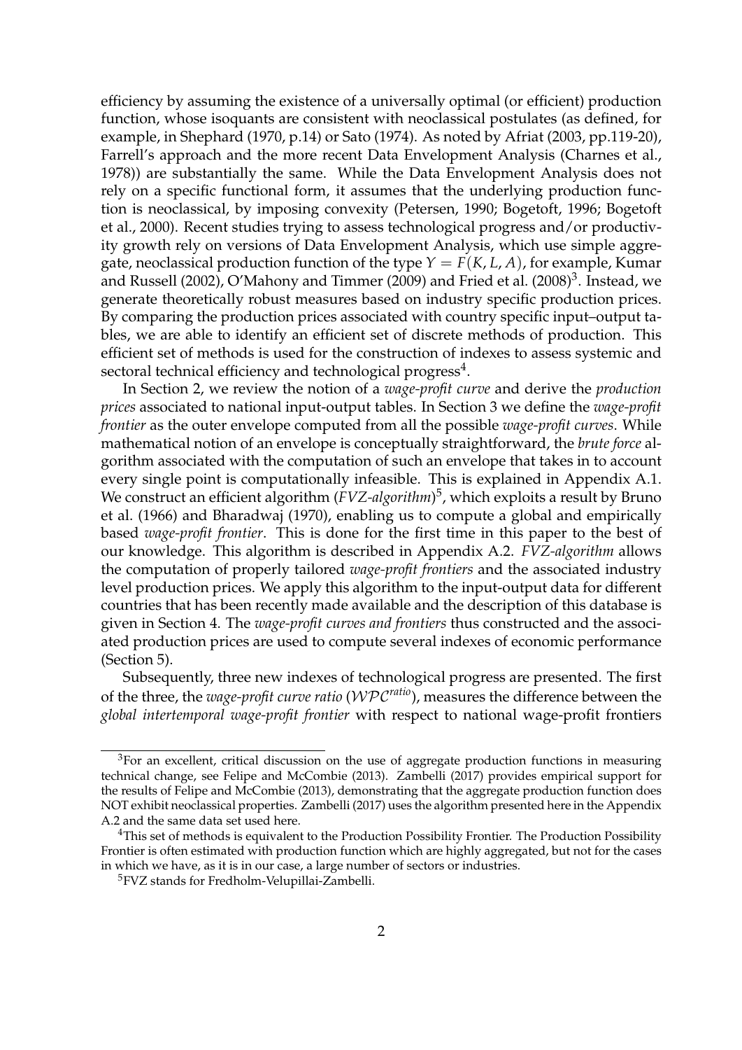efficiency by assuming the existence of a universally optimal (or efficient) production function, whose isoquants are consistent with neoclassical postulates (as defined, for example, in Shephard (1970, p.14) or Sato (1974). As noted by Afriat (2003, pp.119-20), Farrell's approach and the more recent Data Envelopment Analysis (Charnes et al., 1978)) are substantially the same. While the Data Envelopment Analysis does not rely on a specific functional form, it assumes that the underlying production function is neoclassical, by imposing convexity (Petersen, 1990; Bogetoft, 1996; Bogetoft et al., 2000). Recent studies trying to assess technological progress and/or productivity growth rely on versions of Data Envelopment Analysis, which use simple aggregate, neoclassical production function of the type $Y = F(K, L, A)$, for example, Kumar and Russell (2002), O'Mahony and Timmer (2009) and Fried et al. (2008)[3]. Instead, we generate theoretically robust measures based on industry specific production prices. By comparing the production prices associated with country specific input–output tables, we are able to identify an efficient set of discrete methods of production. This efficient set of methods is used for the construction of indexes to assess systemic and sectoral technical efficiency and technological progress[4].

In Section 2, we review the notion of a *wage-profit curve* and derive the *production prices* associated to national input-output tables. In Section 3 we define the *wage-profit frontier* as the outer envelope computed from all the possible *wage-profit curves*. While mathematical notion of an envelope is conceptually straightforward, the *brute force* algorithm associated with the computation of such an envelope that takes in to account every single point is computationally infeasible. This is explained in Appendix A.1. We construct an efficient algorithm (*FVZ-algorithm*)[5], which exploits a result by Bruno et al. (1966) and Bharadwaj (1970), enabling us to compute a global and empirically based *wage-profit frontier*. This is done for the first time in this paper to the best of our knowledge. This algorithm is described in Appendix A.2. *FVZ-algorithm* allows the computation of properly tailored *wage-profit frontiers* and the associated industry level production prices. We apply this algorithm to the input-output data for different countries that has been recently made available and the description of this database is given in Section 4. The *wage-profit curves and frontiers* thus constructed and the associated production prices are used to compute several indexes of economic performance (Section 5).

Subsequently, three new indexes of technological progress are presented. The first of the three, the *wage-profit curve ratio* ($\mathcal{WPC}^{ratio}$), measures the difference between the *global intertemporal wage-profit frontier* with respect to national wage-profit frontiers

---

[3]For an excellent, critical discussion on the use of aggregate production functions in measuring technical change, see Felipe and McCombie (2013). Zambelli (2017) provides empirical support for the results of Felipe and McCombie (2013), demonstrating that the aggregate production function does NOT exhibit neoclassical properties. Zambelli (2017) uses the algorithm presented here in the Appendix A.2 and the same data set used here.

[4]This set of methods is equivalent to the Production Possibility Frontier. The Production Possibility Frontier is often estimated with production function which are highly aggregated, but not for the cases in which we have, as it is in our case, a large number of sectors or industries.

[5]FVZ stands for Fredholm-Velupillai-Zambelli.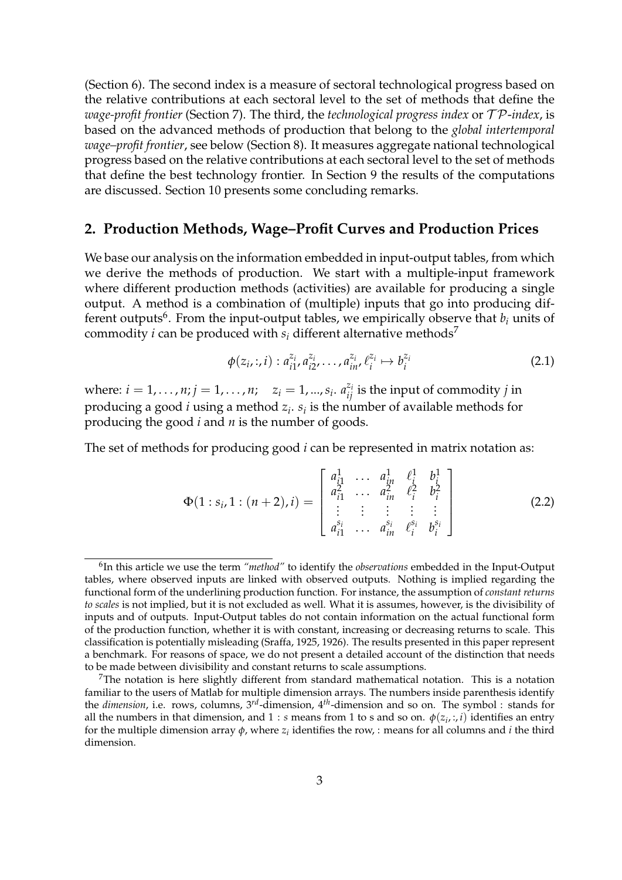(Section 6). The second index is a measure of sectoral technological progress based on the relative contributions at each sectoral level to the set of methods that define the *wage-profit frontier* (Section 7). The third, the *technological progress index* or $\mathcal{TP}$*-index*, is based on the advanced methods of production that belong to the *global intertemporal wage–profit frontier*, see below (Section 8). It measures aggregate national technological progress based on the relative contributions at each sectoral level to the set of methods that define the best technology frontier. In Section 9 the results of the computations are discussed. Section 10 presents some concluding remarks.

## 2. Production Methods, Wage–Profit Curves and Production Prices

We base our analysis on the information embedded in input-output tables, from which we derive the methods of production. We start with a multiple-input framework where different production methods (activities) are available for producing a single output. A method is a combination of (multiple) inputs that go into producing different outputs[6]. From the input-output tables, we empirically observe that $b_i$ units of commodity $i$ can be produced with $s_i$ different alternative methods[7]

$$\phi(z_i, :, i) : a_{i1}^{z_i}, a_{i2}^{z_i}, \ldots, a_{in}^{z_i}, \ell_i^{z_i} \mapsto b_i^{z_i} \tag{2.1}$$

where: $i = 1, \ldots, n; j = 1, \ldots, n; \quad z_i = 1, ..., s_i$. $a_{ij}^{z_i}$ is the input of commodity $j$ in producing a good $i$ using a method $z_i$. $s_i$ is the number of available methods for producing the good $i$ and $n$ is the number of goods.

The set of methods for producing good $i$ can be represented in matrix notation as:

$$\Phi(1 : s_i, 1 : (n+2), i) = \begin{bmatrix} a_{i1}^1 & \ldots & a_{in}^1 & \ell_i^1 & b_i^1 \\ a_{i1}^2 & \ldots & a_{in}^2 & \ell_i^2 & b_i^2 \\ \vdots & \vdots & \vdots & \vdots & \vdots \\ a_{i1}^{s_i} & \ldots & a_{in}^{s_i} & \ell_i^{s_i} & b_i^{s_i} \end{bmatrix} \tag{2.2}$$

---

[6] In this article we use the term *"method"* to identify the *observations* embedded in the Input-Output tables, where observed inputs are linked with observed outputs. Nothing is implied regarding the functional form of the underlining production function. For instance, the assumption of *constant returns to scales* is not implied, but it is not excluded as well. What it is assumes, however, is the divisibility of inputs and of outputs. Input-Output tables do not contain information on the actual functional form of the production function, whether it is with constant, increasing or decreasing returns to scale. This classification is potentially misleading (Sraffa, 1925, 1926). The results presented in this paper represent a benchmark. For reasons of space, we do not present a detailed account of the distinction that needs to be made between divisibility and constant returns to scale assumptions.

[7] The notation is here slightly different from standard mathematical notation. This is a notation familiar to the users of Matlab for multiple dimension arrays. The numbers inside parenthesis identify the *dimension*, i.e. rows, columns, $3^{rd}$-dimension, $4^{th}$-dimension and so on. The symbol : stands for all the numbers in that dimension, and $1 : s$ means from 1 to s and so on. $\phi(z_i, :, i)$ identifies an entry for the multiple dimension array $\phi$, where $z_i$ identifies the row, : means for all columns and $i$ the third dimension.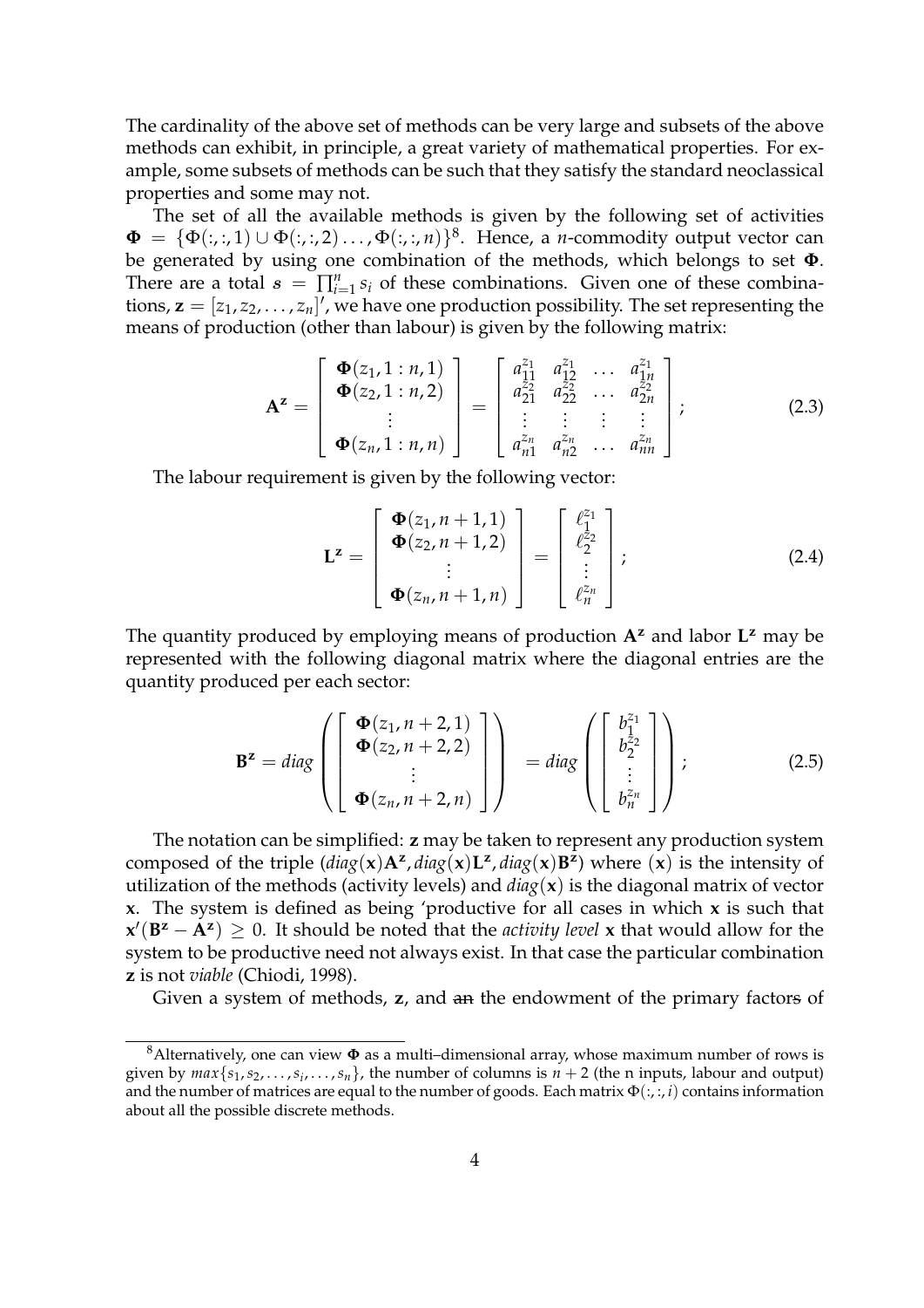The cardinality of the above set of methods can be very large and subsets of the above methods can exhibit, in principle, a great variety of mathematical properties. For example, some subsets of methods can be such that they satisfy the standard neoclassical properties and some may not.

The set of all the available methods is given by the following set of activities $\mathbf{\Phi} = \{\Phi(:,:,1) \cup \Phi(:,:,2) \ldots, \Phi(:,:,n)\}$[8]. Hence, a $n$-commodity output vector can be generated by using one combination of the methods, which belongs to set $\mathbf{\Phi}$. There are a total $s = \prod_{i=1}^{n} s_i$ of these combinations. Given one of these combinations, $\mathbf{z} = [z_1, z_2, \ldots, z_n]'$, we have one production possibility. The set representing the means of production (other than labour) is given by the following matrix:

$$\mathbf{A^z} = \begin{bmatrix} \mathbf{\Phi}(z_1, 1:n, 1) \\ \mathbf{\Phi}(z_2, 1:n, 2) \\ \vdots \\ \mathbf{\Phi}(z_n, 1:n, n) \end{bmatrix} = \begin{bmatrix} a_{11}^{z_1} & a_{12}^{z_1} & \ldots & a_{1n}^{z_1} \\ a_{21}^{z_2} & a_{22}^{z_2} & \ldots & a_{2n}^{z_2} \\ \vdots & \vdots & \vdots & \vdots \\ a_{n1}^{z_n} & a_{n2}^{z_n} & \ldots & a_{nn}^{z_n} \end{bmatrix}; \tag{2.3}$$

The labour requirement is given by the following vector:

$$\mathbf{L^z} = \begin{bmatrix} \mathbf{\Phi}(z_1, n+1, 1) \\ \mathbf{\Phi}(z_2, n+1, 2) \\ \vdots \\ \mathbf{\Phi}(z_n, n+1, n) \end{bmatrix} = \begin{bmatrix} \ell_1^{z_1} \\ \ell_2^{z_2} \\ \vdots \\ \ell_n^{z_n} \end{bmatrix}; \tag{2.4}$$

The quantity produced by employing means of production $\mathbf{A^z}$ and labor $\mathbf{L^z}$ may be represented with the following diagonal matrix where the diagonal entries are the quantity produced per each sector:

$$\mathbf{B^z} = diag\left( \begin{bmatrix} \mathbf{\Phi}(z_1, n+2, 1) \\ \mathbf{\Phi}(z_2, n+2, 2) \\ \vdots \\ \mathbf{\Phi}(z_n, n+2, n) \end{bmatrix} \right) = diag\left( \begin{bmatrix} b_1^{z_1} \\ b_2^{z_2} \\ \vdots \\ b_n^{z_n} \end{bmatrix} \right); \tag{2.5}$$

The notation can be simplified: $\mathbf{z}$ may be taken to represent any production system composed of the triple ($diag(\mathbf{x})\mathbf{A^z}, diag(\mathbf{x})\mathbf{L^z}, diag(\mathbf{x})\mathbf{B^z}$) where $(\mathbf{x})$ is the intensity of utilization of the methods (activity levels) and $diag(\mathbf{x})$ is the diagonal matrix of vector $\mathbf{x}$. The system is defined as being 'productive for all cases in which $\mathbf{x}$ is such that $\mathbf{x}'(\mathbf{B^z} - \mathbf{A^z}) \geq 0$. It should be noted that the *activity level* $\mathbf{x}$ that would allow for the system to be productive need not always exist. In that case the particular combination $\mathbf{z}$ is not *viable* (Chiodi, 1998).

Given a system of methods, $\mathbf{z}$, and ~~an~~ the endowment of the primary factor~~s~~ of

[8] Alternatively, one can view $\mathbf{\Phi}$ as a multi–dimensional array, whose maximum number of rows is given by $max\{s_1, s_2, \ldots, s_i, \ldots, s_n\}$, the number of columns is $n+2$ (the n inputs, labour and output) and the number of matrices are equal to the number of goods. Each matrix $\Phi(:,:,i)$ contains information about all the possible discrete methods.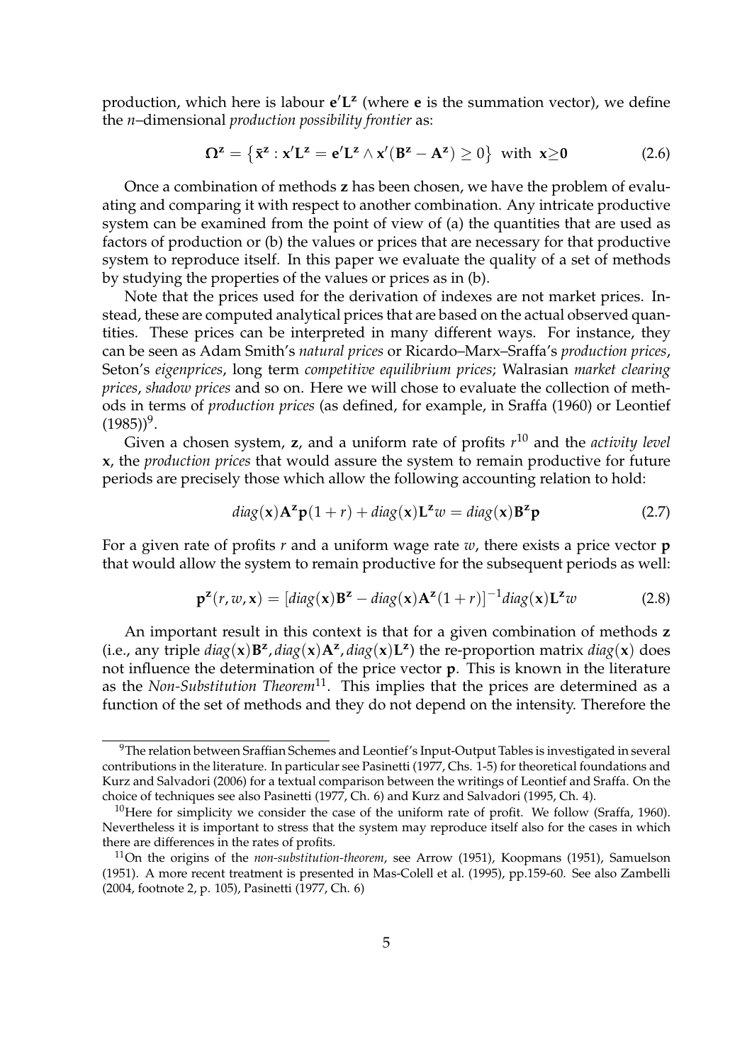production, which here is labour $\mathbf{e}'\mathbf{L}^{\mathbf{z}}$ (where $\mathbf{e}$ is the summation vector), we define the $n$–dimensional *production possibility frontier* as:

$$\mathbf{\Omega}^{\mathbf{z}} = \left\{ \bar{\mathbf{x}}^{\mathbf{z}} : \mathbf{x}'\mathbf{L}^{\mathbf{z}} = \mathbf{e}'\mathbf{L}^{\mathbf{z}} \wedge \mathbf{x}'(\mathbf{B}^{\mathbf{z}} - \mathbf{A}^{\mathbf{z}}) \geq 0 \right\} \text{ with } \mathbf{x} \geq \mathbf{0} \tag{2.6}$$

Once a combination of methods $\mathbf{z}$ has been chosen, we have the problem of evaluating and comparing it with respect to another combination. Any intricate productive system can be examined from the point of view of (a) the quantities that are used as factors of production or (b) the values or prices that are necessary for that productive system to reproduce itself. In this paper we evaluate the quality of a set of methods by studying the properties of the values or prices as in (b).

Note that the prices used for the derivation of indexes are not market prices. Instead, these are computed analytical prices that are based on the actual observed quantities. These prices can be interpreted in many different ways. For instance, they can be seen as Adam Smith's *natural prices* or Ricardo–Marx–Sraffa's *production prices*, Seton's *eigenprices*, long term *competitive equilibrium prices*; Walrasian *market clearing prices*, *shadow prices* and so on. Here we will chose to evaluate the collection of methods in terms of *production prices* (as defined, for example, in Sraffa (1960) or Leontief (1985))[9].

Given a chosen system, $\mathbf{z}$, and a uniform rate of profits $r$[10] and the *activity level* $\mathbf{x}$, the *production prices* that would assure the system to remain productive for future periods are precisely those which allow the following accounting relation to hold:

$$diag(\mathbf{x})\mathbf{A}^{\mathbf{z}}\mathbf{p}(1+r) + diag(\mathbf{x})\mathbf{L}^{\mathbf{z}}w = diag(\mathbf{x})\mathbf{B}^{\mathbf{z}}\mathbf{p} \tag{2.7}$$

For a given rate of profits $r$ and a uniform wage rate $w$, there exists a price vector $\mathbf{p}$ that would allow the system to remain productive for the subsequent periods as well:

$$\mathbf{p}^{\mathbf{z}}(r, w, \mathbf{x}) = [diag(\mathbf{x})\mathbf{B}^{\mathbf{z}} - diag(\mathbf{x})\mathbf{A}^{\mathbf{z}}(1+r)]^{-1} diag(\mathbf{x})\mathbf{L}^{\mathbf{z}}w \tag{2.8}$$

An important result in this context is that for a given combination of methods $\mathbf{z}$ (i.e., any triple $diag(\mathbf{x})\mathbf{B}^{\mathbf{z}}, diag(\mathbf{x})\mathbf{A}^{\mathbf{z}}, diag(\mathbf{x})\mathbf{L}^{\mathbf{z}}$) the re-proportion matrix $diag(\mathbf{x})$ does not influence the determination of the price vector $\mathbf{p}$. This is known in the literature as the *Non-Substitution Theorem*[11]. This implies that the prices are determined as a function of the set of methods and they do not depend on the intensity. Therefore the

---

[9] The relation between Sraffian Schemes and Leontief's Input-Output Tables is investigated in several contributions in the literature. In particular see Pasinetti (1977, Chs. 1-5) for theoretical foundations and Kurz and Salvadori (2006) for a textual comparison between the writings of Leontief and Sraffa. On the choice of techniques see also Pasinetti (1977, Ch. 6) and Kurz and Salvadori (1995, Ch. 4).

[10] Here for simplicity we consider the case of the uniform rate of profit. We follow (Sraffa, 1960). Nevertheless it is important to stress that the system may reproduce itself also for the cases in which there are differences in the rates of profits.

[11] On the origins of the *non-substitution-theorem*, see Arrow (1951), Koopmans (1951), Samuelson (1951). A more recent treatment is presented in Mas-Colell et al. (1995), pp.159-60. See also Zambelli (2004, footnote 2, p. 105), Pasinetti (1977, Ch. 6)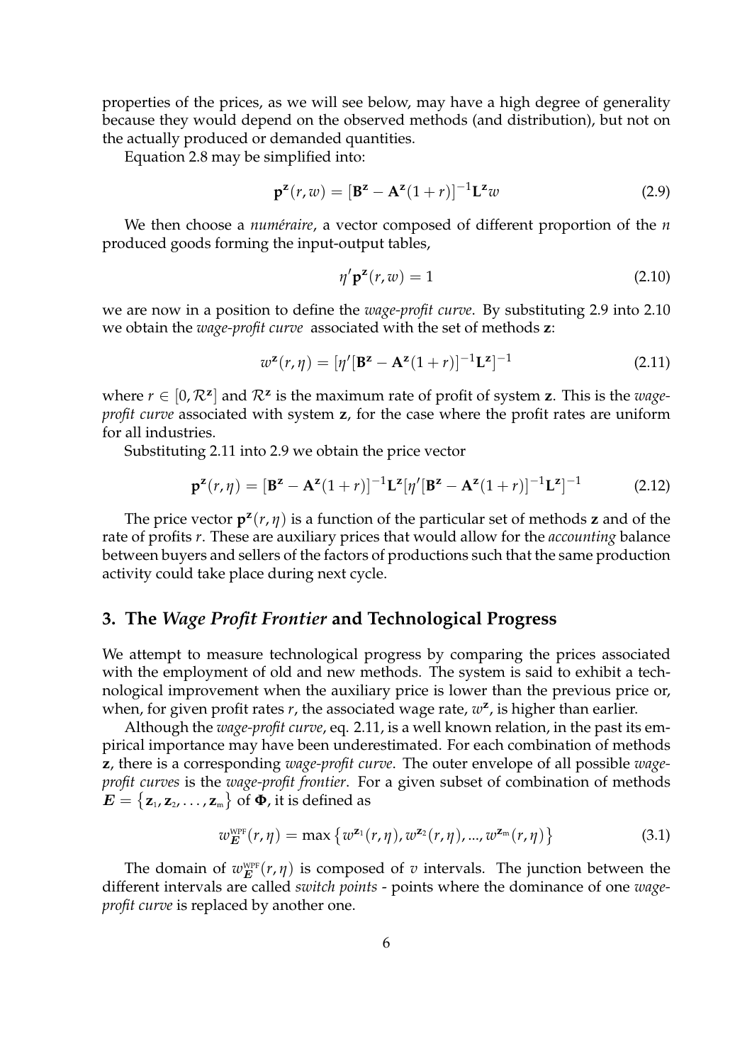properties of the prices, as we will see below, may have a high degree of generality because they would depend on the observed methods (and distribution), but not on the actually produced or demanded quantities.

Equation 2.8 may be simplified into:

$$\mathbf{p}^{\mathbf{z}}(r, w) = [\mathbf{B}^{\mathbf{z}} - \mathbf{A}^{\mathbf{z}}(1+r)]^{-1}\mathbf{L}^{\mathbf{z}}w \tag{2.9}$$

We then choose a *numéraire*, a vector composed of different proportion of the $n$ produced goods forming the input-output tables,

$$\eta'\mathbf{p}^{\mathbf{z}}(r, w) = 1 \tag{2.10}$$

we are now in a position to define the *wage-profit curve*. By substituting 2.9 into 2.10 we obtain the *wage-profit curve* associated with the set of methods $\mathbf{z}$:

$$w^{\mathbf{z}}(r, \eta) = [\eta'[\mathbf{B}^{\mathbf{z}} - \mathbf{A}^{\mathbf{z}}(1+r)]^{-1}\mathbf{L}^{\mathbf{z}}]^{-1} \tag{2.11}$$

where $r \in [0, \mathcal{R}^{\mathbf{z}}]$ and $\mathcal{R}^{\mathbf{z}}$ is the maximum rate of profit of system $\mathbf{z}$. This is the *wage-profit curve* associated with system $\mathbf{z}$, for the case where the profit rates are uniform for all industries.

Substituting 2.11 into 2.9 we obtain the price vector

$$\mathbf{p}^{\mathbf{z}}(r, \eta) = [\mathbf{B}^{\mathbf{z}} - \mathbf{A}^{\mathbf{z}}(1+r)]^{-1}\mathbf{L}^{\mathbf{z}}[\eta'[\mathbf{B}^{\mathbf{z}} - \mathbf{A}^{\mathbf{z}}(1+r)]^{-1}\mathbf{L}^{\mathbf{z}}]^{-1} \tag{2.12}$$

The price vector $\mathbf{p}^{\mathbf{z}}(r, \eta)$ is a function of the particular set of methods $\mathbf{z}$ and of the rate of profits $r$. These are auxiliary prices that would allow for the *accounting* balance between buyers and sellers of the factors of productions such that the same production activity could take place during next cycle.

## 3. The *Wage Profit Frontier* and Technological Progress

We attempt to measure technological progress by comparing the prices associated with the employment of old and new methods. The system is said to exhibit a technological improvement when the auxiliary price is lower than the previous price or, when, for given profit rates $r$, the associated wage rate, $w^{\mathbf{z}}$, is higher than earlier.

Although the *wage-profit curve*, eq. 2.11, is a well known relation, in the past its empirical importance may have been underestimated. For each combination of methods $\mathbf{z}$, there is a corresponding *wage-profit curve*. The outer envelope of all possible *wage-profit curves* is the *wage-profit frontier*. For a given subset of combination of methods $\boldsymbol{E} = \{\mathbf{z}_1, \mathbf{z}_2, \ldots, \mathbf{z}_m\}$ of $\boldsymbol{\Phi}$, it is defined as

$$w^{\text{WPF}}_{\boldsymbol{E}}(r, \eta) = \max\{w^{\mathbf{z}_1}(r, \eta), w^{\mathbf{z}_2}(r, \eta), ..., w^{\mathbf{z}_m}(r, \eta)\} \tag{3.1}$$

The domain of $w^{\text{WPF}}_{\boldsymbol{E}}(r, \eta)$ is composed of $v$ intervals. The junction between the different intervals are called *switch points* - points where the dominance of one *wage-profit curve* is replaced by another one.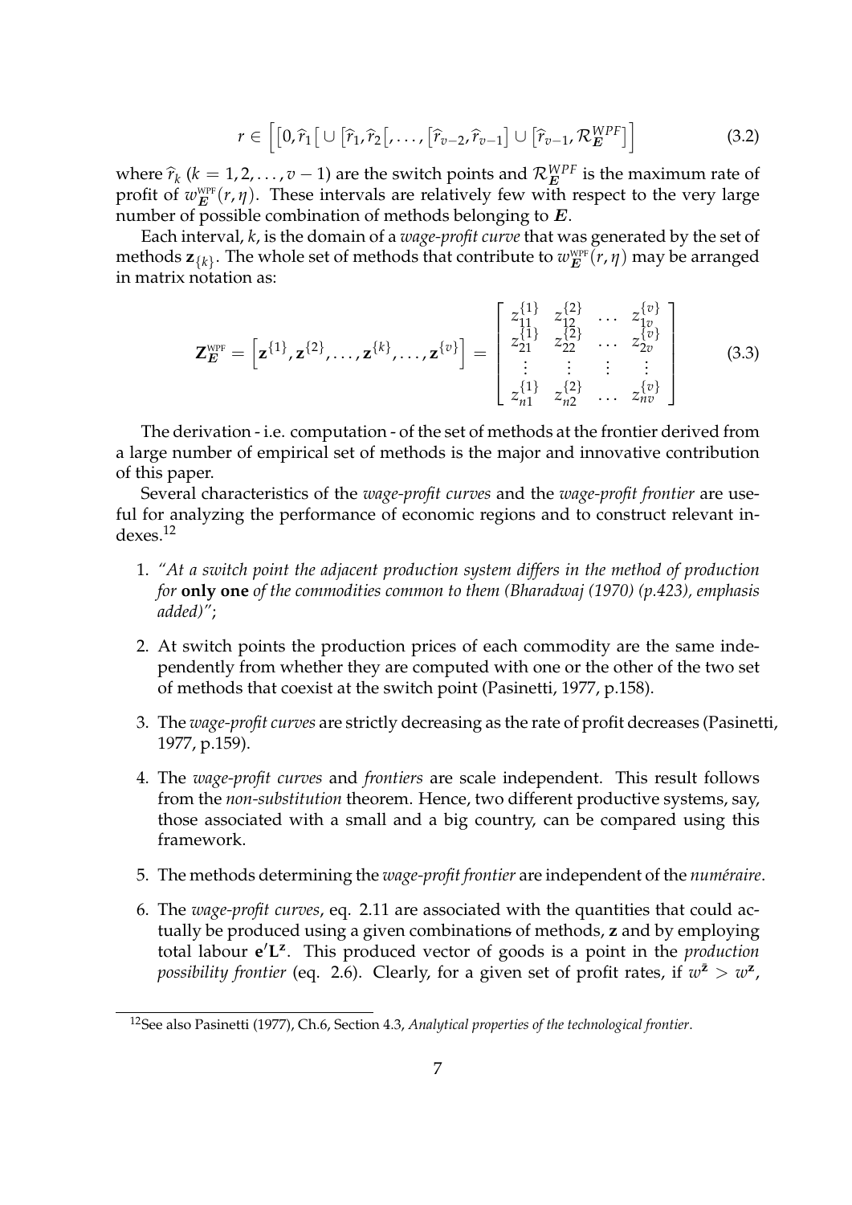$$r \in \left[ \left[0, \widehat{r}_1\right[ \cup \left[\widehat{r}_1, \widehat{r}_2\right[, \ldots, \left[\widehat{r}_{v-2}, \widehat{r}_{v-1}\right] \cup \left[\widehat{r}_{v-1}, \mathcal{R}_{\boldsymbol{E}}^{WPF}\right] \right] \tag{3.2}$$

where $\widehat{r}_k$ ($k = 1, 2, \ldots, v-1$) are the switch points and $\mathcal{R}_{\boldsymbol{E}}^{WPF}$ is the maximum rate of profit of $w_{\boldsymbol{E}}^{\text{WPF}}(r, \eta)$. These intervals are relatively few with respect to the very large number of possible combination of methods belonging to $\boldsymbol{E}$.

Each interval, $k$, is the domain of a *wage-profit curve* that was generated by the set of methods $\mathbf{z}_{\{k\}}$. The whole set of methods that contribute to $w_{\boldsymbol{E}}^{\text{WPF}}(r, \eta)$ may be arranged in matrix notation as:

$$\mathbf{Z}_{\boldsymbol{E}}^{\text{WPF}} = \left[\mathbf{z}^{\{1\}}, \mathbf{z}^{\{2\}}, \ldots, \mathbf{z}^{\{k\}}, \ldots, \mathbf{z}^{\{v\}}\right] = \begin{bmatrix} z_{11}^{\{1\}} & z_{12}^{\{2\}} & \ldots & z_{1v}^{\{v\}} \\ z_{21}^{\{1\}} & z_{22}^{\{2\}} & \ldots & z_{2v}^{\{v\}} \\ \vdots & \vdots & \vdots & \vdots \\ z_{n1}^{\{1\}} & z_{n2}^{\{2\}} & \ldots & z_{nv}^{\{v\}} \end{bmatrix} \tag{3.3}$$

The derivation - i.e. computation - of the set of methods at the frontier derived from a large number of empirical set of methods is the major and innovative contribution of this paper.

Several characteristics of the *wage-profit curves* and the *wage-profit frontier* are useful for analyzing the performance of economic regions and to construct relevant indexes.[12]

1. *"At a switch point the adjacent production system differs in the method of production for* **only one** *of the commodities common to them (Bharadwaj (1970) (p.423), emphasis added)"*;
2. At switch points the production prices of each commodity are the same independently from whether they are computed with one or the other of the two set of methods that coexist at the switch point (Pasinetti, 1977, p.158).
3. The *wage-profit curves* are strictly decreasing as the rate of profit decreases (Pasinetti, 1977, p.159).
4. The *wage-profit curves* and *frontiers* are scale independent. This result follows from the *non-substitution* theorem. Hence, two different productive systems, say, those associated with a small and a big country, can be compared using this framework.
5. The methods determining the *wage-profit frontier* are independent of the *numéraire*.
6. The *wage-profit curves*, eq. 2.11 are associated with the quantities that could actually be produced using a given combinations of methods, $\mathbf{z}$ and by employing total labour $\mathbf{e}'\mathbf{L}^{\mathbf{z}}$. This produced vector of goods is a point in the *production possibility frontier* (eq. 2.6). Clearly, for a given set of profit rates, if $w^{\bar{\mathbf{z}}} > w^{\mathbf{z}}$,

[12] See also Pasinetti (1977), Ch.6, Section 4.3, *Analytical properties of the technological frontier*.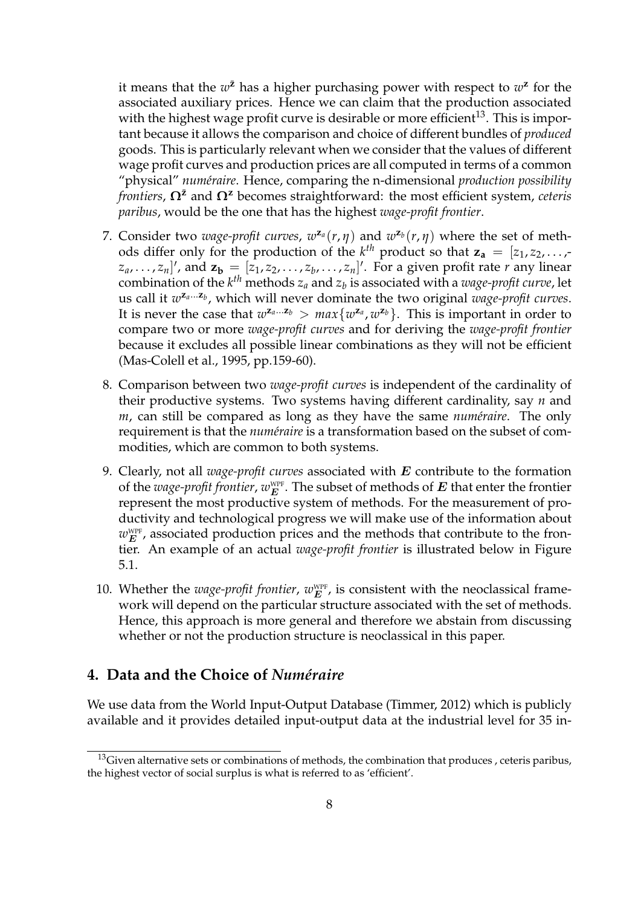it means that the $w^{\bar{\mathbf{z}}}$ has a higher purchasing power with respect to $w^{\mathbf{z}}$ for the associated auxiliary prices. Hence we can claim that the production associated with the highest wage profit curve is desirable or more efficient[13]. This is important because it allows the comparison and choice of different bundles of *produced* goods. This is particularly relevant when we consider that the values of different wage profit curves and production prices are all computed in terms of a common "physical" *numéraire*. Hence, comparing the n-dimensional *production possibility frontiers*, $\mathbf{\Omega}^{\bar{\mathbf{z}}}$ and $\mathbf{\Omega}^{\mathbf{z}}$ becomes straightforward: the most efficient system, *ceteris paribus*, would be the one that has the highest *wage-profit frontier*.

7. Consider two *wage-profit curves*, $w^{\mathbf{z}_a}(r, \eta)$ and $w^{\mathbf{z}_b}(r, \eta)$ where the set of methods differ only for the production of the $k^{th}$ product so that $\mathbf{z_a} = [z_1, z_2, \ldots, z_a, \ldots, z_n]'$, and $\mathbf{z_b} = [z_1, z_2, \ldots, z_b, \ldots, z_n]'$. For a given profit rate $r$ any linear combination of the $k^{th}$ methods $z_a$ and $z_b$ is associated with a *wage-profit curve*, let us call it $w^{\mathbf{z}_a \ldots \mathbf{z}_b}$, which will never dominate the two original *wage-profit curves*. It is never the case that $w^{\mathbf{z}_a \ldots \mathbf{z}_b} > max\{w^{\mathbf{z}_a}, w^{\mathbf{z}_b}\}$. This is important in order to compare two or more *wage-profit curves* and for deriving the *wage-profit frontier* because it excludes all possible linear combinations as they will not be efficient (Mas-Colell et al., 1995, pp.159-60).

8. Comparison between two *wage-profit curves* is independent of the cardinality of their productive systems. Two systems having different cardinality, say $n$ and $m$, can still be compared as long as they have the same *numéraire*. The only requirement is that the *numéraire* is a transformation based on the subset of commodities, which are common to both systems.

9. Clearly, not all *wage-profit curves* associated with $\boldsymbol{E}$ contribute to the formation of the *wage-profit frontier*, $w_{\boldsymbol{E}}^{\text{WPF}}$. The subset of methods of $\boldsymbol{E}$ that enter the frontier represent the most productive system of methods. For the measurement of productivity and technological progress we will make use of the information about $w_{\boldsymbol{E}}^{\text{WPF}}$, associated production prices and the methods that contribute to the frontier. An example of an actual *wage-profit frontier* is illustrated below in Figure 5.1.

10. Whether the *wage-profit frontier*, $w_{\boldsymbol{E}}^{\text{WPF}}$, is consistent with the neoclassical framework will depend on the particular structure associated with the set of methods. Hence, this approach is more general and therefore we abstain from discussing whether or not the production structure is neoclassical in this paper.

## 4. Data and the Choice of *Numéraire*

We use data from the World Input-Output Database (Timmer, 2012) which is publicly available and it provides detailed input-output data at the industrial level for 35 in-

[13]Given alternative sets or combinations of methods, the combination that produces , ceteris paribus, the highest vector of social surplus is what is referred to as 'efficient'.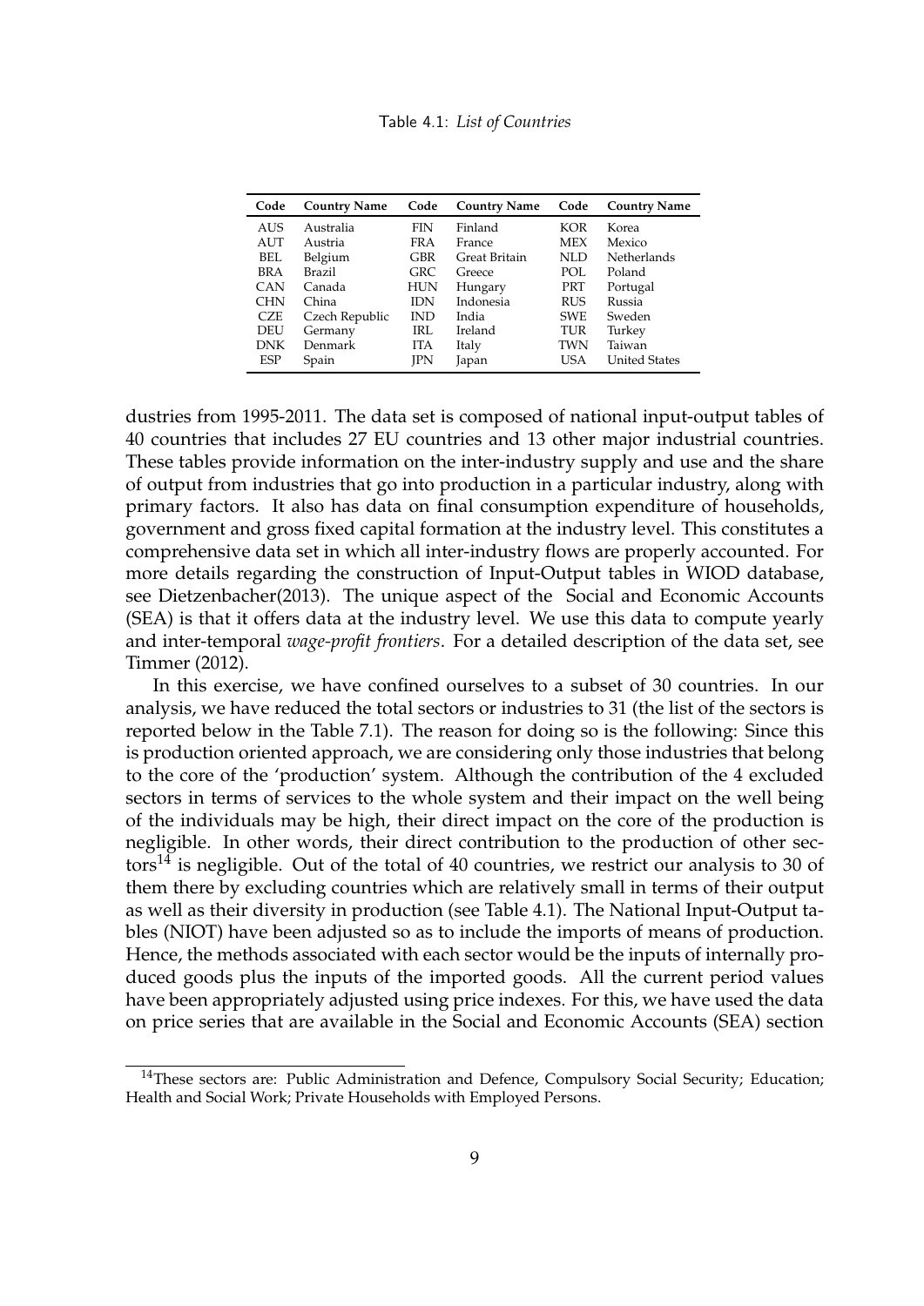Table 4.1: *List of Countries*

| Code | Country Name | Code | Country Name | Code | Country Name |
|---|---|---|---|---|---|
| AUS | Australia | FIN | Finland | KOR | Korea |
| AUT | Austria | FRA | France | MEX | Mexico |
| BEL | Belgium | GBR | Great Britain | NLD | Netherlands |
| BRA | Brazil | GRC | Greece | POL | Poland |
| CAN | Canada | HUN | Hungary | PRT | Portugal |
| CHN | China | IDN | Indonesia | RUS | Russia |
| CZE | Czech Republic | IND | India | SWE | Sweden |
| DEU | Germany | IRL | Ireland | TUR | Turkey |
| DNK | Denmark | ITA | Italy | TWN | Taiwan |
| ESP | Spain | JPN | Japan | USA | United States |

dustries from 1995-2011. The data set is composed of national input-output tables of 40 countries that includes 27 EU countries and 13 other major industrial countries. These tables provide information on the inter-industry supply and use and the share of output from industries that go into production in a particular industry, along with primary factors. It also has data on final consumption expenditure of households, government and gross fixed capital formation at the industry level. This constitutes a comprehensive data set in which all inter-industry flows are properly accounted. For more details regarding the construction of Input-Output tables in WIOD database, see Dietzenbacher(2013). The unique aspect of the Social and Economic Accounts (SEA) is that it offers data at the industry level. We use this data to compute yearly and inter-temporal *wage-profit frontiers*. For a detailed description of the data set, see Timmer (2012).

In this exercise, we have confined ourselves to a subset of 30 countries. In our analysis, we have reduced the total sectors or industries to 31 (the list of the sectors is reported below in the Table 7.1). The reason for doing so is the following: Since this is production oriented approach, we are considering only those industries that belong to the core of the 'production' system. Although the contribution of the 4 excluded sectors in terms of services to the whole system and their impact on the well being of the individuals may be high, their direct impact on the core of the production is negligible. In other words, their direct contribution to the production of other sectors[14] is negligible. Out of the total of 40 countries, we restrict our analysis to 30 of them there by excluding countries which are relatively small in terms of their output as well as their diversity in production (see Table 4.1). The National Input-Output tables (NIOT) have been adjusted so as to include the imports of means of production. Hence, the methods associated with each sector would be the inputs of internally produced goods plus the inputs of the imported goods. All the current period values have been appropriately adjusted using price indexes. For this, we have used the data on price series that are available in the Social and Economic Accounts (SEA) section

[14] These sectors are: Public Administration and Defence, Compulsory Social Security; Education; Health and Social Work; Private Households with Employed Persons.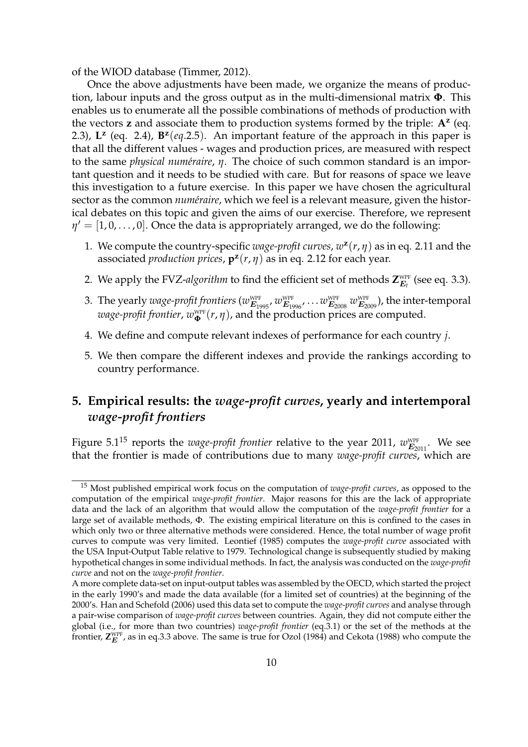of the WIOD database (Timmer, 2012).

Once the above adjustments have been made, we organize the means of production, labour inputs and the gross output as in the multi-dimensional matrix $\mathbf{\Phi}$. This enables us to enumerate all the possible combinations of methods of production with the vectors $\mathbf{z}$ and associate them to production systems formed by the triple: $\mathbf{A^z}$ (eq. 2.3), $\mathbf{L^z}$ (eq. 2.4), $\mathbf{B^z}(eq.2.5)$. An important feature of the approach in this paper is that all the different values - wages and production prices, are measured with respect to the same *physical numéraire*, $\eta$. The choice of such common standard is an important question and it needs to be studied with care. But for reasons of space we leave this investigation to a future exercise. In this paper we have chosen the agricultural sector as the common *numéraire*, which we feel is a relevant measure, given the historical debates on this topic and given the aims of our exercise. Therefore, we represent $\eta' = [1, 0, \ldots, 0]$. Once the data is appropriately arranged, we do the following:

1. We compute the country-specific *wage-profit curves*, $w^{\mathbf{z}}(r, \eta)$ as in eq. 2.11 and the associated *production prices*, $\mathbf{p^z}(r, \eta)$ as in eq. 2.12 for each year.
2. We apply the FVZ-*algorithm* to find the efficient set of methods $\mathbf{Z}^{\text{WPF}}_{\boldsymbol{E}_t}$ (see eq. 3.3).
3. The yearly *wage-profit frontiers* ($w^{\text{WPF}}_{\boldsymbol{E}_{1995}}, w^{\text{WPF}}_{\boldsymbol{E}_{1996}}, \ldots w^{\text{WPF}}_{\boldsymbol{E}_{2008}}\ w^{\text{WPF}}_{\boldsymbol{E}_{2009}}$), the inter-temporal *wage-profit frontier*, $w^{\text{WPF}}_{\mathbf{\Phi}}(r, \eta)$, and the production prices are computed.
4. We define and compute relevant indexes of performance for each country $j$.
5. We then compare the different indexes and provide the rankings according to country performance.

## 5. Empirical results: the *wage-profit curves*, yearly and intertemporal *wage-profit frontiers*

Figure 5.1[15] reports the *wage-profit frontier* relative to the year 2011, $w^{\text{WPF}}_{\boldsymbol{E}_{2011}}$. We see that the frontier is made of contributions due to many *wage-profit curves*, which are

[15] Most published empirical work focus on the computation of *wage-profit curves*, as opposed to the computation of the empirical *wage-profit frontier*. Major reasons for this are the lack of appropriate data and the lack of an algorithm that would allow the computation of the *wage-profit frontier* for a large set of available methods, $\Phi$. The existing empirical literature on this is confined to the cases in which only two or three alternative methods were considered. Hence, the total number of wage profit curves to compute was very limited. Leontief (1985) computes the *wage-profit curve* associated with the USA Input-Output Table relative to 1979. Technological change is subsequently studied by making hypothetical changes in some individual methods. In fact, the analysis was conducted on the *wage-profit curve* and not on the *wage-profit frontier*.
A more complete data-set on input-output tables was assembled by the OECD, which started the project in the early 1990's and made the data available (for a limited set of countries) at the beginning of the 2000's. Han and Schefold (2006) used this data set to compute the *wage-profit curves* and analyse through a pair-wise comparison of *wage-profit curves* between countries. Again, they did not compute either the global (i.e., for more than two countries) *wage-profit frontier* (eq.3.1) or the set of the methods at the frontier, $\mathbf{Z}^{\text{WPF}}_{\boldsymbol{E}}$, as in eq.3.3 above. The same is true for Ozol (1984) and Cekota (1988) who compute the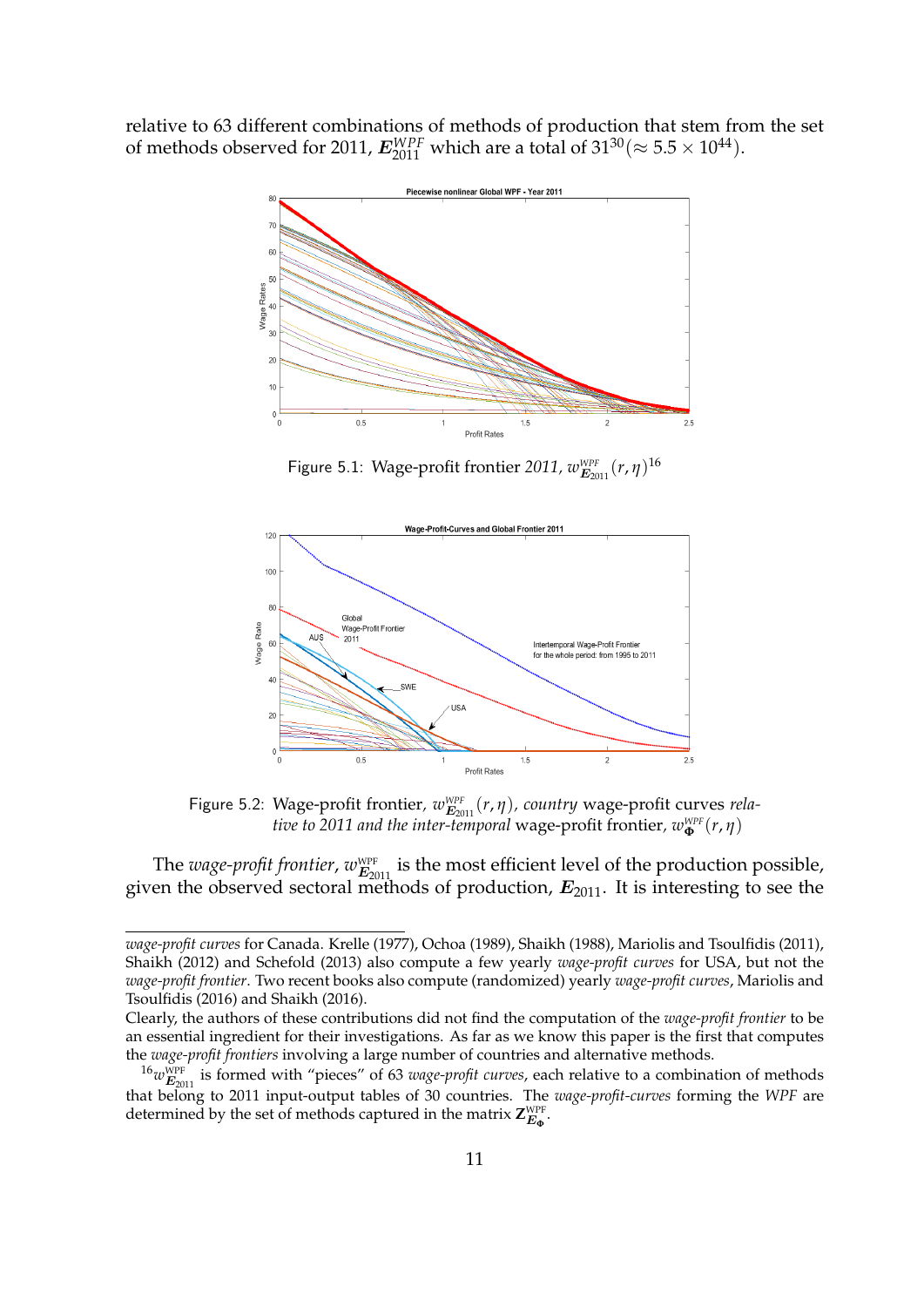relative to 63 different combinations of methods of production that stem from the set of methods observed for 2011, $\boldsymbol{E}^{WPF}_{2011}$ which are a total of $31^{30}(\approx 5.5 \times 10^{44})$.

Figure 5.1: Wage-profit frontier *2011*, $w^{WPF}_{\boldsymbol{E}_{2011}}(r, \eta)$[16]

Figure 5.2: Wage-profit frontier, $w^{WPF}_{\boldsymbol{E}_{2011}}(r, \eta)$, *country* wage-profit curves *relative to 2011 and the inter-temporal* wage-profit frontier, $w^{WPF}_{\boldsymbol{\Phi}}(r, \eta)$

The *wage-profit frontier*, $w^{WPF}_{\boldsymbol{E}_{2011}}$ is the most efficient level of the production possible, given the observed sectoral methods of production, $\boldsymbol{E}_{2011}$. It is interesting to see the

---

*wage-profit curves* for Canada. Krelle (1977), Ochoa (1989), Shaikh (1988), Mariolis and Tsoulfidis (2011), Shaikh (2012) and Schefold (2013) also compute a few yearly *wage-profit curves* for USA, but not the *wage-profit frontier*. Two recent books also compute (randomized) yearly *wage-profit curves*, Mariolis and Tsoulfidis (2016) and Shaikh (2016).

Clearly, the authors of these contributions did not find the computation of the *wage-profit frontier* to be an essential ingredient for their investigations. As far as we know this paper is the first that computes the *wage-profit frontiers* involving a large number of countries and alternative methods.

[16] $w^{WPF}_{\boldsymbol{E}_{2011}}$ is formed with "pieces" of 63 *wage-profit curves*, each relative to a combination of methods that belong to 2011 input-output tables of 30 countries. The *wage-profit-curves* forming the *WPF* are determined by the set of methods captured in the matrix $\boldsymbol{Z}^{WPF}_{\boldsymbol{E}_{\Phi}}$.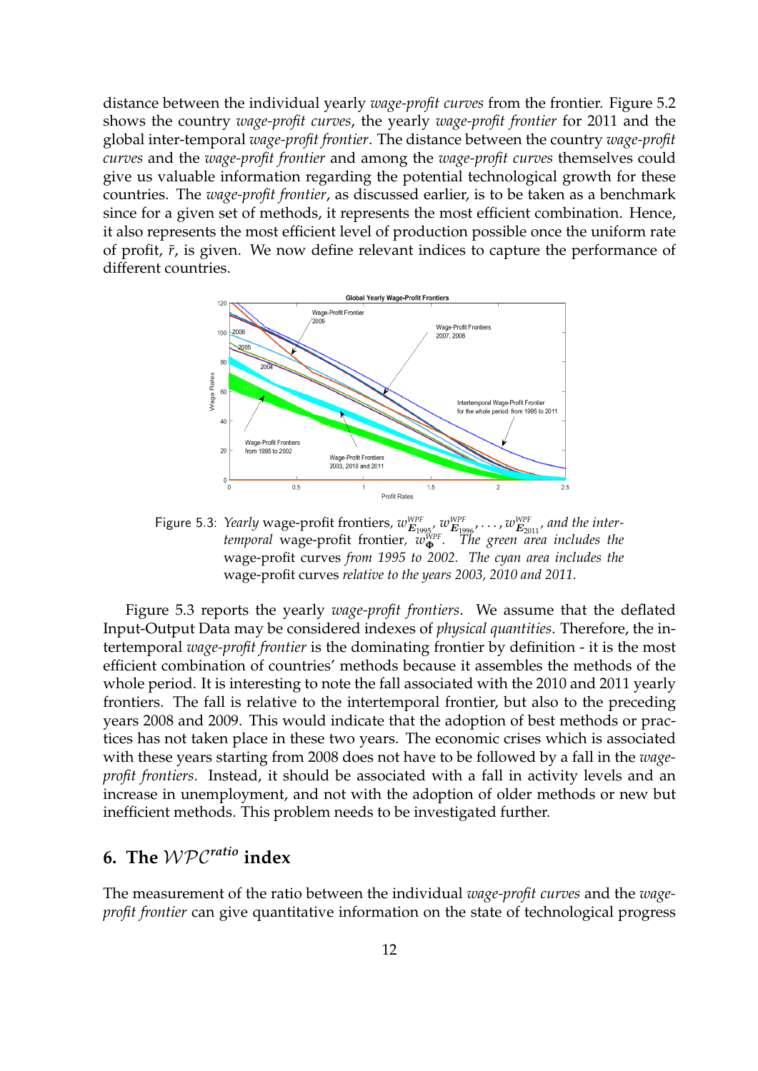distance between the individual yearly *wage-profit curves* from the frontier. Figure 5.2 shows the country *wage-profit curves*, the yearly *wage-profit frontier* for 2011 and the global inter-temporal *wage-profit frontier*. The distance between the country *wage-profit curves* and the *wage-profit frontier* and among the *wage-profit curves* themselves could give us valuable information regarding the potential technological growth for these countries. The *wage-profit frontier*, as discussed earlier, is to be taken as a benchmark since for a given set of methods, it represents the most efficient combination. Hence, it also represents the most efficient level of production possible once the uniform rate of profit, $\bar{r}$, is given. We now define relevant indices to capture the performance of different countries.

Figure 5.3: *Yearly* wage-profit frontiers, $w^{WPF}_{\boldsymbol{E}_{1995}}, w^{WPF}_{\boldsymbol{E}_{1996}}, \ldots, w^{WPF}_{\boldsymbol{E}_{2011}}$, *and the intertemporal* wage-profit frontier, $w^{WPF}_{\boldsymbol{\Phi}}$. *The green area includes the* wage-profit curves *from 1995 to 2002. The cyan area includes the* wage-profit curves *relative to the years 2003, 2010 and 2011.*

Figure 5.3 reports the yearly *wage-profit frontiers*. We assume that the deflated Input-Output Data may be considered indexes of *physical quantities*. Therefore, the intertemporal *wage-profit frontier* is the dominating frontier by definition - it is the most efficient combination of countries' methods because it assembles the methods of the whole period. It is interesting to note the fall associated with the 2010 and 2011 yearly frontiers. The fall is relative to the intertemporal frontier, but also to the preceding years 2008 and 2009. This would indicate that the adoption of best methods or practices has not taken place in these two years. The economic crises which is associated with these years starting from 2008 does not have to be followed by a fall in the *wage-profit frontiers*. Instead, it should be associated with a fall in activity levels and an increase in unemployment, and not with the adoption of older methods or new but inefficient methods. This problem needs to be investigated further.

## 6. The $\mathcal{WPC}^{ratio}$ index

The measurement of the ratio between the individual *wage-profit curves* and the *wage-profit frontier* can give quantitative information on the state of technological progress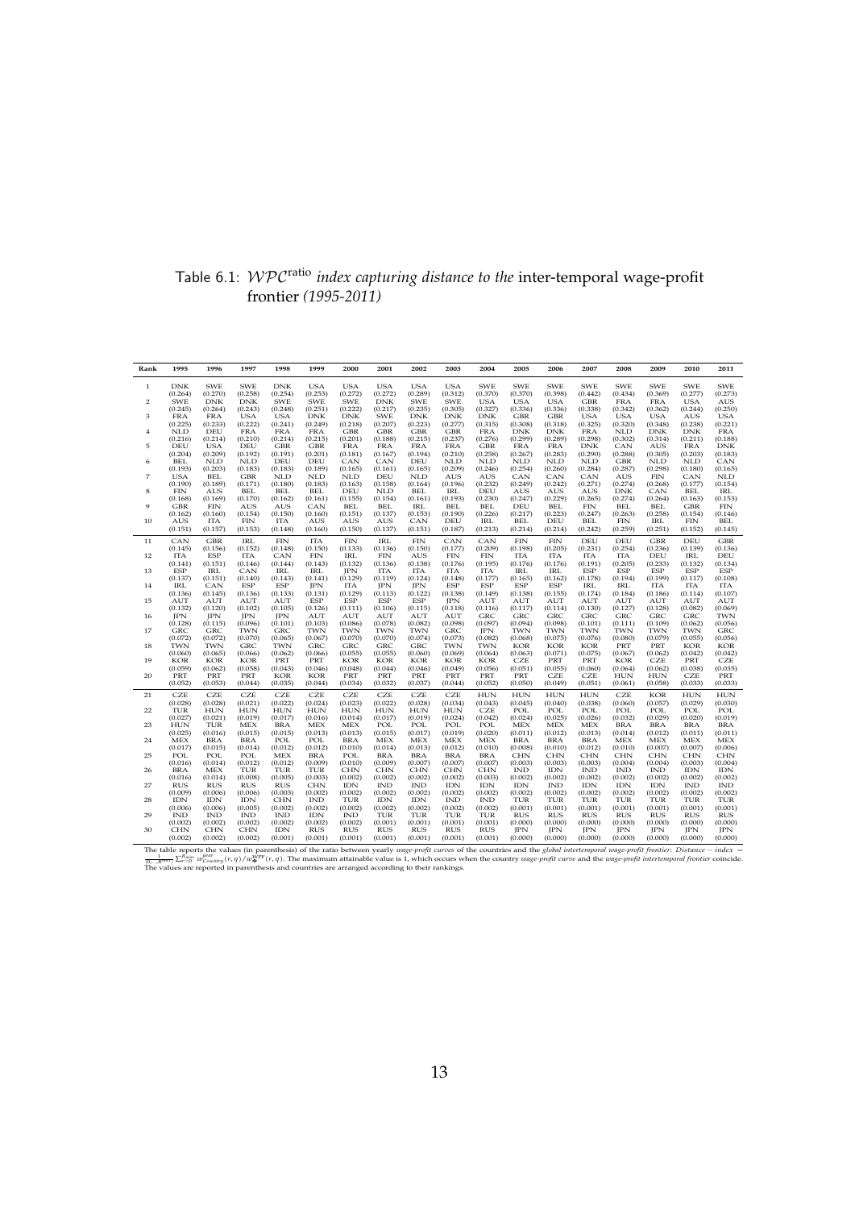Table 6.1: $\mathcal{WPC}^{\text{ratio}}$ *index capturing distance to the* inter-temporal wage-profit frontier *(1995-2011)*

| Rank | 1995 | 1996 | 1997 | 1998 | 1999 | 2000 | 2001 | 2002 | 2003 | 2004 | 2005 | 2006 | 2007 | 2008 | 2009 | 2010 | 2011 |
|---|---|---|---|---|---|---|---|---|---|---|---|---|---|---|---|---|---|
| 1 | DNK (0.264) | SWE (0.270) | SWE (0.258) | DNK (0.254) | USA (0.253) | USA (0.272) | USA (0.272) | USA (0.289) | USA (0.312) | SWE (0.370) | SWE (0.370) | SWE (0.398) | SWE (0.442) | SWE (0.434) | SWE (0.369) | SWE (0.277) | SWE (0.273) |
| 2 | SWE (0.245) | DNK (0.264) | DNK (0.243) | SWE (0.248) | SWE (0.251) | SWE (0.222) | DNK (0.217) | SWE (0.235) | SWE (0.305) | USA (0.327) | USA (0.336) | USA (0.336) | GBR (0.338) | FRA (0.342) | FRA (0.362) | USA (0.244) | AUS (0.250) |
| 3 | FRA (0.225) | FRA (0.233) | USA (0.222) | USA (0.241) | DNK (0.249) | DNK (0.218) | SWE (0.207) | DNK (0.223) | DNK (0.277) | DNK (0.315) | GBR (0.308) | GBR (0.318) | USA (0.325) | USA (0.320) | USA (0.348) | AUS (0.238) | USA (0.221) |
| 4 | NLD (0.216) | DEU (0.214) | FRA (0.210) | FRA (0.214) | FRA (0.215) | GBR (0.201) | GBR (0.188) | GBR (0.215) | GBR (0.237) | FRA (0.276) | DNK (0.299) | DNK (0.289) | FRA (0.298) | NLD (0.302) | DNK (0.314) | DNK (0.211) | FRA (0.188) |
| 5 | DEU (0.204) | USA (0.209) | DEU (0.192) | GBR (0.191) | GBR (0.201) | FRA (0.181) | FRA (0.167) | FRA (0.194) | FRA (0.210) | GBR (0.258) | FRA (0.267) | FRA (0.283) | DNK (0.290) | CAN (0.288) | AUS (0.305) | FRA (0.203) | DNK (0.183) |
| 6 | BEL (0.193) | NLD (0.203) | NLD (0.183) | DEU (0.183) | DEU (0.189) | CAN (0.165) | CAN (0.161) | DEU (0.165) | NLD (0.209) | NLD (0.246) | NLD (0.254) | NLD (0.260) | NLD (0.284) | GBR (0.287) | NLD (0.298) | NLD (0.180) | CAN (0.165) |
| 7 | USA (0.190) | BEL (0.189) | GBR (0.171) | NLD (0.180) | NLD (0.183) | NLD (0.163) | DEU (0.158) | NLD (0.164) | AUS (0.196) | AUS (0.232) | CAN (0.249) | CAN (0.242) | CAN (0.271) | AUS (0.274) | FIN (0.268) | CAN (0.177) | NLD (0.154) |
| 8 | FIN (0.168) | AUS (0.169) | BEL (0.170) | BEL (0.162) | BEL (0.161) | DEU (0.155) | NLD (0.154) | BEL (0.161) | IRL (0.193) | DEU (0.230) | AUS (0.247) | AUS (0.229) | AUS (0.265) | DNK (0.274) | CAN (0.264) | BEL (0.163) | IRL (0.153) |
| 9 | GBR (0.162) | FIN (0.160) | AUS (0.154) | AUS (0.150) | CAN (0.160) | BEL (0.151) | BEL (0.137) | IRL (0.153) | BEL (0.190) | BEL (0.226) | DEU (0.217) | BEL (0.223) | FIN (0.247) | BEL (0.263) | BEL (0.258) | GBR (0.154) | FIN (0.146) |
| 10 | AUS (0.151) | ITA (0.157) | FIN (0.153) | ITA (0.148) | AUS (0.160) | AUS (0.150) | AUS (0.137) | CAN (0.151) | DEU (0.187) | IRL (0.213) | BEL (0.214) | DEU (0.214) | BEL (0.242) | FIN (0.259) | IRL (0.251) | FIN (0.152) | BEL (0.145) |
| 11 | CAN (0.145) | GBR (0.156) | IRL (0.152) | FIN (0.148) | ITA (0.150) | FIN (0.133) | IRL (0.136) | FIN (0.150) | CAN (0.177) | CAN (0.209) | FIN (0.198) | FIN (0.205) | DEU (0.231) | DEU (0.254) | GBR (0.236) | DEU (0.139) | GBR (0.136) |
| 12 | ITA (0.141) | ESP (0.151) | ITA (0.146) | CAN (0.144) | FIN (0.143) | IRL (0.132) | FIN (0.136) | AUS (0.138) | FIN (0.176) | FIN (0.195) | ITA (0.176) | ITA (0.176) | ITA (0.191) | ITA (0.205) | DEU (0.233) | IRL (0.132) | DEU (0.134) |
| 13 | ESP (0.137) | IRL (0.151) | CAN (0.140) | IRL (0.143) | IRL (0.141) | JPN (0.129) | ITA (0.119) | ITA (0.124) | ITA (0.148) | ITA (0.177) | IRL (0.165) | IRL (0.162) | ESP (0.178) | ESP (0.194) | ESP (0.199) | ESP (0.117) | ESP (0.108) |
| 14 | IRL (0.136) | CAN (0.145) | ESP (0.136) | ESP (0.133) | JPN (0.131) | ITA (0.129) | JPN (0.113) | JPN (0.122) | ESP (0.138) | ESP (0.149) | ESP (0.138) | ESP (0.155) | IRL (0.174) | IRL (0.184) | ITA (0.186) | ITA (0.114) | ITA (0.107) |
| 15 | AUT (0.132) | AUT (0.120) | AUT (0.102) | AUT (0.105) | ESP (0.126) | ESP (0.111) | ESP (0.106) | ESP (0.115) | JPN (0.118) | AUT (0.116) | AUT (0.117) | AUT (0.114) | AUT (0.130) | AUT (0.127) | AUT (0.128) | AUT (0.082) | AUT (0.069) |
| 16 | JPN (0.128) | JPN (0.115) | JPN (0.096) | JPN (0.101) | AUT (0.103) | AUT (0.086) | AUT (0.078) | AUT (0.082) | AUT (0.098) | GRC (0.097) | GRC (0.094) | GRC (0.098) | GRC (0.101) | GRC (0.111) | GRC (0.109) | GRC (0.062) | TWN (0.056) |
| 17 | GRC (0.072) | GRC (0.072) | TWN (0.070) | GRC (0.065) | TWN (0.067) | TWN (0.070) | TWN (0.070) | TWN (0.074) | GRC (0.073) | JPN (0.082) | TWN (0.068) | TWN (0.075) | TWN (0.076) | TWN (0.080) | TWN (0.079) | TWN (0.055) | GRC (0.056) |
| 18 | TWN (0.060) | TWN (0.065) | GRC (0.066) | TWN (0.062) | GRC (0.066) | GRC (0.055) | GRC (0.055) | GRC (0.060) | TWN (0.069) | TWN (0.064) | KOR (0.063) | KOR (0.071) | KOR (0.075) | PRT (0.067) | PRT (0.062) | KOR (0.042) | KOR (0.042) |
| 19 | KOR (0.059) | KOR (0.062) | KOR (0.058) | PRT (0.043) | PRT (0.046) | KOR (0.048) | KOR (0.044) | KOR (0.046) | KOR (0.049) | KOR (0.056) | CZE (0.051) | PRT (0.055) | PRT (0.060) | KOR (0.064) | CZE (0.062) | PRT (0.038) | CZE (0.035) |
| 20 | PRT (0.052) | PRT (0.053) | PRT (0.044) | KOR (0.035) | KOR (0.044) | PRT (0.034) | PRT (0.032) | PRT (0.037) | PRT (0.044) | PRT (0.052) | PRT (0.050) | CZE (0.049) | CZE (0.051) | HUN (0.061) | HUN (0.058) | CZE (0.033) | PRT (0.033) |
| 21 | CZE (0.028) | CZE (0.028) | CZE (0.021) | CZE (0.022) | CZE (0.024) | CZE (0.023) | CZE (0.022) | CZE (0.028) | CZE (0.034) | HUN (0.043) | HUN (0.045) | HUN (0.040) | HUN (0.038) | CZE (0.060) | KOR (0.057) | HUN (0.029) | HUN (0.030) |
| 22 | TUR (0.027) | HUN (0.021) | HUN (0.019) | HUN (0.017) | HUN (0.016) | HUN (0.014) | HUN (0.017) | HUN (0.019) | HUN (0.024) | CZE (0.042) | POL (0.024) | POL (0.025) | POL (0.026) | POL (0.032) | POL (0.029) | POL (0.020) | POL (0.019) |
| 23 | HUN (0.025) | TUR (0.016) | MEX (0.015) | BRA (0.015) | MEX (0.013) | MEX (0.013) | POL (0.015) | POL (0.017) | POL (0.019) | POL (0.020) | MEX (0.011) | MEX (0.012) | MEX (0.013) | BRA (0.014) | BRA (0.012) | BRA (0.011) | BRA (0.011) |
| 24 | MEX (0.017) | BRA (0.015) | BRA (0.014) | POL (0.012) | POL (0.012) | BRA (0.010) | MEX (0.014) | MEX (0.013) | MEX (0.012) | MEX (0.010) | BRA (0.008) | BRA (0.010) | BRA (0.012) | MEX (0.010) | MEX (0.007) | MEX (0.007) | MEX (0.006) |
| 25 | POL (0.016) | POL (0.014) | POL (0.012) | MEX (0.012) | BRA (0.009) | POL (0.010) | BRA (0.009) | BRA (0.007) | BRA (0.007) | BRA (0.007) | CHN (0.003) | CHN (0.003) | CHN (0.003) | CHN (0.004) | CHN (0.004) | CHN (0.003) | CHN (0.004) |
| 26 | BRA (0.016) | MEX (0.014) | TUR (0.008) | TUR (0.005) | TUR (0.003) | CHN (0.002) | CHN (0.002) | CHN (0.002) | CHN (0.002) | CHN (0.003) | IND (0.002) | IDN (0.002) | IND (0.002) | IND (0.002) | IND (0.002) | IDN (0.002) | IDN (0.002) |
| 27 | RUS (0.009) | RUS (0.006) | RUS (0.006) | RUS (0.003) | CHN (0.002) | IDN (0.002) | IND (0.002) | IND (0.002) | IDN (0.002) | IDN (0.002) | IDN (0.002) | IND (0.002) | IDN (0.002) | IDN (0.002) | IDN (0.002) | IND (0.002) | IND (0.002) |
| 28 | IDN (0.006) | IDN (0.006) | IDN (0.005) | CHN (0.002) | IND (0.002) | TUR (0.002) | IDN (0.002) | IDN (0.002) | IND (0.002) | IND (0.002) | TUR (0.001) | TUR (0.001) | TUR (0.001) | TUR (0.001) | TUR (0.001) | TUR (0.001) | TUR (0.001) |
| 29 | IND (0.002) | IND (0.002) | IND (0.002) | IND (0.002) | IDN (0.002) | IND (0.002) | TUR (0.001) | TUR (0.001) | TUR (0.001) | TUR (0.001) | RUS (0.000) | RUS (0.000) | RUS (0.000) | RUS (0.000) | RUS (0.000) | RUS (0.000) | RUS (0.000) |
| 30 | CHN (0.002) | CHN (0.002) | CHN (0.002) | IDN (0.001) | RUS (0.001) | RUS (0.001) | RUS (0.001) | RUS (0.001) | RUS (0.001) | RUS (0.001) | JPN (0.000) | JPN (0.000) | JPN (0.000) | JPN (0.000) | JPN (0.000) | JPN (0.000) | JPN (0.000) |

The table reports the values (in parenthesis) of the ratio between yearly *wage-profit curves* of the countries and the *global intertemporal wage-profit frontier*: *Distance − index* = $\frac{1}{[0,\ldots,R^{max}]}\sum_{r=0}^{R_{max}} w^{year}_{Country}(r,\eta)/w^{WPF}_{*}(r,\eta)$. The maximum attainable value is 1, which occurs when the country *wage-profit curve* and the *wage-profit intertemporal frontier* coincide. The values are reported in parenthesis and countries are arranged according to their rankings.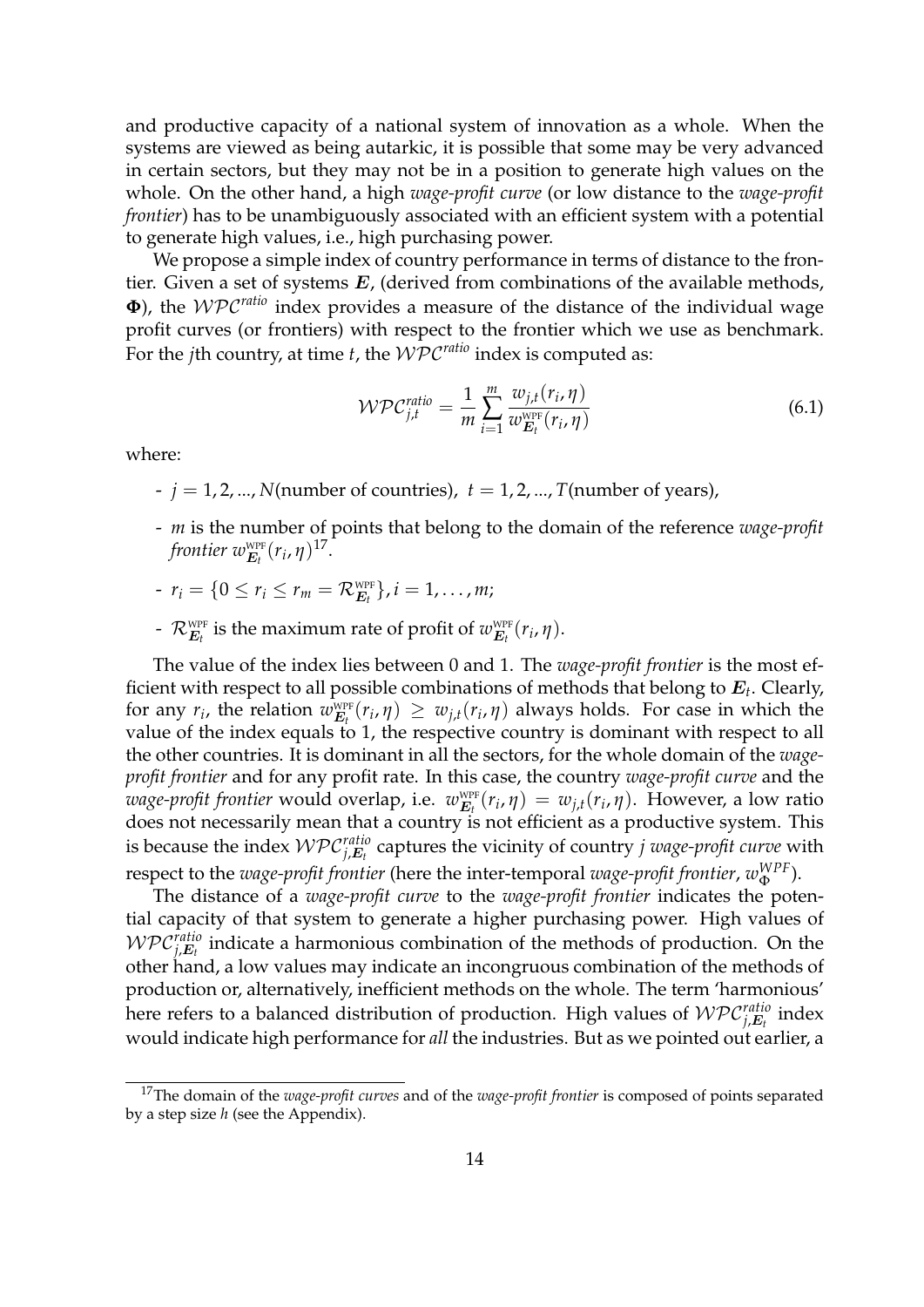and productive capacity of a national system of innovation as a whole. When the systems are viewed as being autarkic, it is possible that some may be very advanced in certain sectors, but they may not be in a position to generate high values on the whole. On the other hand, a high *wage-profit curve* (or low distance to the *wage-profit frontier*) has to be unambiguously associated with an efficient system with a potential to generate high values, i.e., high purchasing power.

We propose a simple index of country performance in terms of distance to the frontier. Given a set of systems $\boldsymbol{E}$, (derived from combinations of the available methods, $\boldsymbol{\Phi}$), the $\mathcal{WPC}^{ratio}$ index provides a measure of the distance of the individual wage profit curves (or frontiers) with respect to the frontier which we use as benchmark. For the $j$th country, at time $t$, the $\mathcal{WPC}^{ratio}$ index is computed as:

$$\mathcal{WPC}^{ratio}_{j,t} = \frac{1}{m}\sum_{i=1}^{m}\frac{w_{j,t}(r_i,\eta)}{w^{\text{WPF}}_{\boldsymbol{E}_t}(r_i,\eta)} \tag{6.1}$$

where:

- $j = 1, 2, ..., N$(number of countries), $t = 1, 2, ..., T$(number of years),
- $m$ is the number of points that belong to the domain of the reference *wage-profit frontier* $w^{\text{WPF}}_{\boldsymbol{E}_t}(r_i,\eta)$[17].
- $r_i = \{0 \leq r_i \leq r_m = \mathcal{R}^{\text{WPF}}_{\boldsymbol{E}_t}\}, i = 1, \ldots, m$;
- $\mathcal{R}^{\text{WPF}}_{\boldsymbol{E}_t}$ is the maximum rate of profit of $w^{\text{WPF}}_{\boldsymbol{E}_t}(r_i,\eta)$.

The value of the index lies between 0 and 1. The *wage-profit frontier* is the most efficient with respect to all possible combinations of methods that belong to $\boldsymbol{E}_t$. Clearly, for any $r_i$, the relation $w^{\text{WPF}}_{\boldsymbol{E}_t}(r_i,\eta) \geq w_{j,t}(r_i,\eta)$ always holds. For case in which the value of the index equals to 1, the respective country is dominant with respect to all the other countries. It is dominant in all the sectors, for the whole domain of the *wage-profit frontier* and for any profit rate. In this case, the country *wage-profit curve* and the *wage-profit frontier* would overlap, i.e. $w^{\text{WPF}}_{\boldsymbol{E}_t}(r_i,\eta) = w_{j,t}(r_i,\eta)$. However, a low ratio does not necessarily mean that a country is not efficient as a productive system. This is because the index $\mathcal{WPC}^{ratio}_{j,\boldsymbol{E}_t}$ captures the vicinity of country $j$ *wage-profit curve* with respect to the *wage-profit frontier* (here the inter-temporal *wage-profit frontier*, $w^{WPF}_{\Phi}$).

The distance of a *wage-profit curve* to the *wage-profit frontier* indicates the potential capacity of that system to generate a higher purchasing power. High values of $\mathcal{WPC}^{ratio}_{j,\boldsymbol{E}_t}$ indicate a harmonious combination of the methods of production. On the other hand, a low values may indicate an incongruous combination of the methods of production or, alternatively, inefficient methods on the whole. The term 'harmonious' here refers to a balanced distribution of production. High values of $\mathcal{WPC}^{ratio}_{j,\boldsymbol{E}_t}$ index would indicate high performance for *all* the industries. But as we pointed out earlier, a

[17] The domain of the *wage-profit curves* and of the *wage-profit frontier* is composed of points separated by a step size $h$ (see the Appendix).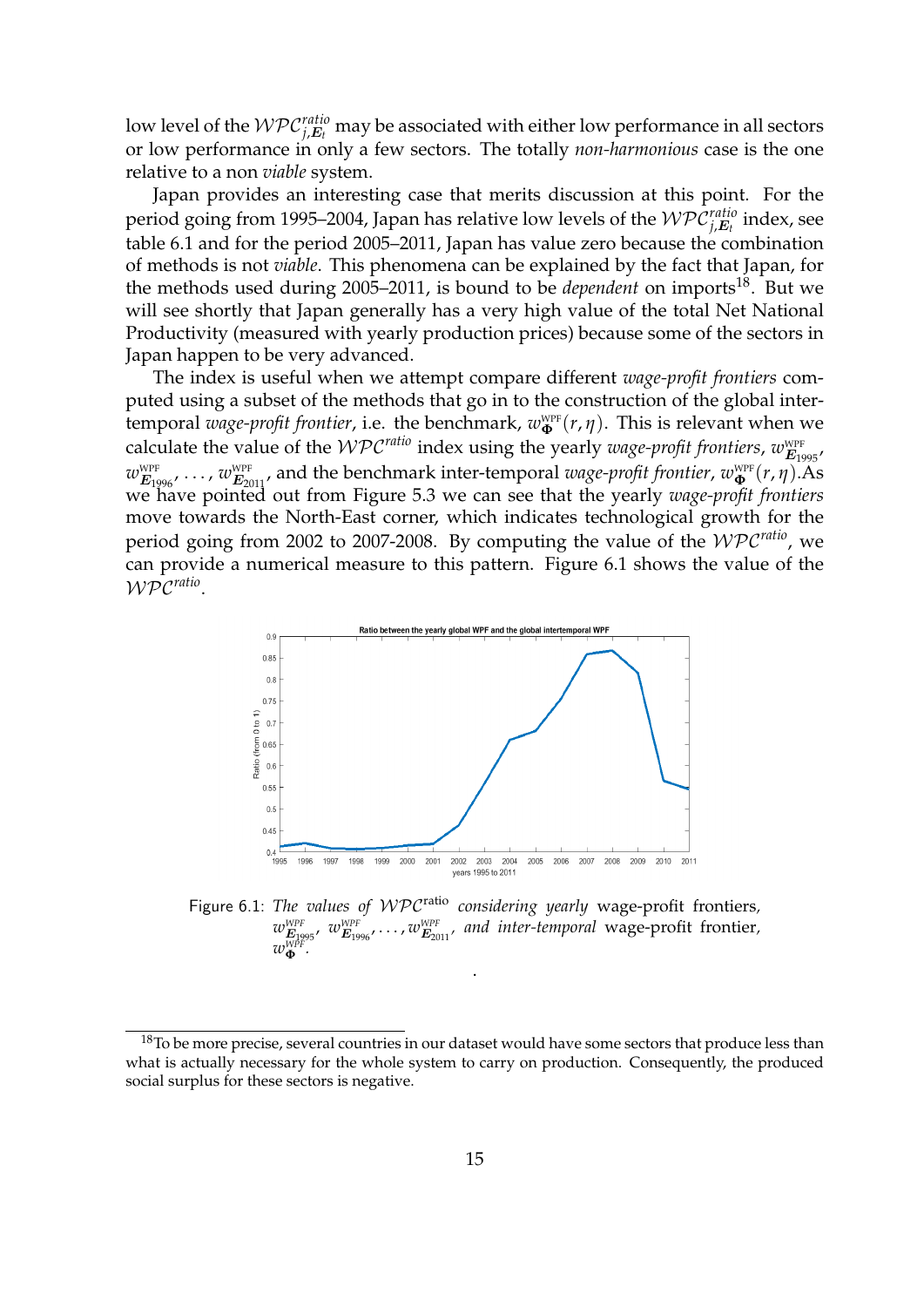low level of the $\mathcal{WPC}^{ratio}_{j,\boldsymbol{E}_t}$ may be associated with either low performance in all sectors or low performance in only a few sectors. The totally *non-harmonious* case is the one relative to a non *viable* system.

Japan provides an interesting case that merits discussion at this point. For the period going from 1995–2004, Japan has relative low levels of the $\mathcal{WPC}^{ratio}_{j,\boldsymbol{E}_t}$ index, see table 6.1 and for the period 2005–2011, Japan has value zero because the combination of methods is not *viable*. This phenomena can be explained by the fact that Japan, for the methods used during 2005–2011, is bound to be *dependent* on imports[18]. But we will see shortly that Japan generally has a very high value of the total Net National Productivity (measured with yearly production prices) because some of the sectors in Japan happen to be very advanced.

The index is useful when we attempt compare different *wage-profit frontiers* computed using a subset of the methods that go in to the construction of the global intertemporal *wage-profit frontier*, i.e. the benchmark, $w^{\text{WPF}}_{\boldsymbol{\Phi}}(r, \eta)$. This is relevant when we calculate the value of the $\mathcal{WPC}^{ratio}$ index using the yearly *wage-profit frontiers*, $w^{\text{WPF}}_{\boldsymbol{E}_{1995}}$, $w^{\text{WPF}}_{\boldsymbol{E}_{1996}}, \ldots, w^{\text{WPF}}_{\boldsymbol{E}_{2011}}$, and the benchmark inter-temporal *wage-profit frontier*, $w^{\text{WPF}}_{\boldsymbol{\Phi}}(r, \eta)$.As we have pointed out from Figure 5.3 we can see that the yearly *wage-profit frontiers* move towards the North-East corner, which indicates technological growth for the period going from 2002 to 2007-2008. By computing the value of the $\mathcal{WPC}^{ratio}$, we can provide a numerical measure to this pattern. Figure 6.1 shows the value of the $\mathcal{WPC}^{ratio}$.

Figure 6.1: *The values of* $\mathcal{WPC}^{\text{ratio}}$ *considering yearly* wage-profit frontiers, $w^{WPF}_{\boldsymbol{E}_{1995}}$, $w^{WPF}_{\boldsymbol{E}_{1996}}, \ldots, w^{WPF}_{\boldsymbol{E}_{2011}}$, *and inter-temporal* wage-profit frontier, $w^{WPF}_{\boldsymbol{\Phi}}$.

[18] To be more precise, several countries in our dataset would have some sectors that produce less than what is actually necessary for the whole system to carry on production. Consequently, the produced social surplus for these sectors is negative.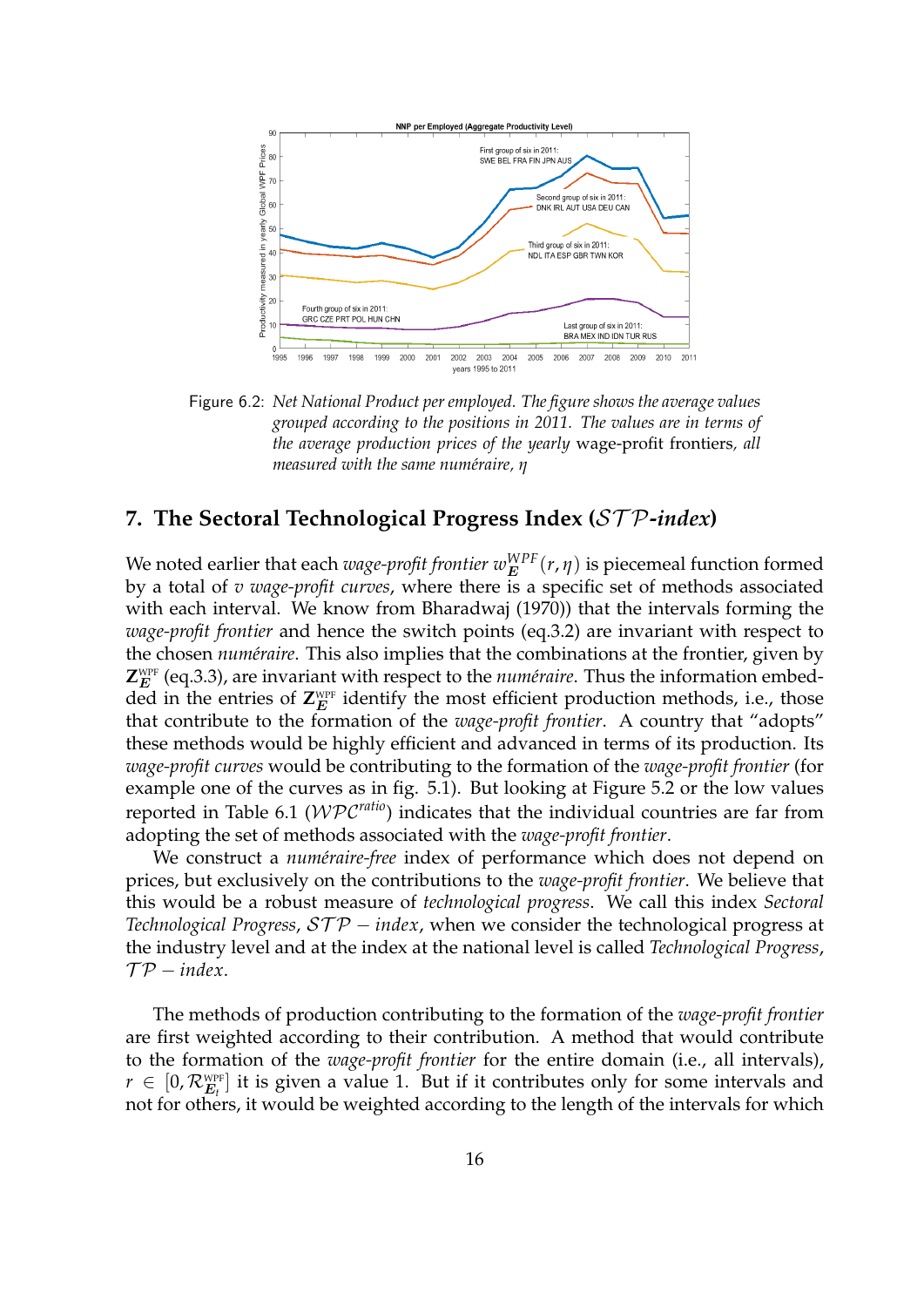Figure 6.2: *Net National Product per employed. The figure shows the average values grouped according to the positions in 2011. The values are in terms of the average production prices of the yearly* wage-profit frontiers*, all measured with the same numéraire, η*

## 7. The Sectoral Technological Progress Index ($\mathcal{STP}$-*index*)

We noted earlier that each *wage-profit frontier* $w_{\boldsymbol{E}}^{WPF}(r,\eta)$ is piecemeal function formed by a total of $v$ *wage-profit curves*, where there is a specific set of methods associated with each interval. We know from Bharadwaj (1970)) that the intervals forming the *wage-profit frontier* and hence the switch points (eq.3.2) are invariant with respect to the chosen *numéraire*. This also implies that the combinations at the frontier, given by $\mathbf{Z}_{\boldsymbol{E}}^{\text{WPF}}$ (eq.3.3), are invariant with respect to the *numéraire*. Thus the information embedded in the entries of $\mathbf{Z}_{\boldsymbol{E}}^{\text{WPF}}$ identify the most efficient production methods, i.e., those that contribute to the formation of the *wage-profit frontier*. A country that "adopts" these methods would be highly efficient and advanced in terms of its production. Its *wage-profit curves* would be contributing to the formation of the *wage-profit frontier* (for example one of the curves as in fig. 5.1). But looking at Figure 5.2 or the low values reported in Table 6.1 ($\mathcal{WPC}^{ratio}$) indicates that the individual countries are far from adopting the set of methods associated with the *wage-profit frontier*.

We construct a *numéraire-free* index of performance which does not depend on prices, but exclusively on the contributions to the *wage-profit frontier*. We believe that this would be a robust measure of *technological progress*. We call this index *Sectoral Technological Progress*, $\mathcal{STP}-index$, when we consider the technological progress at the industry level and at the index at the national level is called *Technological Progress*, $\mathcal{TP}-index$.

The methods of production contributing to the formation of the *wage-profit frontier* are first weighted according to their contribution. A method that would contribute to the formation of the *wage-profit frontier* for the entire domain (i.e., all intervals), $r \in [0, \mathcal{R}_{\boldsymbol{E}_t}^{\text{WPF}}]$ it is given a value 1. But if it contributes only for some intervals and not for others, it would be weighted according to the length of the intervals for which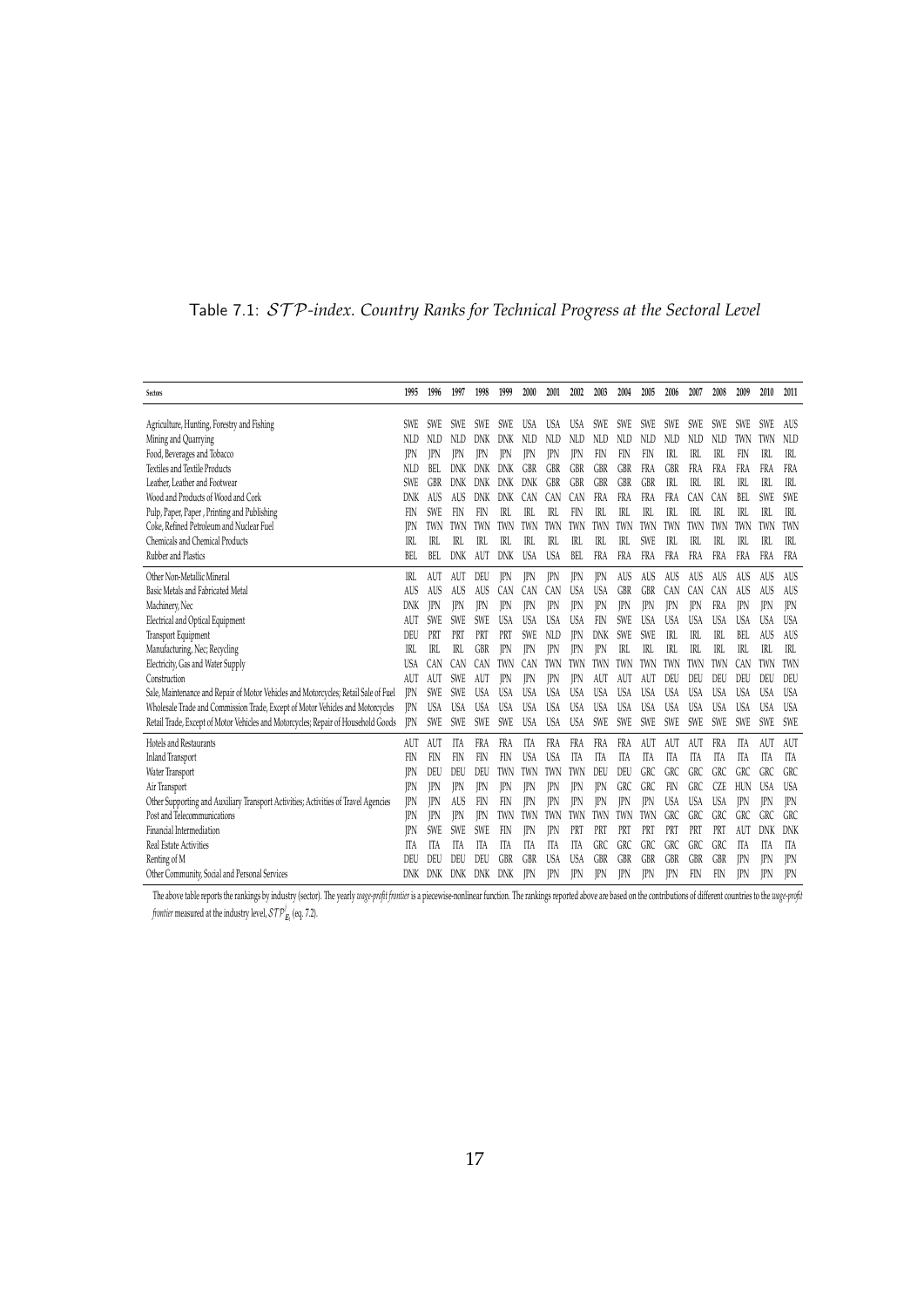Table 7.1: $\mathcal{STP}$-index. Country Ranks for Technical Progress at the Sectoral Level

| Sectors | 1995 | 1996 | 1997 | 1998 | 1999 | 2000 | 2001 | 2002 | 2003 | 2004 | 2005 | 2006 | 2007 | 2008 | 2009 | 2010 | 2011 |
|---|---|---|---|---|---|---|---|---|---|---|---|---|---|---|---|---|---|
| Agriculture, Hunting, Forestry and Fishing | SWE | SWE | SWE | SWE | SWE | USA | USA | USA | SWE | SWE | SWE | SWE | SWE | SWE | SWE | SWE | AUS |
| Mining and Quarrying | NLD | NLD | NLD | DNK | DNK | NLD | NLD | NLD | NLD | NLD | NLD | NLD | NLD | NLD | TWN | TWN | NLD |
| Food, Beverages and Tobacco | JPN | JPN | JPN | JPN | JPN | JPN | JPN | JPN | FIN | FIN | FIN | IRL | IRL | IRL | FIN | IRL | IRL |
| Textiles and Textile Products | NLD | BEL | DNK | DNK | DNK | GBR | GBR | GBR | GBR | GBR | FRA | GBR | FRA | FRA | FRA | FRA | FRA |
| Leather, Leather and Footwear | SWE | GBR | DNK | DNK | DNK | DNK | GBR | GBR | GBR | GBR | GBR | IRL | IRL | IRL | IRL | IRL | IRL |
| Wood and Products of Wood and Cork | DNK | AUS | AUS | DNK | DNK | CAN | CAN | CAN | FRA | FRA | FRA | FRA | CAN | CAN | BEL | SWE | SWE |
| Pulp, Paper, Paper , Printing and Publishing | FIN | SWE | FIN | FIN | IRL | IRL | IRL | FIN | IRL | IRL | IRL | IRL | IRL | IRL | IRL | IRL | IRL |
| Coke, Refined Petroleum and Nuclear Fuel | JPN | TWN | TWN | TWN | TWN | TWN | TWN | TWN | TWN | TWN | TWN | TWN | TWN | TWN | TWN | TWN | TWN |
| Chemicals and Chemical Products | IRL | IRL | IRL | IRL | IRL | IRL | IRL | IRL | IRL | IRL | SWE | IRL | IRL | IRL | IRL | IRL | IRL |
| Rubber and Plastics | BEL | BEL | DNK | AUT | DNK | USA | USA | BEL | FRA | FRA | FRA | FRA | FRA | FRA | FRA | FRA | FRA |
| Other Non-Metallic Mineral | IRL | AUT | AUT | DEU | JPN | JPN | JPN | JPN | JPN | AUS | AUS | AUS | AUS | AUS | AUS | AUS | AUS |
| Basic Metals and Fabricated Metal | AUS | AUS | AUS | AUS | CAN | CAN | CAN | USA | USA | GBR | GBR | CAN | CAN | CAN | AUS | AUS | AUS |
| Machinery, Nec | DNK | JPN | JPN | JPN | JPN | JPN | JPN | JPN | JPN | JPN | JPN | JPN | JPN | FRA | JPN | JPN | JPN |
| Electrical and Optical Equipment | AUT | SWE | SWE | SWE | USA | USA | USA | USA | FIN | SWE | USA | USA | USA | USA | USA | USA | USA |
| Transport Equipment | DEU | PRT | PRT | PRT | PRT | SWE | NLD | JPN | DNK | SWE | SWE | IRL | IRL | IRL | BEL | AUS | AUS |
| Manufacturing, Nec; Recycling | IRL | IRL | IRL | GBR | JPN | JPN | JPN | JPN | JPN | IRL | IRL | IRL | IRL | IRL | IRL | IRL | IRL |
| Electricity, Gas and Water Supply | USA | CAN | CAN | CAN | TWN | CAN | TWN | TWN | TWN | TWN | TWN | TWN | TWN | TWN | CAN | TWN | TWN |
| Construction | AUT | AUT | SWE | AUT | JPN | JPN | JPN | JPN | AUT | AUT | AUT | DEU | DEU | DEU | DEU | DEU | DEU |
| Sale, Maintenance and Repair of Motor Vehicles and Motorcycles; Retail Sale of Fuel | JPN | SWE | SWE | USA | USA | USA | USA | USA | USA | USA | USA | USA | USA | USA | USA | USA | USA |
| Wholesale Trade and Commission Trade, Except of Motor Vehicles and Motorcycles | JPN | USA | USA | USA | USA | USA | USA | USA | USA | USA | USA | USA | USA | USA | USA | USA | USA |
| Retail Trade, Except of Motor Vehicles and Motorcycles; Repair of Household Goods | JPN | SWE | SWE | SWE | SWE | USA | USA | USA | SWE | SWE | SWE | SWE | SWE | SWE | SWE | SWE | SWE |
| Hotels and Restaurants | AUT | AUT | ITA | FRA | FRA | ITA | FRA | FRA | FRA | FRA | AUT | AUT | AUT | FRA | ITA | AUT | AUT |
| Inland Transport | FIN | FIN | FIN | FIN | FIN | USA | USA | ITA | ITA | ITA | ITA | ITA | ITA | ITA | ITA | ITA | ITA |
| Water Transport | JPN | DEU | DEU | DEU | TWN | TWN | TWN | TWN | DEU | DEU | GRC | GRC | GRC | GRC | GRC | GRC | GRC |
| Air Transport | JPN | JPN | JPN | JPN | JPN | JPN | JPN | JPN | JPN | GRC | GRC | FIN | GRC | CZE | HUN | USA | USA |
| Other Supporting and Auxiliary Transport Activities; Activities of Travel Agencies | JPN | JPN | AUS | FIN | FIN | JPN | JPN | JPN | JPN | JPN | JPN | USA | USA | USA | JPN | JPN | JPN |
| Post and Telecommunications | JPN | JPN | JPN | JPN | TWN | TWN | TWN | TWN | TWN | TWN | TWN | GRC | GRC | GRC | GRC | GRC | GRC |
| Financial Intermediation | JPN | SWE | SWE | SWE | FIN | JPN | JPN | PRT | PRT | PRT | PRT | PRT | PRT | PRT | AUT | DNK | DNK |
| Real Estate Activities | ITA | ITA | ITA | ITA | ITA | ITA | ITA | ITA | GRC | GRC | GRC | GRC | GRC | GRC | ITA | ITA | ITA |
| Renting of M | DEU | DEU | DEU | DEU | GBR | GBR | USA | USA | GBR | GBR | GBR | GBR | GBR | GBR | JPN | JPN | JPN |
| Other Community, Social and Personal Services | DNK | DNK | DNK | DNK | DNK | JPN | JPN | JPN | JPN | JPN | JPN | JPN | FIN | FIN | JPN | JPN | JPN |

The above table reports the rankings by industry (sector). The yearly *wage-profit frontier* is a piecewise-nonlinear function. The rankings reported above are based on the contributions of different countries to the *wage-profit frontier* measured at the industry level, $\mathcal{STP}^j_{E_i}$ (eq. 7.2).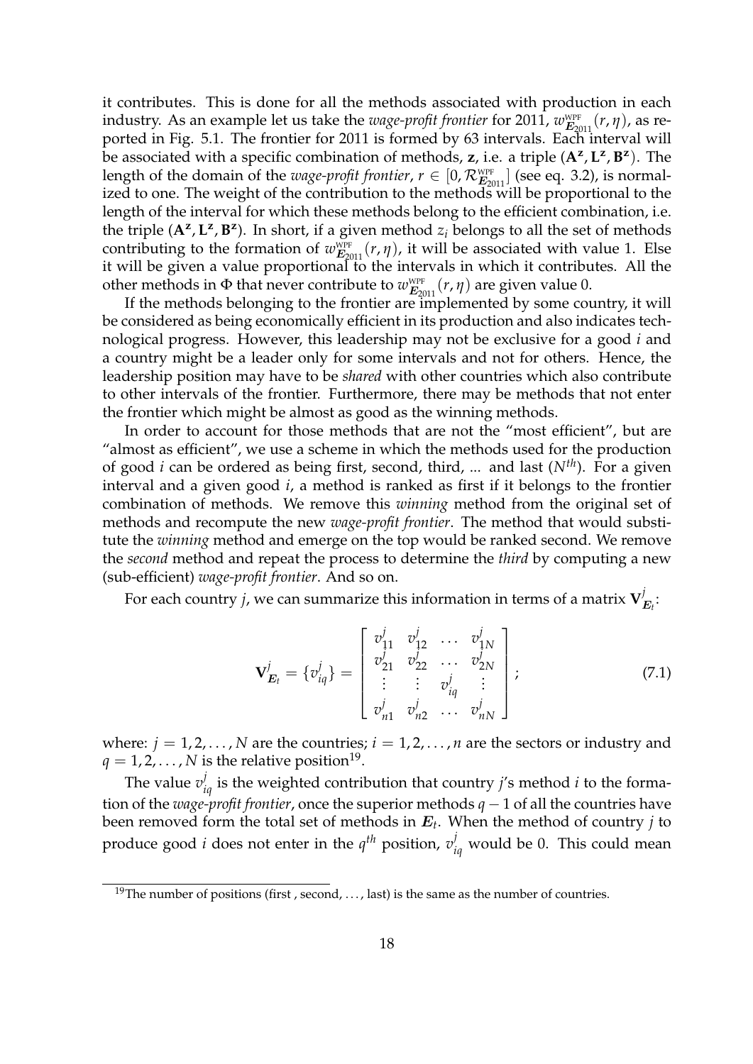it contributes. This is done for all the methods associated with production in each industry. As an example let us take the *wage-profit frontier* for 2011, $w^{\text{WPF}}_{\boldsymbol{E}_{2011}}(r,\eta)$, as reported in Fig. 5.1. The frontier for 2011 is formed by 63 intervals. Each interval will be associated with a specific combination of methods, $\mathbf{z}$, i.e. a triple $(\mathbf{A^z}, \mathbf{L^z}, \mathbf{B^z})$. The length of the domain of the *wage-profit frontier*, $r \in [0, \mathcal{R}^{\text{WPF}}_{\boldsymbol{E}_{2011}}]$ (see eq. 3.2), is normalized to one. The weight of the contribution to the methods will be proportional to the length of the interval for which these methods belong to the efficient combination, i.e. the triple $(\mathbf{A^z}, \mathbf{L^z}, \mathbf{B^z})$. In short, if a given method $z_i$ belongs to all the set of methods contributing to the formation of $w^{\text{WPF}}_{\boldsymbol{E}_{2011}}(r,\eta)$, it will be associated with value 1. Else it will be given a value proportional to the intervals in which it contributes. All the other methods in $\Phi$ that never contribute to $w^{\text{WPF}}_{\boldsymbol{E}_{2011}}(r,\eta)$ are given value 0.

If the methods belonging to the frontier are implemented by some country, it will be considered as being economically efficient in its production and also indicates technological progress. However, this leadership may not be exclusive for a good $i$ and a country might be a leader only for some intervals and not for others. Hence, the leadership position may have to be *shared* with other countries which also contribute to other intervals of the frontier. Furthermore, there may be methods that not enter the frontier which might be almost as good as the winning methods.

In order to account for those methods that are not the "most efficient", but are "almost as efficient", we use a scheme in which the methods used for the production of good $i$ can be ordered as being first, second, third, ... and last ($N^{th}$). For a given interval and a given good $i$, a method is ranked as first if it belongs to the frontier combination of methods. We remove this *winning* method from the original set of methods and recompute the new *wage-profit frontier*. The method that would substitute the *winning* method and emerge on the top would be ranked second. We remove the *second* method and repeat the process to determine the *third* by computing a new (sub-efficient) *wage-profit frontier*. And so on.

For each country $j$, we can summarize this information in terms of a matrix $\mathbf{V}^j_{\boldsymbol{E}_t}$:

$$\mathbf{V}^j_{\boldsymbol{E}_t} = \{v^j_{iq}\} = \begin{bmatrix} v^j_{11} & v^j_{12} & \dots & v^j_{1N} \\ v^j_{21} & v^j_{22} & \dots & v^j_{2N} \\ \vdots & \vdots & v^j_{iq} & \vdots \\ v^j_{n1} & v^j_{n2} & \dots & v^j_{nN} \end{bmatrix}; \tag{7.1}$$

where: $j = 1, 2, \dots, N$ are the countries; $i = 1, 2, \dots, n$ are the sectors or industry and $q = 1, 2, \dots, N$ is the relative position[19].

The value $v^j_{iq}$ is the weighted contribution that country $j$'s method $i$ to the formation of the *wage-profit frontier*, once the superior methods $q-1$ of all the countries have been removed form the total set of methods in $\boldsymbol{E}_t$. When the method of country $j$ to produce good $i$ does not enter in the $q^{th}$ position, $v^j_{iq}$ would be 0. This could mean

[19] The number of positions (first , second, ..., last) is the same as the number of countries.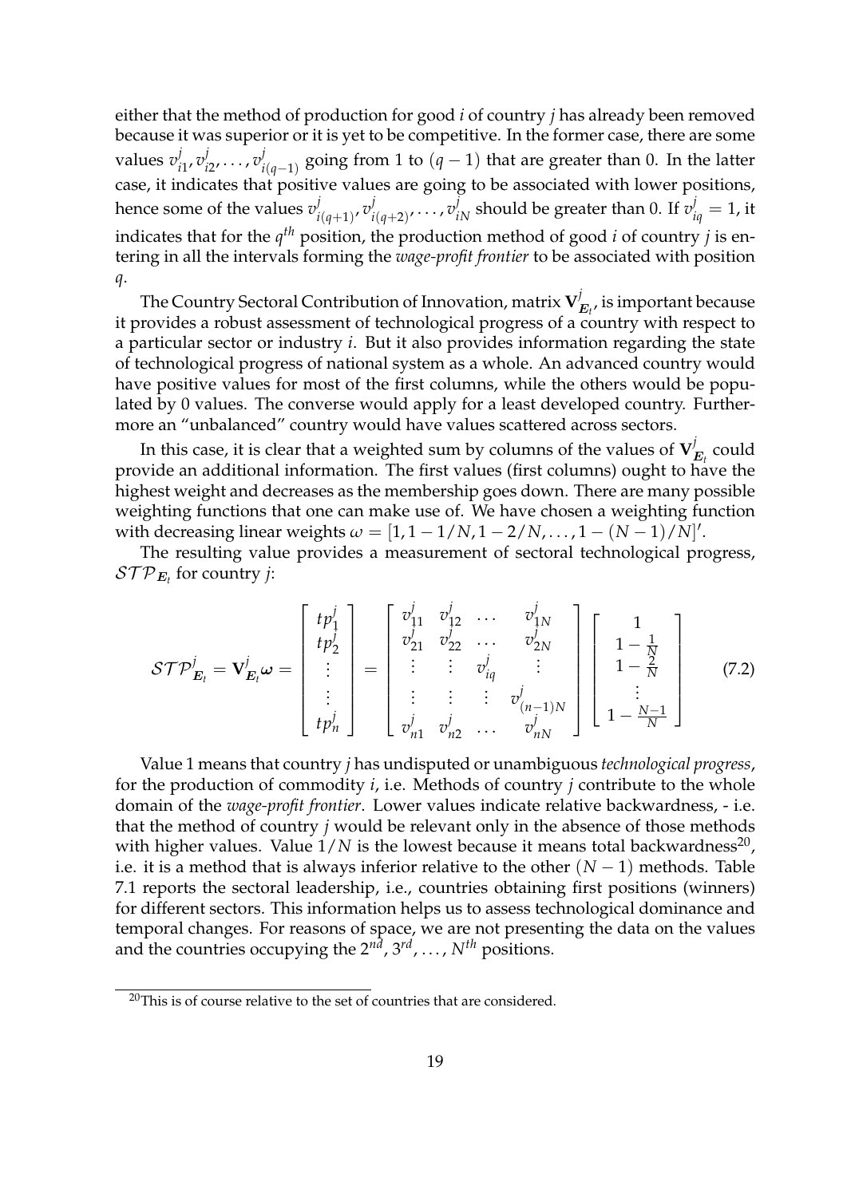either that the method of production for good $i$ of country $j$ has already been removed because it was superior or it is yet to be competitive. In the former case, there are some values $v^j_{i1}, v^j_{i2}, \ldots, v^j_{i(q-1)}$ going from 1 to $(q-1)$ that are greater than 0. In the latter case, it indicates that positive values are going to be associated with lower positions, hence some of the values $v^j_{i(q+1)}, v^j_{i(q+2)}, \ldots, v^j_{iN}$ should be greater than 0. If $v^j_{iq} = 1$, it indicates that for the $q^{th}$ position, the production method of good $i$ of country $j$ is entering in all the intervals forming the *wage-profit frontier* to be associated with position $q$.

The Country Sectoral Contribution of Innovation, matrix $\mathbf{V}^j_{\boldsymbol{E}_t}$, is important because it provides a robust assessment of technological progress of a country with respect to a particular sector or industry $i$. But it also provides information regarding the state of technological progress of national system as a whole. An advanced country would have positive values for most of the first columns, while the others would be populated by 0 values. The converse would apply for a least developed country. Furthermore an "unbalanced" country would have values scattered across sectors.

In this case, it is clear that a weighted sum by columns of the values of $\mathbf{V}^j_{\boldsymbol{E}_t}$ could provide an additional information. The first values (first columns) ought to have the highest weight and decreases as the membership goes down. There are many possible weighting functions that one can make use of. We have chosen a weighting function with decreasing linear weights $\omega = [1, 1-1/N, 1-2/N, \ldots, 1-(N-1)/N]'$.

The resulting value provides a measurement of sectoral technological progress, $\mathcal{STP}_{\boldsymbol{E}_t}$ for country $j$:

$$\mathcal{STP}^j_{\boldsymbol{E}_t} = \mathbf{V}^j_{\boldsymbol{E}_t}\boldsymbol{\omega} = \begin{bmatrix} tp^j_1 \\ tp^j_2 \\ \vdots \\ \vdots \\ tp^j_n \end{bmatrix} = \begin{bmatrix} v^j_{11} & v^j_{12} & \ldots & v^j_{1N} \\ v^j_{21} & v^j_{22} & \ldots & v^j_{2N} \\ \vdots & \vdots & v^j_{iq} & \vdots \\ \vdots & \vdots & \vdots & v^j_{(n-1)N} \\ v^j_{n1} & v^j_{n2} & \ldots & v^j_{nN} \end{bmatrix} \begin{bmatrix} 1 \\ 1-\frac{1}{N} \\ 1-\frac{2}{N} \\ \vdots \\ 1-\frac{N-1}{N} \end{bmatrix} \tag{7.2}$$

Value 1 means that country $j$ has undisputed or unambiguous *technological progress*, for the production of commodity $i$, i.e. Methods of country $j$ contribute to the whole domain of the *wage-profit frontier*. Lower values indicate relative backwardness, - i.e. that the method of country $j$ would be relevant only in the absence of those methods with higher values. Value $1/N$ is the lowest because it means total backwardness[20], i.e. it is a method that is always inferior relative to the other $(N-1)$ methods. Table 7.1 reports the sectoral leadership, i.e., countries obtaining first positions (winners) for different sectors. This information helps us to assess technological dominance and temporal changes. For reasons of space, we are not presenting the data on the values and the countries occupying the $2^{nd}$, $3^{rd}$, $\ldots$, $N^{th}$ positions.

[20] This is of course relative to the set of countries that are considered.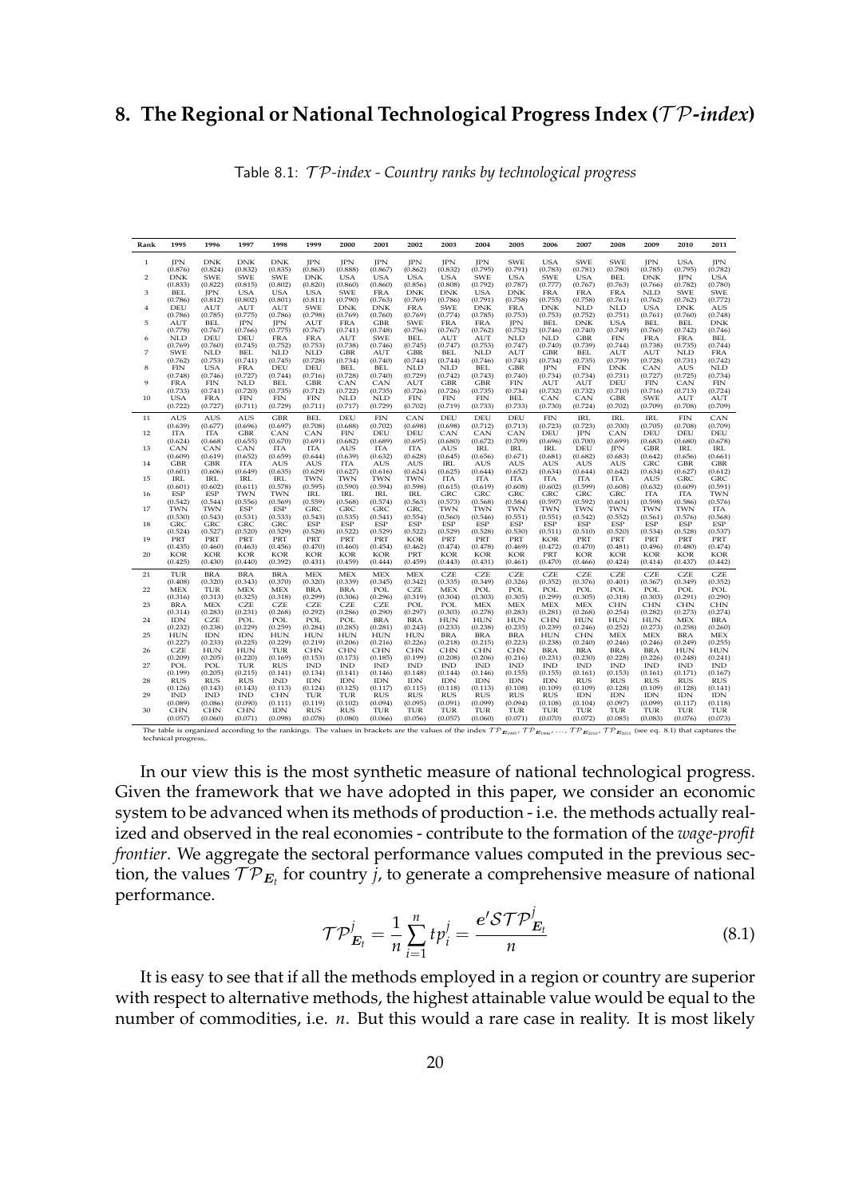## 8. The Regional or National Technological Progress Index ($\mathcal{TP}$-*index*)

Table 8.1: $\mathcal{TP}$-*index - Country ranks by technological progress*

| Rank | 1995 | 1996 | 1997 | 1998 | 1999 | 2000 | 2001 | 2002 | 2003 | 2004 | 2005 | 2006 | 2007 | 2008 | 2009 | 2010 | 2011 |
|---|---|---|---|---|---|---|---|---|---|---|---|---|---|---|---|---|---|
| 1 | JPN (0.876) | DNK (0.824) | DNK (0.832) | DNK (0.835) | JPN (0.863) | JPN (0.888) | JPN (0.867) | JPN (0.862) | JPN (0.832) | JPN (0.795) | SWE (0.791) | USA (0.783) | SWE (0.781) | SWE (0.780) | JPN (0.785) | USA (0.795) | JPN (0.782) |
| 2 | DNK (0.833) | SWE (0.822) | SWE (0.815) | SWE (0.802) | DNK (0.820) | USA (0.860) | USA (0.860) | USA (0.856) | USA (0.808) | SWE (0.792) | USA (0.787) | SWE (0.777) | USA (0.767) | BEL (0.763) | DNK (0.766) | JPN (0.782) | USA (0.780) |
| 3 | BEL (0.786) | JPN (0.812) | USA (0.802) | USA (0.801) | USA (0.811) | SWE (0.790) | FRA (0.763) | DNK (0.769) | DNK (0.786) | USA (0.791) | DNK (0.758) | FRA (0.755) | FRA (0.758) | FRA (0.761) | NLD (0.762) | SWE (0.762) | SWE (0.772) |
| 4 | DEU (0.786) | AUT (0.785) | AUT (0.775) | AUT (0.786) | SWE (0.798) | DNK (0.769) | DNK (0.760) | FRA (0.769) | SWE (0.774) | DNK (0.785) | FRA (0.753) | DNK (0.753) | NLD (0.752) | NLD (0.751) | USA (0.761) | DNK (0.760) | AUS (0.748) |
| 5 | AUT (0.778) | BEL (0.767) | JPN (0.766) | JPN (0.775) | AUT (0.767) | FRA (0.741) | SWE (0.748) | SWE (0.756) | FRA (0.767) | FRA (0.762) | JPN (0.752) | BEL (0.746) | DNK (0.740) | USA (0.749) | FRA (0.760) | FRA (0.742) | DNK (0.746) |
| 6 | NLD (0.769) | DEU (0.760) | DEU (0.745) | FRA (0.752) | FRA (0.753) | AUT (0.738) | SWE (0.746) | BEL (0.745) | AUT (0.747) | AUT (0.753) | NLD (0.747) | NLD (0.740) | GBR (0.739) | FIN (0.744) | FRA (0.738) | FRA (0.735) | BEL (0.744) |
| 7 | SWE (0.762) | NLD (0.753) | BEL (0.741) | NLD (0.745) | NLD (0.728) | GBR (0.734) | AUT (0.740) | GBR (0.744) | BEL (0.744) | NLD (0.746) | AUT (0.743) | GBR (0.734) | BEL (0.735) | AUT (0.739) | AUT (0.728) | NLD (0.731) | FRA (0.742) |
| 8 | FIN (0.748) | USA (0.746) | FRA (0.727) | DEU (0.744) | DEU (0.716) | BEL (0.728) | BEL (0.740) | NLD (0.729) | NLD (0.742) | BEL (0.743) | GBR (0.740) | JPN (0.734) | FIN (0.734) | DNK (0.731) | CAN (0.727) | AUS (0.725) | NLD (0.734) |
| 9 | FRA (0.733) | FIN (0.741) | NLD (0.720) | BEL (0.735) | GBR (0.712) | CAN (0.722) | CAN (0.735) | AUT (0.726) | GBR (0.726) | GBR (0.735) | FIN (0.734) | AUT (0.732) | AUT (0.732) | DEU (0.710) | FIN (0.716) | CAN (0.713) | FIN (0.724) |
| 10 | USA (0.722) | FRA (0.727) | FIN (0.711) | FIN (0.729) | FIN (0.711) | NLD (0.717) | NLD (0.729) | FIN (0.702) | FIN (0.719) | FIN (0.733) | BEL (0.733) | CAN (0.730) | CAN (0.724) | GBR (0.702) | SWE (0.709) | AUT (0.708) | AUT (0.709) |
| 11 | AUS (0.639) | AUS (0.677) | AUS (0.696) | GBR (0.697) | BEL (0.708) | DEU (0.688) | FIN (0.702) | CAN (0.698) | DEU (0.698) | DEU (0.712) | DEU (0.713) | FIN (0.723) | IRL (0.723) | IRL (0.700) | IRL (0.705) | FIN (0.708) | CAN (0.709) |
| 12 | ITA (0.624) | ITA (0.668) | GBR (0.655) | CAN (0.670) | CAN (0.691) | FIN (0.682) | DEU (0.689) | DEU (0.695) | CAN (0.680) | CAN (0.672) | CAN (0.709) | DEU (0.696) | JPN (0.700) | CAN (0.699) | DEU (0.683) | DEU (0.680) | DEU (0.678) |
| 13 | CAN (0.609) | CAN (0.619) | CAN (0.652) | ITA (0.659) | ITA (0.644) | AUS (0.639) | ITA (0.632) | ITA (0.628) | AUS (0.645) | IRL (0.656) | IRL (0.671) | IRL (0.681) | DEU (0.682) | JPN (0.683) | GBR (0.642) | IRL (0.656) | IRL (0.661) |
| 14 | GBR (0.601) | GBR (0.606) | ITA (0.649) | AUS (0.635) | AUS (0.629) | ITA (0.627) | AUS (0.616) | AUS (0.624) | IRL (0.625) | AUS (0.644) | AUS (0.652) | AUS (0.634) | AUS (0.644) | AUS (0.642) | GRC (0.634) | GBR (0.627) | GBR (0.612) |
| 15 | IRL (0.601) | IRL (0.602) | IRL (0.611) | IRL (0.578) | TWN (0.595) | TWN (0.590) | TWN (0.594) | TWN (0.598) | ITA (0.615) | ITA (0.619) | ITA (0.608) | ITA (0.602) | ITA (0.599) | ITA (0.608) | AUS (0.632) | GRC (0.609) | GRC (0.591) |
| 16 | ESP (0.542) | ESP (0.544) | TWN (0.556) | TWN (0.569) | IRL (0.559) | IRL (0.568) | IRL (0.574) | IRL (0.563) | GRC (0.573) | GRC (0.568) | GRC (0.584) | GRC (0.597) | GRC (0.592) | GRC (0.601) | ITA (0.598) | ITA (0.586) | TWN (0.576) |
| 17 | TWN (0.530) | TWN (0.543) | ESP (0.531) | ESP (0.533) | GRC (0.543) | GRC (0.535) | GRC (0.541) | GRC (0.554) | TWN (0.560) | TWN (0.546) | TWN (0.551) | TWN (0.551) | TWN (0.542) | TWN (0.552) | TWN (0.561) | TWN (0.576) | ITA (0.568) |
| 18 | GRC (0.524) | GRC (0.527) | GRC (0.520) | GRC (0.529) | ESP (0.528) | ESP (0.522) | ESP (0.529) | ESP (0.522) | ESP (0.529) | ESP (0.528) | ESP (0.530) | ESP (0.511) | ESP (0.510) | ESP (0.520) | ESP (0.534) | ESP (0.528) | ESP (0.537) |
| 19 | PRT (0.435) | PRT (0.460) | PRT (0.463) | PRT (0.456) | PRT (0.470) | PRT (0.460) | PRT (0.454) | KOR (0.462) | PRT (0.474) | PRT (0.478) | PRT (0.469) | KOR (0.472) | PRT (0.470) | PRT (0.481) | PRT (0.496) | PRT (0.480) | PRT (0.474) |
| 20 | KOR (0.425) | KOR (0.430) | KOR (0.440) | KOR (0.392) | KOR (0.431) | KOR (0.459) | KOR (0.444) | PRT (0.459) | KOR (0.443) | KOR (0.431) | KOR (0.461) | PRT (0.470) | KOR (0.466) | KOR (0.424) | KOR (0.414) | KOR (0.437) | KOR (0.442) |
| 21 | TUR (0.408) | BRA (0.320) | BRA (0.343) | BRA (0.370) | MEX (0.320) | MEX (0.339) | MEX (0.345) | MEX (0.342) | CZE (0.335) | CZE (0.349) | CZE (0.326) | CZE (0.352) | CZE (0.376) | CZE (0.401) | CZE (0.367) | CZE (0.349) | CZE (0.352) |
| 22 | MEX (0.316) | TUR (0.313) | MEX (0.325) | MEX (0.318) | BRA (0.299) | BRA (0.306) | POL (0.296) | CZE (0.319) | MEX (0.304) | POL (0.303) | POL (0.305) | POL (0.299) | POL (0.305) | POL (0.318) | POL (0.303) | POL (0.291) | POL (0.290) |
| 23 | BRA (0.314) | MEX (0.283) | CZE (0.231) | CZE (0.268) | CZE (0.292) | CZE (0.286) | CZE (0.290) | POL (0.297) | POL (0.303) | MEX (0.278) | MEX (0.283) | MEX (0.281) | MEX (0.268) | CHN (0.254) | CHN (0.282) | CHN (0.273) | CHN (0.274) |
| 24 | IDN (0.232) | CZE (0.238) | POL (0.229) | POL (0.259) | POL (0.284) | POL (0.285) | BRA (0.281) | BRA (0.243) | HUN (0.233) | HUN (0.238) | HUN (0.235) | CHN (0.239) | HUN (0.246) | HUN (0.252) | HUN (0.273) | MEX (0.258) | BRA (0.260) |
| 25 | HUN (0.227) | IDN (0.233) | IDN (0.225) | HUN (0.229) | HUN (0.219) | HUN (0.206) | HUN (0.216) | HUN (0.226) | BRA (0.218) | BRA (0.215) | BRA (0.223) | HUN (0.238) | CHN (0.240) | MEX (0.246) | MEX (0.246) | BRA (0.249) | MEX (0.255) |
| 26 | CZE (0.209) | HUN (0.205) | HUN (0.220) | TUR (0.169) | CHN (0.153) | CHN (0.173) | CHN (0.185) | CHN (0.199) | CHN (0.208) | CHN (0.206) | CHN (0.216) | BRA (0.231) | BRA (0.230) | BRA (0.228) | BRA (0.226) | HUN (0.248) | HUN (0.241) |
| 27 | POL (0.199) | POL (0.205) | TUR (0.215) | RUS (0.141) | IND (0.134) | IND (0.141) | IND (0.146) | IND (0.148) | IND (0.144) | IND (0.146) | IND (0.155) | IND (0.155) | IND (0.161) | IND (0.153) | IND (0.161) | IND (0.157) | IND (0.167) |
| 28 | RUS (0.126) | RUS (0.143) | RUS (0.143) | IND (0.113) | IDN (0.124) | IDN (0.125) | IDN (0.117) | IDN (0.115) | IDN (0.118) | IDN (0.113) | IDN (0.108) | IDN (0.109) | RUS (0.109) | RUS (0.128) | RUS (0.109) | RUS (0.128) | RUS (0.141) |
| 29 | IND (0.089) | IND (0.086) | IND (0.090) | CHN (0.111) | TUR (0.119) | TUR (0.102) | RUS (0.094) | RUS (0.095) | RUS (0.091) | RUS (0.099) | RUS (0.094) | RUS (0.108) | IDN (0.104) | IDN (0.097) | IDN (0.099) | IDN (0.117) | IDN (0.118) |
| 30 | CHN (0.057) | CHN (0.060) | CHN (0.071) | IDN (0.098) | RUS (0.078) | RUS (0.080) | TUR (0.066) | TUR (0.056) | TUR (0.057) | TUR (0.060) | TUR (0.071) | TUR (0.070) | TUR (0.072) | TUR (0.085) | TUR (0.083) | TUR (0.076) | TUR (0.073) |

The table is organized according to the rankings. The values in brackets are the values of the index $\mathcal{TP}_{\boldsymbol{E}_{1995}}$, $\mathcal{TP}_{\boldsymbol{E}_{1996}}$, ..., $\mathcal{TP}_{\boldsymbol{E}_{2010}}$, $\mathcal{TP}_{\boldsymbol{E}_{2011}}$ (see eq. 8.1) that captures the technical progress,.

In our view this is the most synthetic measure of national technological progress. Given the framework that we have adopted in this paper, we consider an economic system to be advanced when its methods of production - i.e. the methods actually realized and observed in the real economies - contribute to the formation of the *wage-profit frontier*. We aggregate the sectoral performance values computed in the previous section, the values $\mathcal{TP}_{\boldsymbol{E}_t}$ for country $j$, to generate a comprehensive measure of national performance.

$$\mathcal{TP}^{j}_{\boldsymbol{E}_t} = \frac{1}{n}\sum_{i=1}^{n} tp^{j}_{i} = \frac{\boldsymbol{e}'\mathcal{STP}^{j}_{\boldsymbol{E}_t}}{n} \tag{8.1}$$

It is easy to see that if all the methods employed in a region or country are superior with respect to alternative methods, the highest attainable value would be equal to the number of commodities, i.e. $n$. But this would a rare case in reality. It is most likely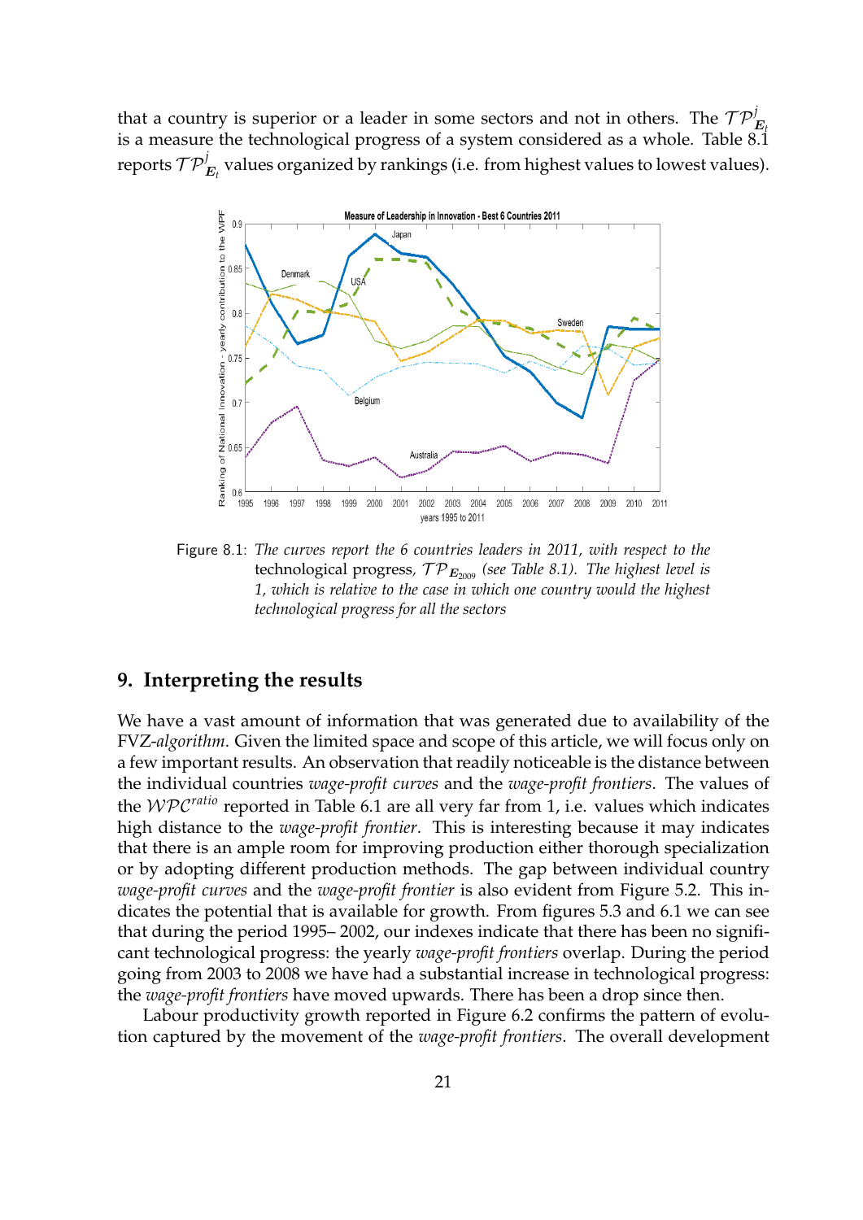that a country is superior or a leader in some sectors and not in others. The $\mathcal{TP}^{j}_{\boldsymbol{E}_t}$ is a measure the technological progress of a system considered as a whole. Table 8.1 reports $\mathcal{TP}^{j}_{\boldsymbol{E}_t}$ values organized by rankings (i.e. from highest values to lowest values).

Figure 8.1: *The curves report the 6 countries leaders in 2011, with respect to the* technological progress, $\mathcal{TP}_{\boldsymbol{E}_{2009}}$ *(see Table 8.1). The highest level is 1, which is relative to the case in which one country would the highest technological progress for all the sectors*

## 9. Interpreting the results

We have a vast amount of information that was generated due to availability of the FVZ-*algorithm*. Given the limited space and scope of this article, we will focus only on a few important results. An observation that readily noticeable is the distance between the individual countries *wage-profit curves* and the *wage-profit frontiers*. The values of the $\mathcal{WPC}^{ratio}$ reported in Table 6.1 are all very far from 1, i.e. values which indicates high distance to the *wage-profit frontier*. This is interesting because it may indicates that there is an ample room for improving production either thorough specialization or by adopting different production methods. The gap between individual country *wage-profit curves* and the *wage-profit frontier* is also evident from Figure 5.2. This indicates the potential that is available for growth. From figures 5.3 and 6.1 we can see that during the period 1995– 2002, our indexes indicate that there has been no significant technological progress: the yearly *wage-profit frontiers* overlap. During the period going from 2003 to 2008 we have had a substantial increase in technological progress: the *wage-profit frontiers* have moved upwards. There has been a drop since then.

Labour productivity growth reported in Figure 6.2 confirms the pattern of evolution captured by the movement of the *wage-profit frontiers*. The overall development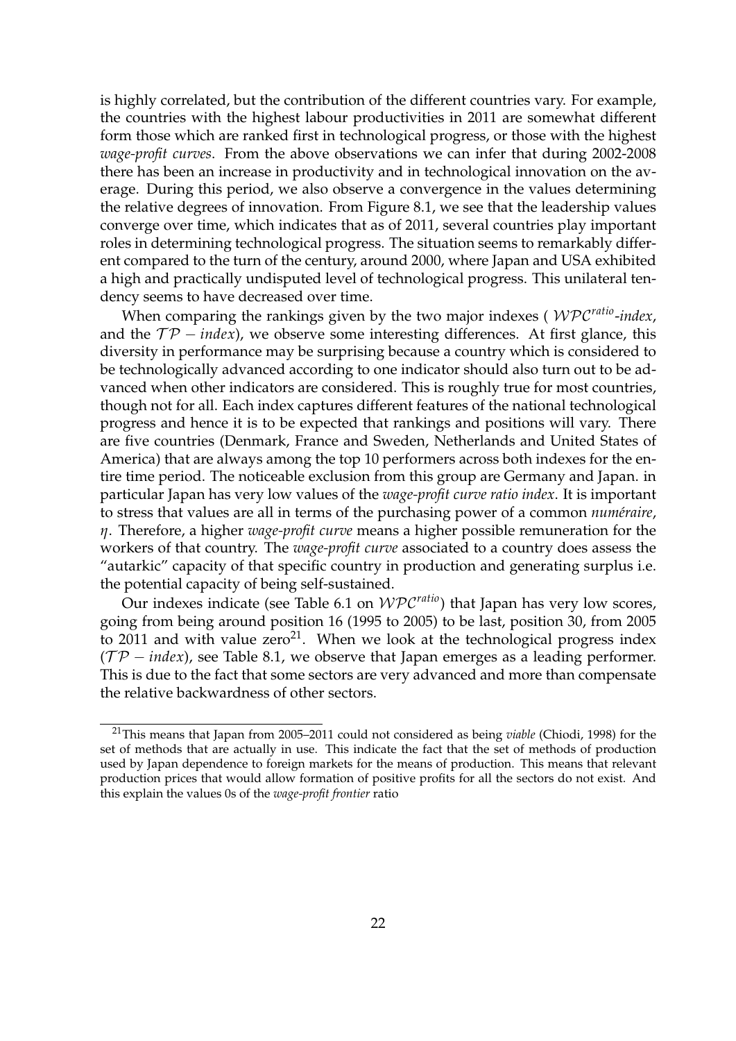is highly correlated, but the contribution of the different countries vary. For example, the countries with the highest labour productivities in 2011 are somewhat different form those which are ranked first in technological progress, or those with the highest *wage-profit curves*. From the above observations we can infer that during 2002-2008 there has been an increase in productivity and in technological innovation on the average. During this period, we also observe a convergence in the values determining the relative degrees of innovation. From Figure 8.1, we see that the leadership values converge over time, which indicates that as of 2011, several countries play important roles in determining technological progress. The situation seems to remarkably different compared to the turn of the century, around 2000, where Japan and USA exhibited a high and practically undisputed level of technological progress. This unilateral tendency seems to have decreased over time.

When comparing the rankings given by the two major indexes ( $\mathcal{WPC}^{ratio}$-*index*, and the $\mathcal{TP}-index$), we observe some interesting differences. At first glance, this diversity in performance may be surprising because a country which is considered to be technologically advanced according to one indicator should also turn out to be advanced when other indicators are considered. This is roughly true for most countries, though not for all. Each index captures different features of the national technological progress and hence it is to be expected that rankings and positions will vary. There are five countries (Denmark, France and Sweden, Netherlands and United States of America) that are always among the top 10 performers across both indexes for the entire time period. The noticeable exclusion from this group are Germany and Japan. in particular Japan has very low values of the *wage-profit curve ratio index*. It is important to stress that values are all in terms of the purchasing power of a common *numéraire*, $\eta$. Therefore, a higher *wage-profit curve* means a higher possible remuneration for the workers of that country. The *wage-profit curve* associated to a country does assess the "autarkic" capacity of that specific country in production and generating surplus i.e. the potential capacity of being self-sustained.

Our indexes indicate (see Table 6.1 on $\mathcal{WPC}^{ratio}$) that Japan has very low scores, going from being around position 16 (1995 to 2005) to be last, position 30, from 2005 to 2011 and with value zero[21]. When we look at the technological progress index ($\mathcal{TP}-index$), see Table 8.1, we observe that Japan emerges as a leading performer. This is due to the fact that some sectors are very advanced and more than compensate the relative backwardness of other sectors.

---

[21] This means that Japan from 2005–2011 could not considered as being *viable* (Chiodi, 1998) for the set of methods that are actually in use. This indicate the fact that the set of methods of production used by Japan dependence to foreign markets for the means of production. This means that relevant production prices that would allow formation of positive profits for all the sectors do not exist. And this explain the values 0s of the *wage-profit frontier* ratio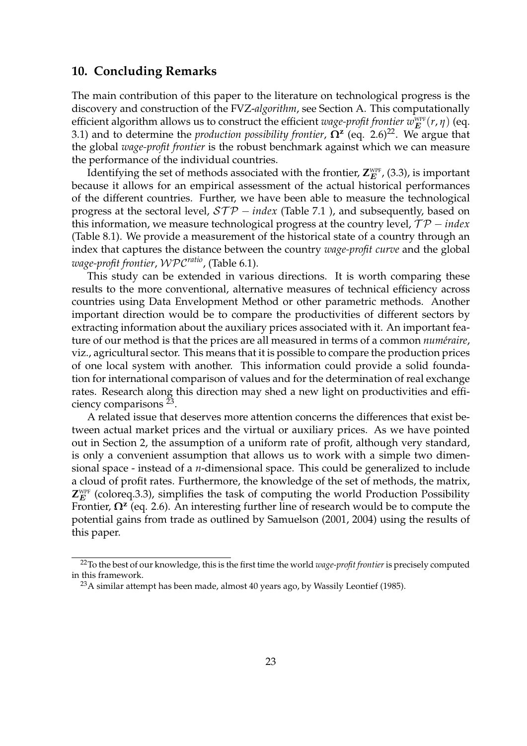## 10. Concluding Remarks

The main contribution of this paper to the literature on technological progress is the discovery and construction of the FVZ-*algorithm*, see Section A. This computationally efficient algorithm allows us to construct the efficient *wage-profit frontier* $w_{\boldsymbol{E}}^{\text{WPF}}(r, \eta)$ (eq. 3.1) and to determine the *production possibility frontier*, $\boldsymbol{\Omega}^{\mathbf{z}}$ (eq. 2.6)[22]. We argue that the global *wage-profit frontier* is the robust benchmark against which we can measure the performance of the individual countries.

Identifying the set of methods associated with the frontier, $\mathbf{Z}_{\boldsymbol{E}}^{\text{WPF}}$, (3.3), is important because it allows for an empirical assessment of the actual historical performances of the different countries. Further, we have been able to measure the technological progress at the sectoral level, $\mathcal{STP}-index$ (Table 7.1 ), and subsequently, based on this information, we measure technological progress at the country level, $\mathcal{TP}-index$ (Table 8.1). We provide a measurement of the historical state of a country through an index that captures the distance between the country *wage-profit curve* and the global *wage-profit frontier*, $\mathcal{WPC}^{ratio}$, (Table 6.1).

This study can be extended in various directions. It is worth comparing these results to the more conventional, alternative measures of technical efficiency across countries using Data Envelopment Method or other parametric methods. Another important direction would be to compare the productivities of different sectors by extracting information about the auxiliary prices associated with it. An important feature of our method is that the prices are all measured in terms of a common *numéraire*, viz., agricultural sector. This means that it is possible to compare the production prices of one local system with another. This information could provide a solid foundation for international comparison of values and for the determination of real exchange rates. Research along this direction may shed a new light on productivities and efficiency comparisons [23].

A related issue that deserves more attention concerns the differences that exist between actual market prices and the virtual or auxiliary prices. As we have pointed out in Section 2, the assumption of a uniform rate of profit, although very standard, is only a convenient assumption that allows us to work with a simple two dimensional space - instead of a *n*-dimensional space. This could be generalized to include a cloud of profit rates. Furthermore, the knowledge of the set of methods, the matrix, $\mathbf{Z}_{\boldsymbol{E}}^{\text{WPF}}$ (coloreq.3.3), simplifies the task of computing the world Production Possibility Frontier, $\boldsymbol{\Omega}^{\mathbf{z}}$ (eq. 2.6). An interesting further line of research would be to compute the potential gains from trade as outlined by Samuelson (2001, 2004) using the results of this paper.

---

[22] To the best of our knowledge, this is the first time the world *wage-profit frontier* is precisely computed in this framework.

[23] A similar attempt has been made, almost 40 years ago, by Wassily Leontief (1985).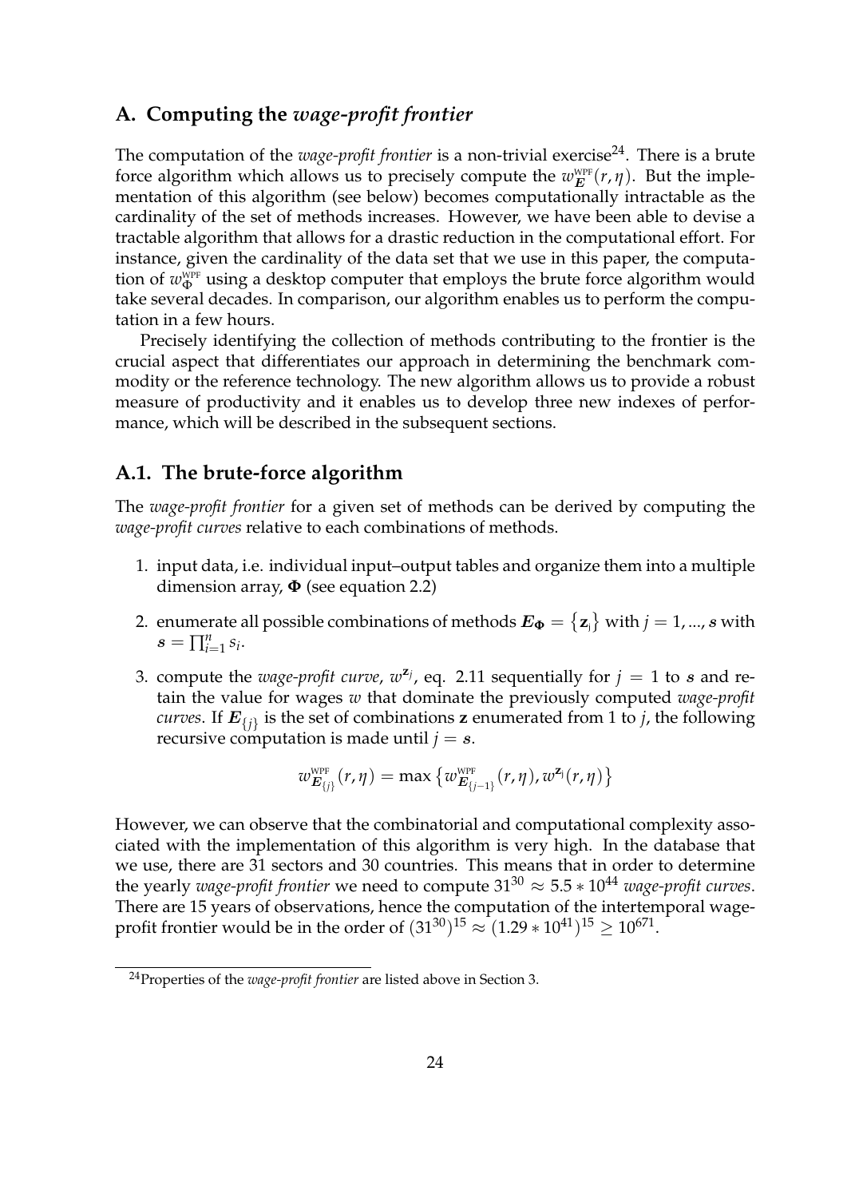## A. Computing the *wage-profit frontier*

The computation of the *wage-profit frontier* is a non-trivial exercise[24]. There is a brute force algorithm which allows us to precisely compute the $w^{\text{WPF}}_{\boldsymbol{E}}(r, \eta)$. But the implementation of this algorithm (see below) becomes computationally intractable as the cardinality of the set of methods increases. However, we have been able to devise a tractable algorithm that allows for a drastic reduction in the computational effort. For instance, given the cardinality of the data set that we use in this paper, the computation of $w^{\text{WPF}}_{\Phi}$ using a desktop computer that employs the brute force algorithm would take several decades. In comparison, our algorithm enables us to perform the computation in a few hours.

Precisely identifying the collection of methods contributing to the frontier is the crucial aspect that differentiates our approach in determining the benchmark commodity or the reference technology. The new algorithm allows us to provide a robust measure of productivity and it enables us to develop three new indexes of performance, which will be described in the subsequent sections.

### A.1. The brute-force algorithm

The *wage-profit frontier* for a given set of methods can be derived by computing the *wage-profit curves* relative to each combinations of methods.

1. input data, i.e. individual input–output tables and organize them into a multiple dimension array, $\boldsymbol{\Phi}$ (see equation 2.2)
2. enumerate all possible combinations of methods $\boldsymbol{E}_{\boldsymbol{\Phi}} = \{\mathbf{z}_j\}$ with $j = 1, ..., \boldsymbol{s}$ with $\boldsymbol{s} = \prod_{i=1}^{n} s_i$.
3. compute the *wage-profit curve*, $w^{\mathbf{z}_j}$, eq. 2.11 sequentially for $j = 1$ to $\boldsymbol{s}$ and retain the value for wages $w$ that dominate the previously computed *wage-profit curves*. If $\boldsymbol{E}_{\{j\}}$ is the set of combinations $\mathbf{z}$ enumerated from 1 to $j$, the following recursive computation is made until $j = \boldsymbol{s}$.

$$w^{\text{WPF}}_{\boldsymbol{E}_{\{j\}}}(r, \eta) = \max\left\{w^{\text{WPF}}_{\boldsymbol{E}_{\{j-1\}}}(r, \eta), w^{\mathbf{z}_j}(r, \eta)\right\}$$

However, we can observe that the combinatorial and computational complexity associated with the implementation of this algorithm is very high. In the database that we use, there are 31 sectors and 30 countries. This means that in order to determine the yearly *wage-profit frontier* we need to compute $31^{30} \approx 5.5 * 10^{44}$ *wage-profit curves*. There are 15 years of observations, hence the computation of the intertemporal wage-profit frontier would be in the order of $(31^{30})^{15} \approx (1.29 * 10^{41})^{15} \geq 10^{671}$.

[24] Properties of the *wage-profit frontier* are listed above in Section 3.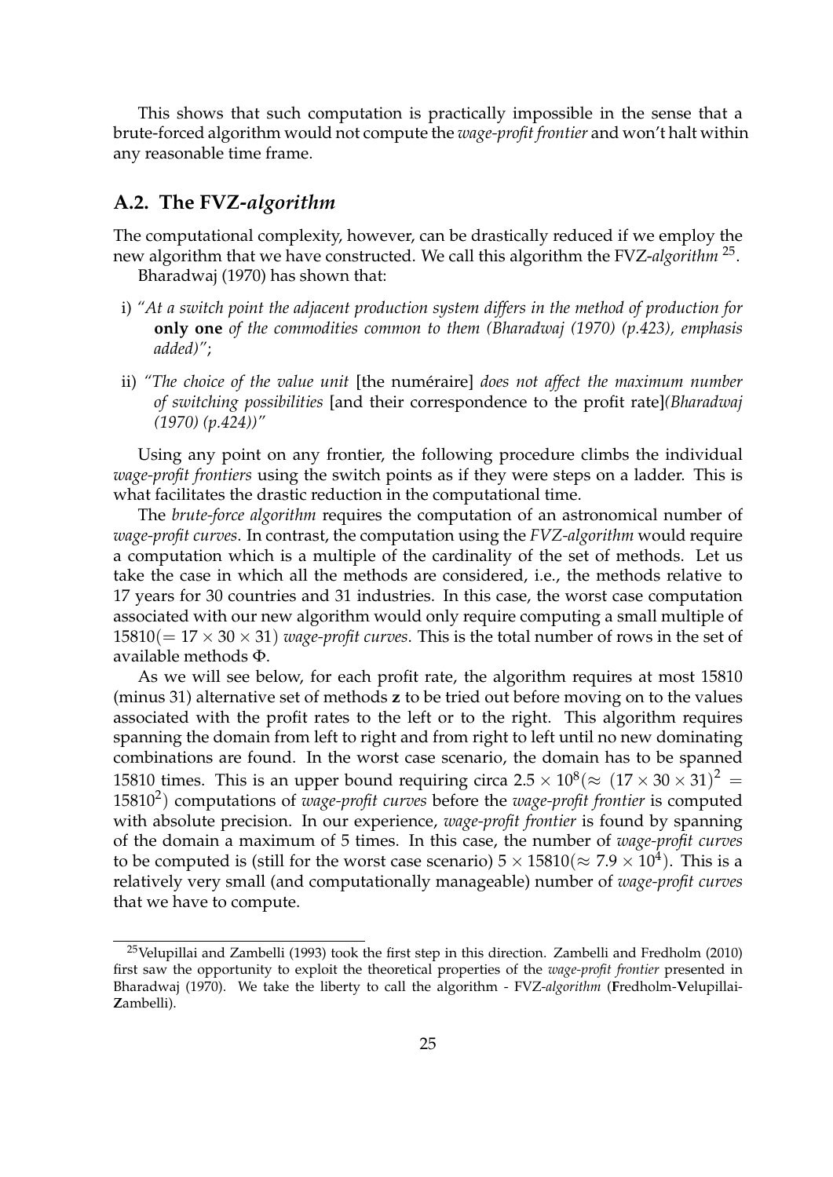This shows that such computation is practically impossible in the sense that a brute-forced algorithm would not compute the *wage-profit frontier* and won't halt within any reasonable time frame.

## A.2. The FVZ-*algorithm*

The computational complexity, however, can be drastically reduced if we employ the new algorithm that we have constructed. We call this algorithm the FVZ-*algorithm* [25].

Bharadwaj (1970) has shown that:

i) *"At a switch point the adjacent production system differs in the method of production for* **only one** *of the commodities common to them (Bharadwaj (1970) (p.423), emphasis added)"*;

ii) *"The choice of the value unit* [the numéraire] *does not affect the maximum number of switching possibilities* [and their correspondence to the profit rate]*(Bharadwaj (1970) (p.424))"*

Using any point on any frontier, the following procedure climbs the individual *wage-profit frontiers* using the switch points as if they were steps on a ladder. This is what facilitates the drastic reduction in the computational time.

The *brute-force algorithm* requires the computation of an astronomical number of *wage-profit curves*. In contrast, the computation using the *FVZ-algorithm* would require a computation which is a multiple of the cardinality of the set of methods. Let us take the case in which all the methods are considered, i.e., the methods relative to 17 years for 30 countries and 31 industries. In this case, the worst case computation associated with our new algorithm would only require computing a small multiple of $15810 (= 17 \times 30 \times 31)$ *wage-profit curves*. This is the total number of rows in the set of available methods $\Phi$.

As we will see below, for each profit rate, the algorithm requires at most 15810 (minus 31) alternative set of methods $\mathbf{z}$ to be tried out before moving on to the values associated with the profit rates to the left or to the right. This algorithm requires spanning the domain from left to right and from right to left until no new dominating combinations are found. In the worst case scenario, the domain has to be spanned 15810 times. This is an upper bound requiring circa $2.5 \times 10^8 (\approx (17 \times 30 \times 31)^2 = 15810^2)$ computations of *wage-profit curves* before the *wage-profit frontier* is computed with absolute precision. In our experience, *wage-profit frontier* is found by spanning of the domain a maximum of 5 times. In this case, the number of *wage-profit curves* to be computed is (still for the worst case scenario) $5 \times 15810 (\approx 7.9 \times 10^4)$. This is a relatively very small (and computationally manageable) number of *wage-profit curves* that we have to compute.

[25] Velupillai and Zambelli (1993) took the first step in this direction. Zambelli and Fredholm (2010) first saw the opportunity to exploit the theoretical properties of the *wage-profit frontier* presented in Bharadwaj (1970). We take the liberty to call the algorithm - FVZ-*algorithm* (**F**redholm-**V**elupillai-**Z**ambelli).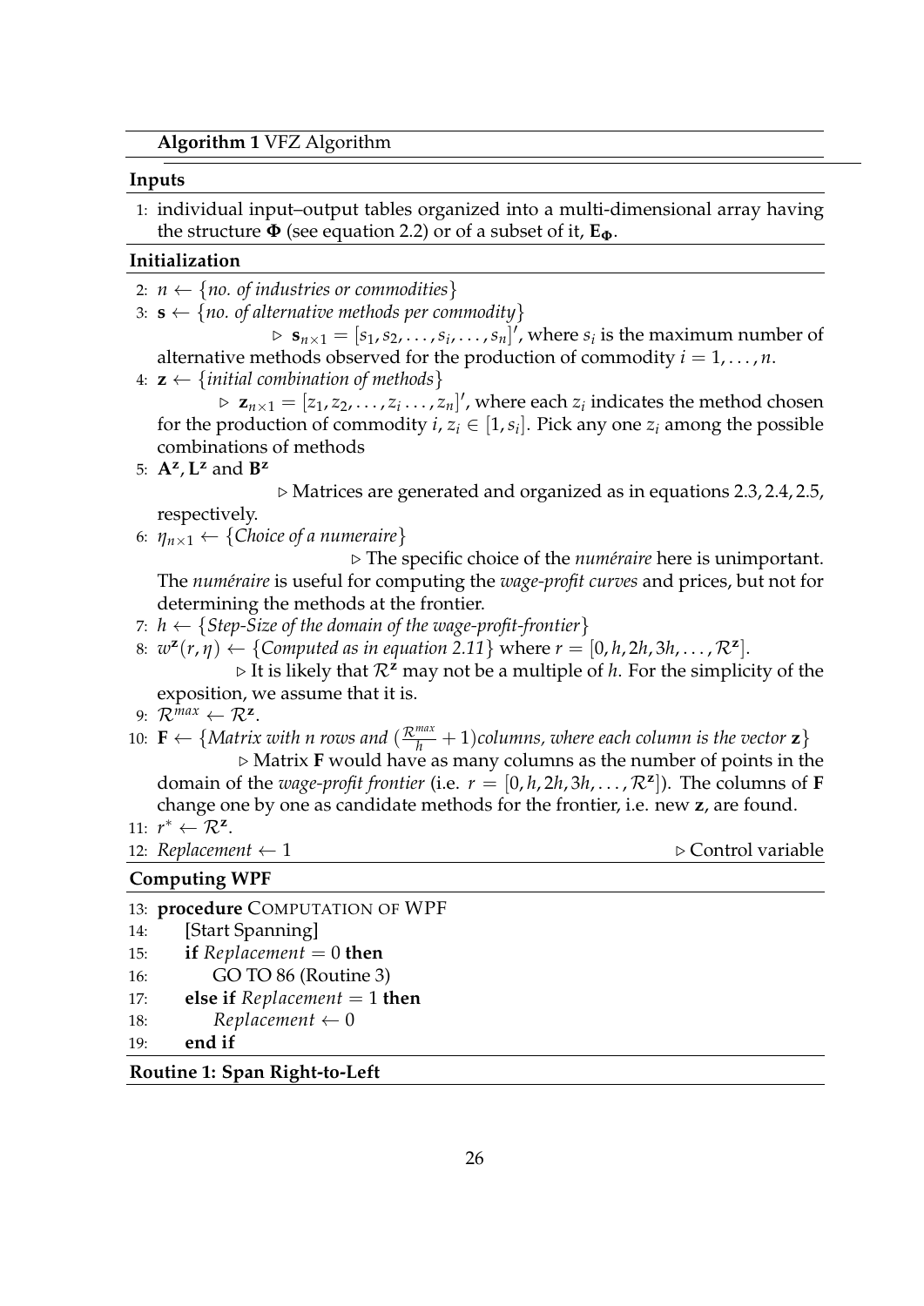**Algorithm 1** VFZ Algorithm

**Inputs**

1: individual input–output tables organized into a multi-dimensional array having the structure $\mathbf{\Phi}$ (see equation 2.2) or of a subset of it, $\mathbf{E_\Phi}$.

**Initialization**

2: $n \leftarrow$ {*no. of industries or commodities*}

3: $\mathbf{s} \leftarrow$ {*no. of alternative methods per commodity*}

  ▷ $\mathbf{s}_{n\times 1} = [s_1, s_2, \ldots, s_i, \ldots, s_n]'$, where $s_i$ is the maximum number of alternative methods observed for the production of commodity $i = 1, \ldots, n$.

4: $\mathbf{z} \leftarrow$ {*initial combination of methods*}

  ▷ $\mathbf{z}_{n\times 1} = [z_1, z_2, \ldots, z_i \ldots, z_n]'$, where each $z_i$ indicates the method chosen for the production of commodity $i$, $z_i \in [1, s_i]$. Pick any one $z_i$ among the possible combinations of methods

5: $\mathbf{A^z}$, $\mathbf{L^z}$ and $\mathbf{B^z}$

  ▷ Matrices are generated and organized as in equations 2.3, 2.4, 2.5, respectively.

6: $\eta_{n\times 1} \leftarrow$ {*Choice of a numeraire*}

  ▷ The specific choice of the *numéraire* here is unimportant. The *numéraire* is useful for computing the *wage-profit curves* and prices, but not for determining the methods at the frontier.

7: $h \leftarrow$ {*Step-Size of the domain of the wage-profit-frontier*}

8: $w^{\mathbf{z}}(r, \eta) \leftarrow$ {*Computed as in equation 2.11*} where $r = [0, h, 2h, 3h, \ldots, \mathcal{R}^{\mathbf{z}}]$.

  ▷ It is likely that $\mathcal{R}^{\mathbf{z}}$ may not be a multiple of $h$. For the simplicity of the exposition, we assume that it is.

9: $\mathcal{R}^{max} \leftarrow \mathcal{R}^{\mathbf{z}}$.

10: $\mathbf{F} \leftarrow$ {*Matrix with n rows and* $(\frac{\mathcal{R}^{max}}{h} + 1)$*columns, where each column is the vector* $\mathbf{z}$}

  ▷ Matrix $\mathbf{F}$ would have as many columns as the number of points in the domain of the *wage-profit frontier* (i.e. $r = [0, h, 2h, 3h, \ldots, \mathcal{R}^{\mathbf{z}}]$). The columns of $\mathbf{F}$ change one by one as candidate methods for the frontier, i.e. new $\mathbf{z}$, are found.

11: $r^* \leftarrow \mathcal{R}^{\mathbf{z}}$.

12: *Replacement* $\leftarrow 1$  ▷ Control variable

**Computing WPF**

13: **procedure** COMPUTATION OF WPF

14:  [Start Spanning]

15:  **if** *Replacement* $= 0$ **then**

16:   GO TO 86 (Routine 3)

17:  **else if** *Replacement* $= 1$ **then**

18:   *Replacement* $\leftarrow 0$

19:  **end if**

**Routine 1: Span Right-to-Left**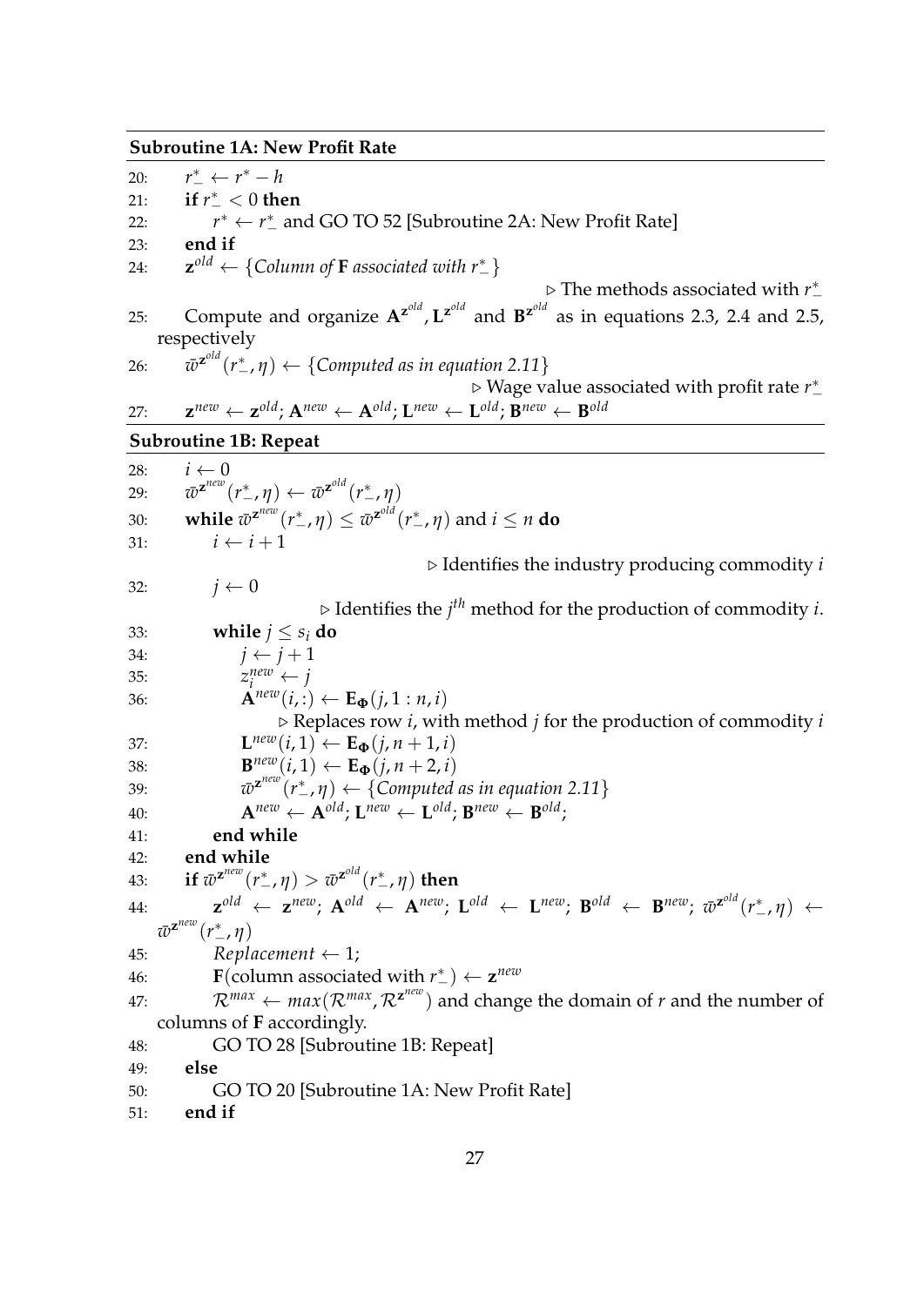**Subroutine 1A: New Profit Rate**

20: $r^*_- \leftarrow r^* - h$

21: **if** $r^*_- < 0$ **then**

22: $r^* \leftarrow r^*_-$ and GO TO 52 [Subroutine 2A: New Profit Rate]

23: **end if**

24: $\mathbf{z}^{old} \leftarrow \{$*Column of* $\mathbf{F}$ *associated with* $r^*_-\}$

▷ The methods associated with $r^*_-$

25: Compute and organize $\mathbf{A}^{\mathbf{z}^{old}}, \mathbf{L}^{\mathbf{z}^{old}}$ and $\mathbf{B}^{\mathbf{z}^{old}}$ as in equations 2.3, 2.4 and 2.5, respectively

26: $\bar{\varpi}^{\mathbf{z}^{old}}(r^*_-, \eta) \leftarrow \{$*Computed as in equation 2.11*$\}$

▷ Wage value associated with profit rate $r^*_-$

27: $\mathbf{z}^{new} \leftarrow \mathbf{z}^{old}$; $\mathbf{A}^{new} \leftarrow \mathbf{A}^{old}$; $\mathbf{L}^{new} \leftarrow \mathbf{L}^{old}$; $\mathbf{B}^{new} \leftarrow \mathbf{B}^{old}$

**Subroutine 1B: Repeat**

28: $i \leftarrow 0$

29: $\bar{\varpi}^{\mathbf{z}^{new}}(r^*_-, \eta) \leftarrow \bar{\varpi}^{\mathbf{z}^{old}}(r^*_-, \eta)$

30: **while** $\bar{\varpi}^{\mathbf{z}^{new}}(r^*_-, \eta) \leq \bar{\varpi}^{\mathbf{z}^{old}}(r^*_-, \eta)$ and $i \leq n$ **do**

31: $i \leftarrow i + 1$

▷ Identifies the industry producing commodity $i$

32: $j \leftarrow 0$

▷ Identifies the $j^{th}$ method for the production of commodity $i$.

33: **while** $j \leq s_i$ **do**

34: $j \leftarrow j + 1$

35: $z_i^{new} \leftarrow j$

36: $\mathbf{A}^{new}(i, :) \leftarrow \mathbf{E}_{\mathbf{\Phi}}(j, 1 : n, i)$

▷ Replaces row $i$, with method $j$ for the production of commodity $i$

37: $\mathbf{L}^{new}(i, 1) \leftarrow \mathbf{E}_{\mathbf{\Phi}}(j, n + 1, i)$

38: $\mathbf{B}^{new}(i, 1) \leftarrow \mathbf{E}_{\mathbf{\Phi}}(j, n + 2, i)$

39: $\bar{\varpi}^{\mathbf{z}^{new}}(r^*_-, \eta) \leftarrow \{$*Computed as in equation 2.11*$\}$

40: $\mathbf{A}^{new} \leftarrow \mathbf{A}^{old}$; $\mathbf{L}^{new} \leftarrow \mathbf{L}^{old}$; $\mathbf{B}^{new} \leftarrow \mathbf{B}^{old}$;

41: **end while**

42: **end while**

43: **if** $\bar{\varpi}^{\mathbf{z}^{new}}(r^*_-, \eta) > \bar{\varpi}^{\mathbf{z}^{old}}(r^*_-, \eta)$ **then**

44: $\mathbf{z}^{old} \leftarrow \mathbf{z}^{new}$; $\mathbf{A}^{old} \leftarrow \mathbf{A}^{new}$; $\mathbf{L}^{old} \leftarrow \mathbf{L}^{new}$; $\mathbf{B}^{old} \leftarrow \mathbf{B}^{new}$; $\bar{\varpi}^{\mathbf{z}^{old}}(r^*_-, \eta) \leftarrow \bar{\varpi}^{\mathbf{z}^{new}}(r^*_-, \eta)$

45: *Replacement* $\leftarrow 1$;

46: $\mathbf{F}$(column associated with $r^*_-$) $\leftarrow \mathbf{z}^{new}$

47: $\mathcal{R}^{max} \leftarrow max(\mathcal{R}^{max}, \mathcal{R}^{\mathbf{z}^{new}})$ and change the domain of $r$ and the number of columns of $\mathbf{F}$ accordingly.

48: GO TO 28 [Subroutine 1B: Repeat]

49: **else**

50: GO TO 20 [Subroutine 1A: New Profit Rate]

51: **end if**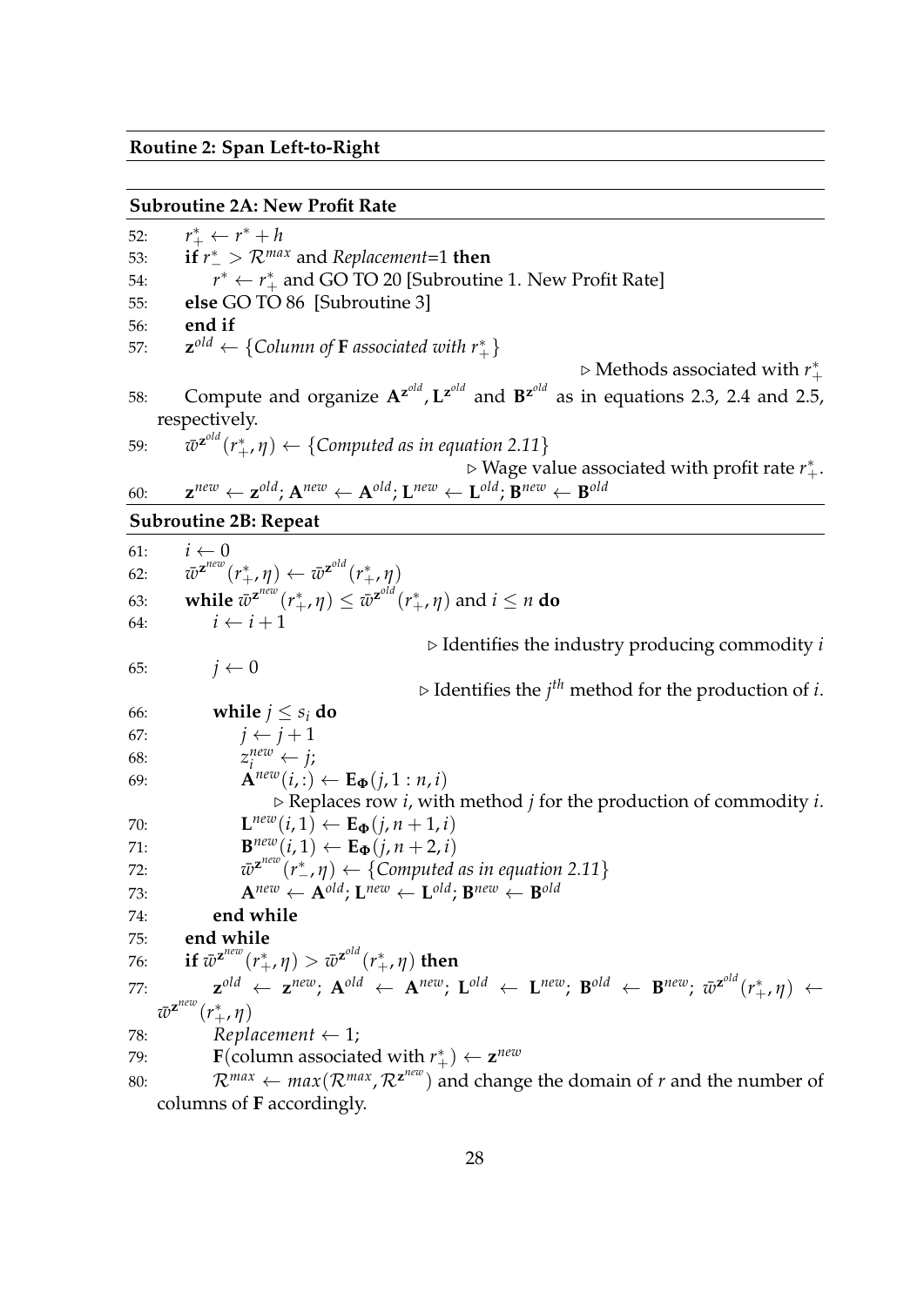**Routine 2: Span Left-to-Right**

**Subroutine 2A: New Profit Rate**

52: $r^*_+ \leftarrow r^* + h$

53: **if** $r^*_- > \mathcal{R}^{max}$ and *Replacement*=1 **then**

54: $r^* \leftarrow r^*_+$ and GO TO 20 [Subroutine 1. New Profit Rate]

55: **else** GO TO 86 [Subroutine 3]

56: **end if**

57: $\mathbf{z}^{old} \leftarrow \{$*Column of* $\mathbf{F}$ *associated with* $r^*_+\}$

▷ Methods associated with $r^*_+$

58: Compute and organize $\mathbf{A}^{\mathbf{z}^{old}}, \mathbf{L}^{\mathbf{z}^{old}}$ and $\mathbf{B}^{\mathbf{z}^{old}}$ as in equations 2.3, 2.4 and 2.5, respectively.

59: $\bar{w}^{\mathbf{z}^{old}}(r^*_+, \eta) \leftarrow \{$*Computed as in equation 2.11*$\}$

▷ Wage value associated with profit rate $r^*_+$.

60: $\mathbf{z}^{new} \leftarrow \mathbf{z}^{old}$; $\mathbf{A}^{new} \leftarrow \mathbf{A}^{old}$; $\mathbf{L}^{new} \leftarrow \mathbf{L}^{old}$; $\mathbf{B}^{new} \leftarrow \mathbf{B}^{old}$

**Subroutine 2B: Repeat**

61: $i \leftarrow 0$

62: $\bar{w}^{\mathbf{z}^{new}}(r^*_+, \eta) \leftarrow \bar{w}^{\mathbf{z}^{old}}(r^*_+, \eta)$

63: **while** $\bar{w}^{\mathbf{z}^{new}}(r^*_+, \eta) \leq \bar{w}^{\mathbf{z}^{old}}(r^*_+, \eta)$ and $i \leq n$ **do**

64: $i \leftarrow i + 1$

▷ Identifies the industry producing commodity $i$

65: $j \leftarrow 0$

▷ Identifies the $j^{th}$ method for the production of $i$.

66: **while** $j \leq s_i$ **do**

67: $j \leftarrow j + 1$

68: $z^{new}_i \leftarrow j$;

69: $\mathbf{A}^{new}(i, :) \leftarrow \mathbf{E}_{\mathbf{\Phi}}(j, 1:n, i)$

▷ Replaces row $i$, with method $j$ for the production of commodity $i$.

70: $\mathbf{L}^{new}(i, 1) \leftarrow \mathbf{E}_{\mathbf{\Phi}}(j, n+1, i)$

71: $\mathbf{B}^{new}(i, 1) \leftarrow \mathbf{E}_{\mathbf{\Phi}}(j, n+2, i)$

72: $\bar{w}^{\mathbf{z}^{new}}(r^*_-, \eta) \leftarrow \{$*Computed as in equation 2.11*$\}$

73: $\mathbf{A}^{new} \leftarrow \mathbf{A}^{old}$; $\mathbf{L}^{new} \leftarrow \mathbf{L}^{old}$; $\mathbf{B}^{new} \leftarrow \mathbf{B}^{old}$

74: **end while**

75: **end while**

76: **if** $\bar{w}^{\mathbf{z}^{new}}(r^*_+, \eta) > \bar{w}^{\mathbf{z}^{old}}(r^*_+, \eta)$ **then**

77: $\mathbf{z}^{old} \leftarrow \mathbf{z}^{new}$; $\mathbf{A}^{old} \leftarrow \mathbf{A}^{new}$; $\mathbf{L}^{old} \leftarrow \mathbf{L}^{new}$; $\mathbf{B}^{old} \leftarrow \mathbf{B}^{new}$; $\bar{w}^{\mathbf{z}^{old}}(r^*_+, \eta) \leftarrow \bar{w}^{\mathbf{z}^{new}}(r^*_+, \eta)$

78: *Replacement* $\leftarrow 1$;

79: $\mathbf{F}$(column associated with $r^*_+$) $\leftarrow \mathbf{z}^{new}$

80: $\mathcal{R}^{max} \leftarrow max(\mathcal{R}^{max}, \mathcal{R}^{\mathbf{z}^{new}})$ and change the domain of $r$ and the number of columns of $\mathbf{F}$ accordingly.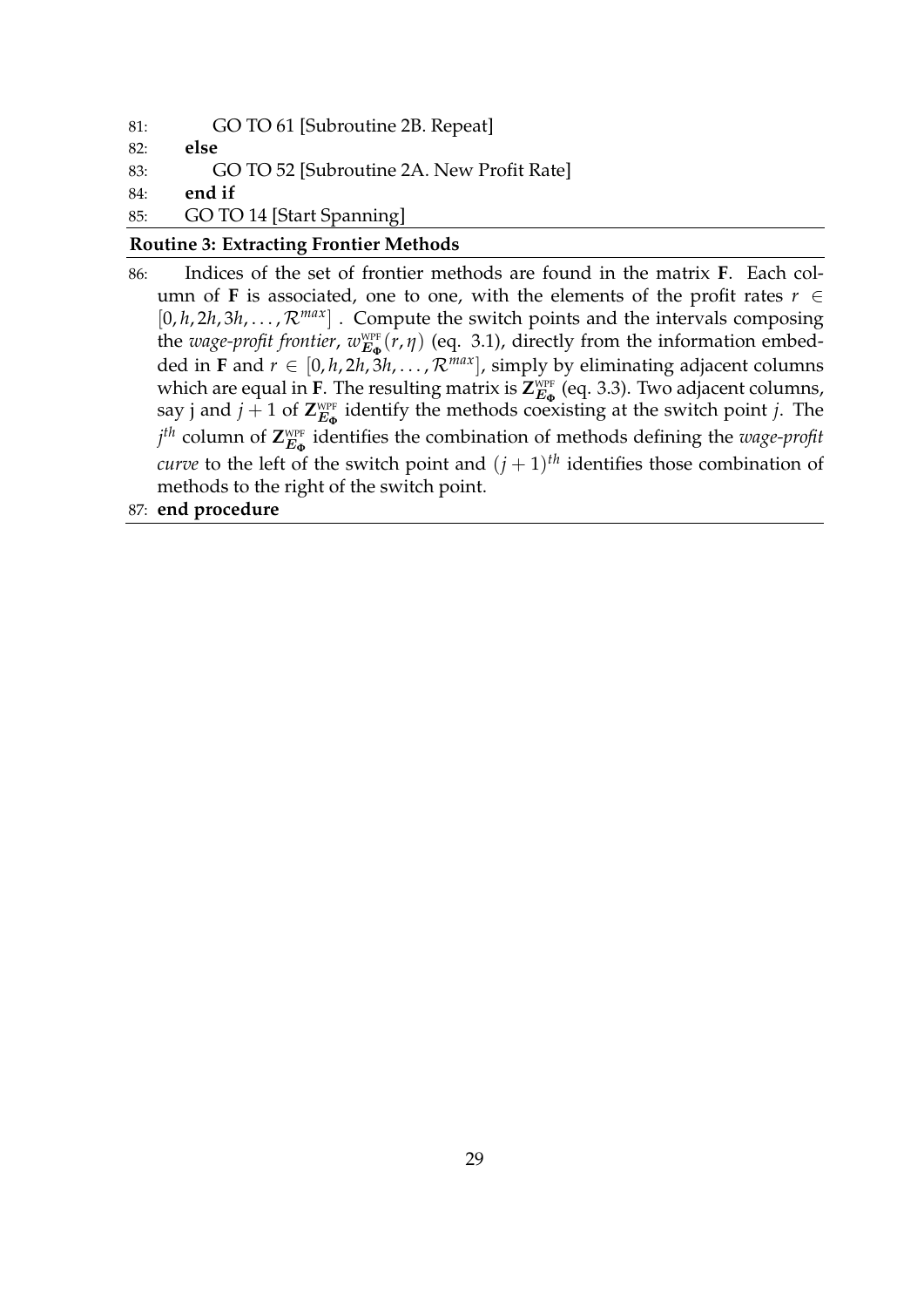81: GO TO 61 [Subroutine 2B. Repeat]

82: **else**

83: GO TO 52 [Subroutine 2A. New Profit Rate]

84: **end if**

85: GO TO 14 [Start Spanning]

**Routine 3: Extracting Frontier Methods**

86: Indices of the set of frontier methods are found in the matrix **F**. Each column of **F** is associated, one to one, with the elements of the profit rates $r \in [0, h, 2h, 3h, \ldots, \mathcal{R}^{max}]$ . Compute the switch points and the intervals composing the *wage-profit frontier*, $w^{\text{WPF}}_{\boldsymbol{E_\Phi}}(r, \eta)$ (eq. 3.1), directly from the information embedded in **F** and $r \in [0, h, 2h, 3h, \ldots, \mathcal{R}^{max}]$, simply by eliminating adjacent columns which are equal in **F**. The resulting matrix is $\mathbf{Z}^{\text{WPF}}_{\boldsymbol{E_\Phi}}$ (eq. 3.3). Two adjacent columns, say j and $j+1$ of $\mathbf{Z}^{\text{WPF}}_{\boldsymbol{E_\Phi}}$ identify the methods coexisting at the switch point $j$. The $j^{th}$ column of $\mathbf{Z}^{\text{WPF}}_{\boldsymbol{E_\Phi}}$ identifies the combination of methods defining the *wage-profit curve* to the left of the switch point and $(j+1)^{th}$ identifies those combination of methods to the right of the switch point.

87: **end procedure**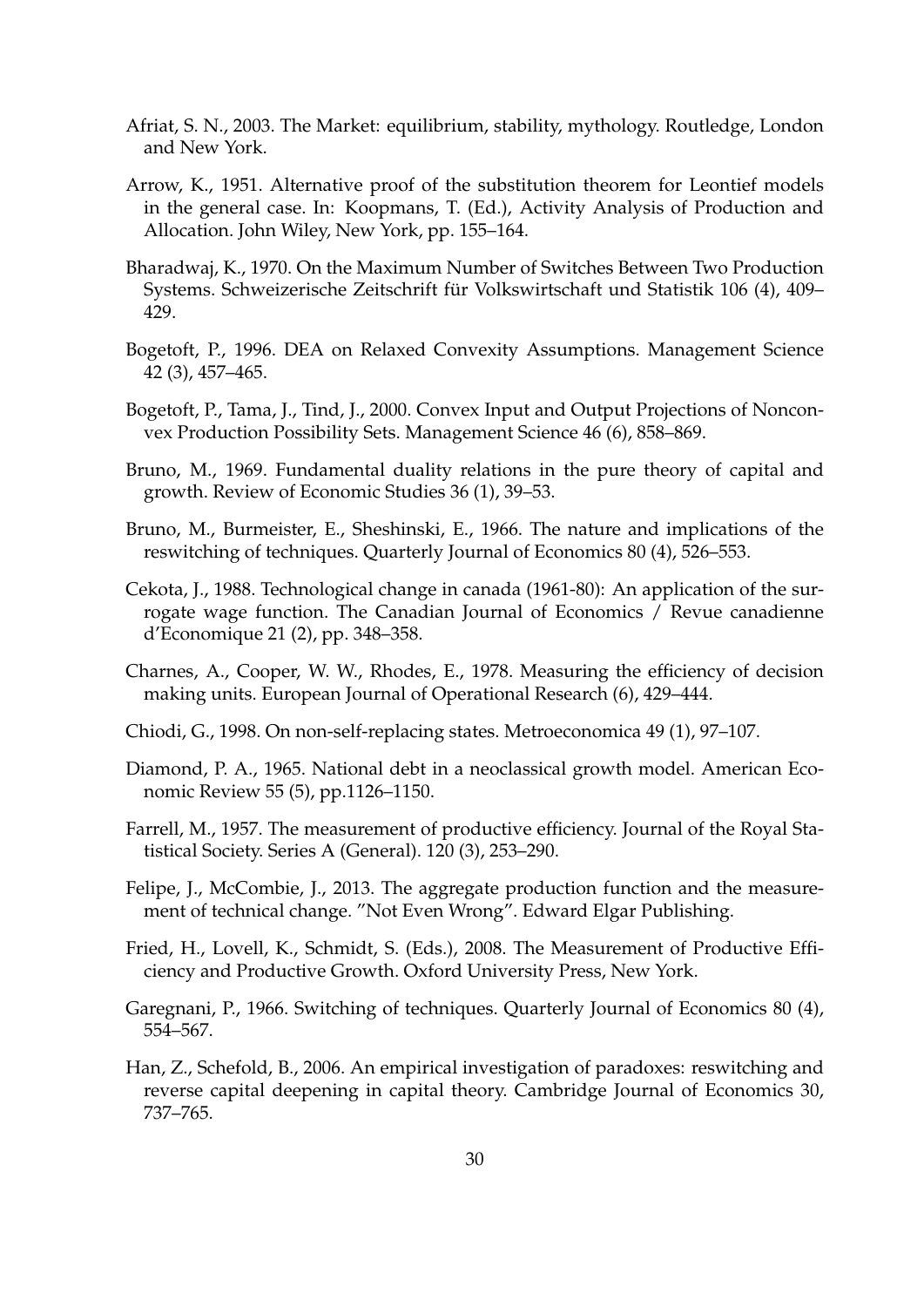Afriat, S. N., 2003. The Market: equilibrium, stability, mythology. Routledge, London and New York.

Arrow, K., 1951. Alternative proof of the substitution theorem for Leontief models in the general case. In: Koopmans, T. (Ed.), Activity Analysis of Production and Allocation. John Wiley, New York, pp. 155–164.

Bharadwaj, K., 1970. On the Maximum Number of Switches Between Two Production Systems. Schweizerische Zeitschrift für Volkswirtschaft und Statistik 106 (4), 409–429.

Bogetoft, P., 1996. DEA on Relaxed Convexity Assumptions. Management Science 42 (3), 457–465.

Bogetoft, P., Tama, J., Tind, J., 2000. Convex Input and Output Projections of Nonconvex Production Possibility Sets. Management Science 46 (6), 858–869.

Bruno, M., 1969. Fundamental duality relations in the pure theory of capital and growth. Review of Economic Studies 36 (1), 39–53.

Bruno, M., Burmeister, E., Sheshinski, E., 1966. The nature and implications of the reswitching of techniques. Quarterly Journal of Economics 80 (4), 526–553.

Cekota, J., 1988. Technological change in canada (1961-80): An application of the surrogate wage function. The Canadian Journal of Economics / Revue canadienne d'Economique 21 (2), pp. 348–358.

Charnes, A., Cooper, W. W., Rhodes, E., 1978. Measuring the efficiency of decision making units. European Journal of Operational Research (6), 429–444.

Chiodi, G., 1998. On non-self-replacing states. Metroeconomica 49 (1), 97–107.

Diamond, P. A., 1965. National debt in a neoclassical growth model. American Economic Review 55 (5), pp.1126–1150.

Farrell, M., 1957. The measurement of productive efficiency. Journal of the Royal Statistical Society. Series A (General). 120 (3), 253–290.

Felipe, J., McCombie, J., 2013. The aggregate production function and the measurement of technical change. "Not Even Wrong". Edward Elgar Publishing.

Fried, H., Lovell, K., Schmidt, S. (Eds.), 2008. The Measurement of Productive Efficiency and Productive Growth. Oxford University Press, New York.

Garegnani, P., 1966. Switching of techniques. Quarterly Journal of Economics 80 (4), 554–567.

Han, Z., Schefold, B., 2006. An empirical investigation of paradoxes: reswitching and reverse capital deepening in capital theory. Cambridge Journal of Economics 30, 737–765.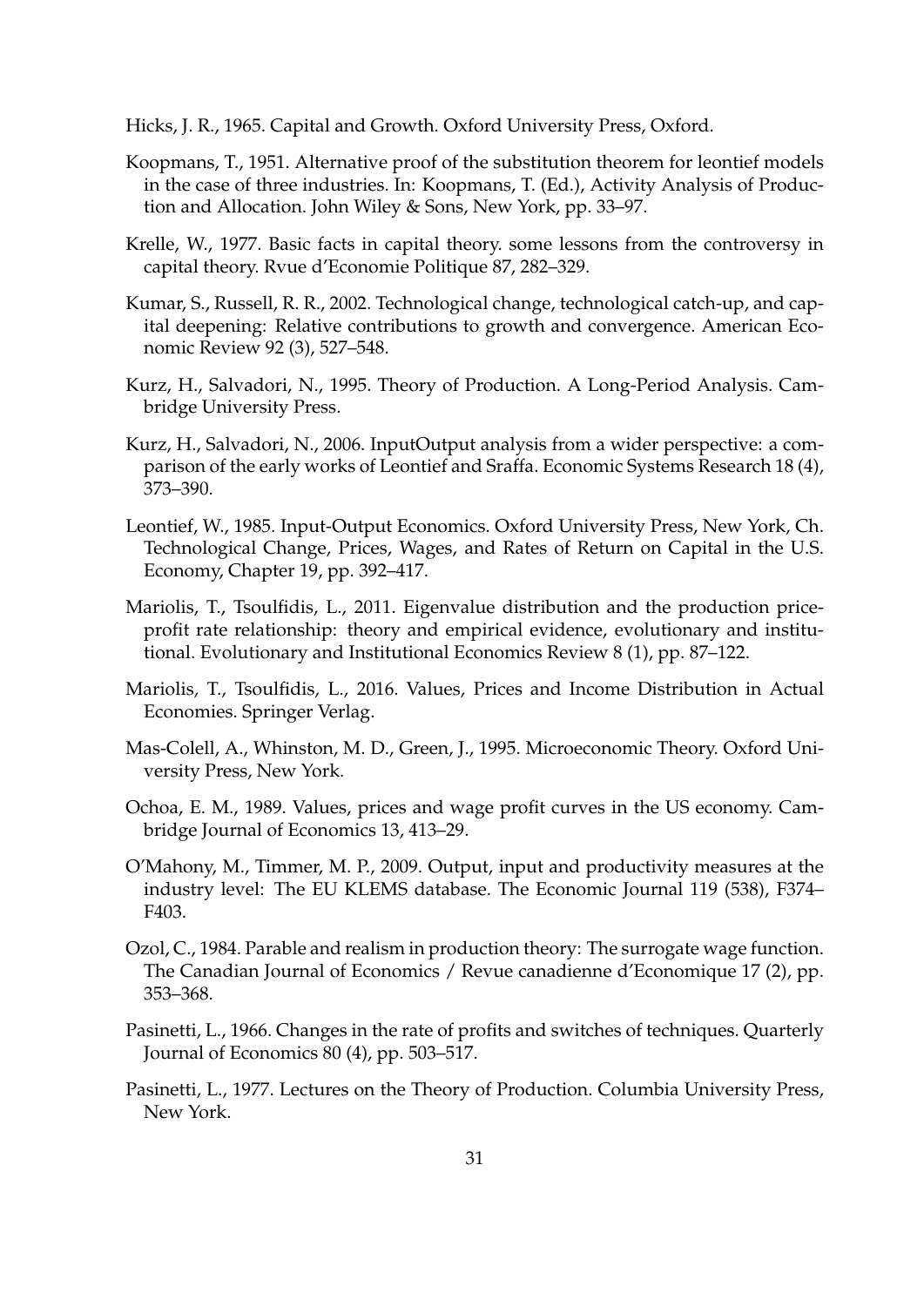Hicks, J. R., 1965. Capital and Growth. Oxford University Press, Oxford.

Koopmans, T., 1951. Alternative proof of the substitution theorem for leontief models in the case of three industries. In: Koopmans, T. (Ed.), Activity Analysis of Production and Allocation. John Wiley & Sons, New York, pp. 33–97.

Krelle, W., 1977. Basic facts in capital theory. some lessons from the controversy in capital theory. Rvue d'Economie Politique 87, 282–329.

Kumar, S., Russell, R. R., 2002. Technological change, technological catch-up, and capital deepening: Relative contributions to growth and convergence. American Economic Review 92 (3), 527–548.

Kurz, H., Salvadori, N., 1995. Theory of Production. A Long-Period Analysis. Cambridge University Press.

Kurz, H., Salvadori, N., 2006. InputOutput analysis from a wider perspective: a comparison of the early works of Leontief and Sraffa. Economic Systems Research 18 (4), 373–390.

Leontief, W., 1985. Input-Output Economics. Oxford University Press, New York, Ch. Technological Change, Prices, Wages, and Rates of Return on Capital in the U.S. Economy, Chapter 19, pp. 392–417.

Mariolis, T., Tsoulfidis, L., 2011. Eigenvalue distribution and the production price-profit rate relationship: theory and empirical evidence, evolutionary and institutional. Evolutionary and Institutional Economics Review 8 (1), pp. 87–122.

Mariolis, T., Tsoulfidis, L., 2016. Values, Prices and Income Distribution in Actual Economies. Springer Verlag.

Mas-Colell, A., Whinston, M. D., Green, J., 1995. Microeconomic Theory. Oxford University Press, New York.

Ochoa, E. M., 1989. Values, prices and wage profit curves in the US economy. Cambridge Journal of Economics 13, 413–29.

O'Mahony, M., Timmer, M. P., 2009. Output, input and productivity measures at the industry level: The EU KLEMS database. The Economic Journal 119 (538), F374–F403.

Ozol, C., 1984. Parable and realism in production theory: The surrogate wage function. The Canadian Journal of Economics / Revue canadienne d'Economique 17 (2), pp. 353–368.

Pasinetti, L., 1966. Changes in the rate of profits and switches of techniques. Quarterly Journal of Economics 80 (4), pp. 503–517.

Pasinetti, L., 1977. Lectures on the Theory of Production. Columbia University Press, New York.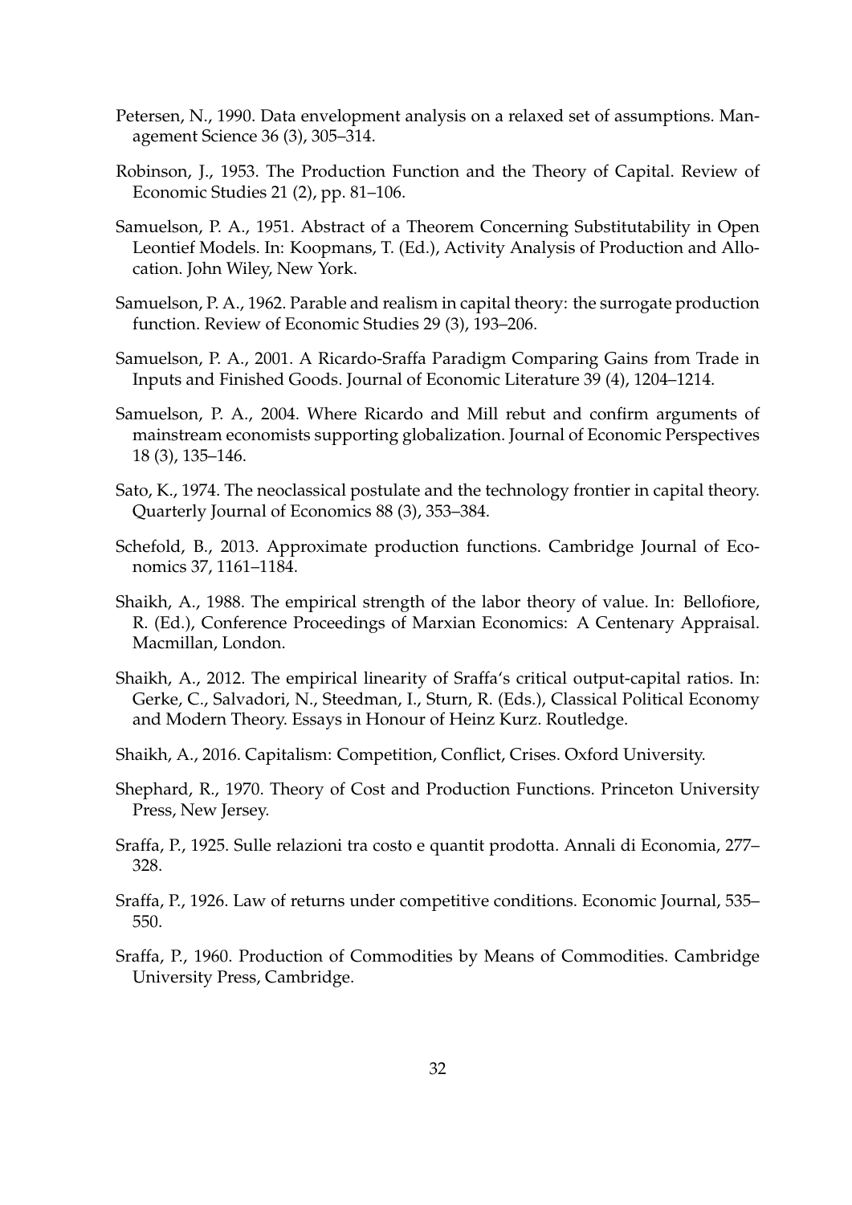Petersen, N., 1990. Data envelopment analysis on a relaxed set of assumptions. Management Science 36 (3), 305–314.

Robinson, J., 1953. The Production Function and the Theory of Capital. Review of Economic Studies 21 (2), pp. 81–106.

Samuelson, P. A., 1951. Abstract of a Theorem Concerning Substitutability in Open Leontief Models. In: Koopmans, T. (Ed.), Activity Analysis of Production and Allocation. John Wiley, New York.

Samuelson, P. A., 1962. Parable and realism in capital theory: the surrogate production function. Review of Economic Studies 29 (3), 193–206.

Samuelson, P. A., 2001. A Ricardo-Sraffa Paradigm Comparing Gains from Trade in Inputs and Finished Goods. Journal of Economic Literature 39 (4), 1204–1214.

Samuelson, P. A., 2004. Where Ricardo and Mill rebut and confirm arguments of mainstream economists supporting globalization. Journal of Economic Perspectives 18 (3), 135–146.

Sato, K., 1974. The neoclassical postulate and the technology frontier in capital theory. Quarterly Journal of Economics 88 (3), 353–384.

Schefold, B., 2013. Approximate production functions. Cambridge Journal of Economics 37, 1161–1184.

Shaikh, A., 1988. The empirical strength of the labor theory of value. In: Bellofiore, R. (Ed.), Conference Proceedings of Marxian Economics: A Centenary Appraisal. Macmillan, London.

Shaikh, A., 2012. The empirical linearity of Sraffa's critical output-capital ratios. In: Gerke, C., Salvadori, N., Steedman, I., Sturn, R. (Eds.), Classical Political Economy and Modern Theory. Essays in Honour of Heinz Kurz. Routledge.

Shaikh, A., 2016. Capitalism: Competition, Conflict, Crises. Oxford University.

Shephard, R., 1970. Theory of Cost and Production Functions. Princeton University Press, New Jersey.

Sraffa, P., 1925. Sulle relazioni tra costo e quantit prodotta. Annali di Economia, 277–328.

Sraffa, P., 1926. Law of returns under competitive conditions. Economic Journal, 535–550.

Sraffa, P., 1960. Production of Commodities by Means of Commodities. Cambridge University Press, Cambridge.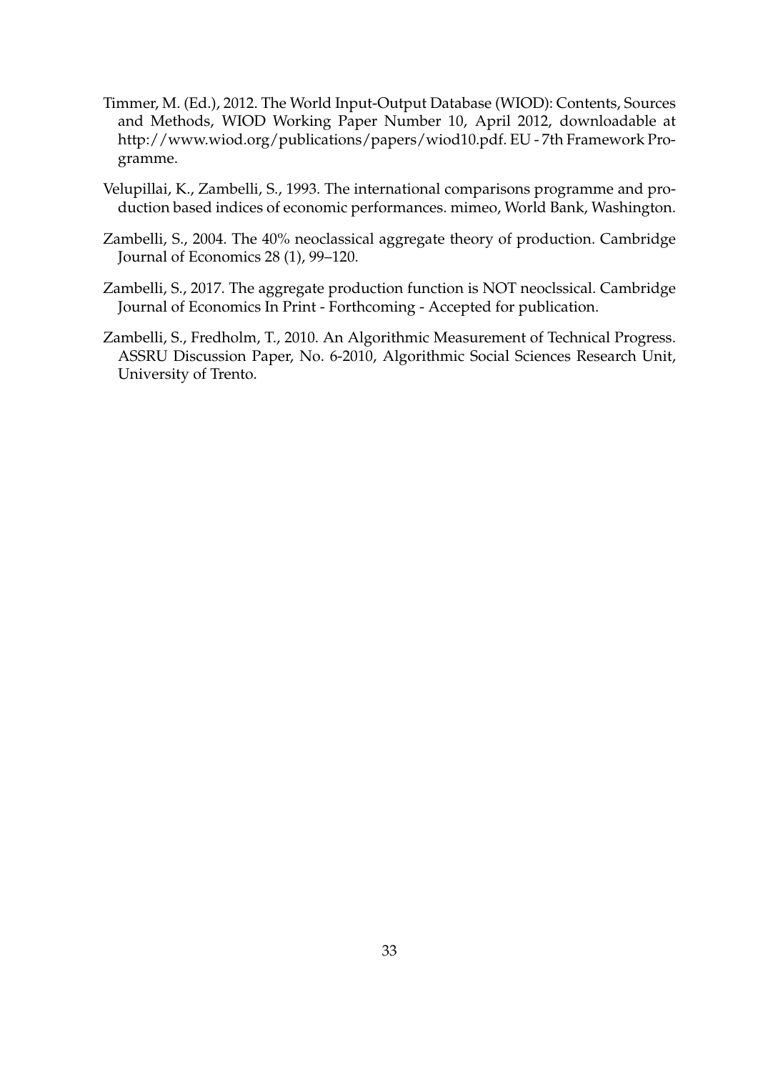Timmer, M. (Ed.), 2012. The World Input-Output Database (WIOD): Contents, Sources and Methods, WIOD Working Paper Number 10, April 2012, downloadable at http://www.wiod.org/publications/papers/wiod10.pdf. EU - 7th Framework Programme.

Velupillai, K., Zambelli, S., 1993. The international comparisons programme and production based indices of economic performances. mimeo, World Bank, Washington.

Zambelli, S., 2004. The 40% neoclassical aggregate theory of production. Cambridge Journal of Economics 28 (1), 99–120.

Zambelli, S., 2017. The aggregate production function is NOT neoclssical. Cambridge Journal of Economics In Print - Forthcoming - Accepted for publication.

Zambelli, S., Fredholm, T., 2010. An Algorithmic Measurement of Technical Progress. ASSRU Discussion Paper, No. 6-2010, Algorithmic Social Sciences Research Unit, University of Trento.